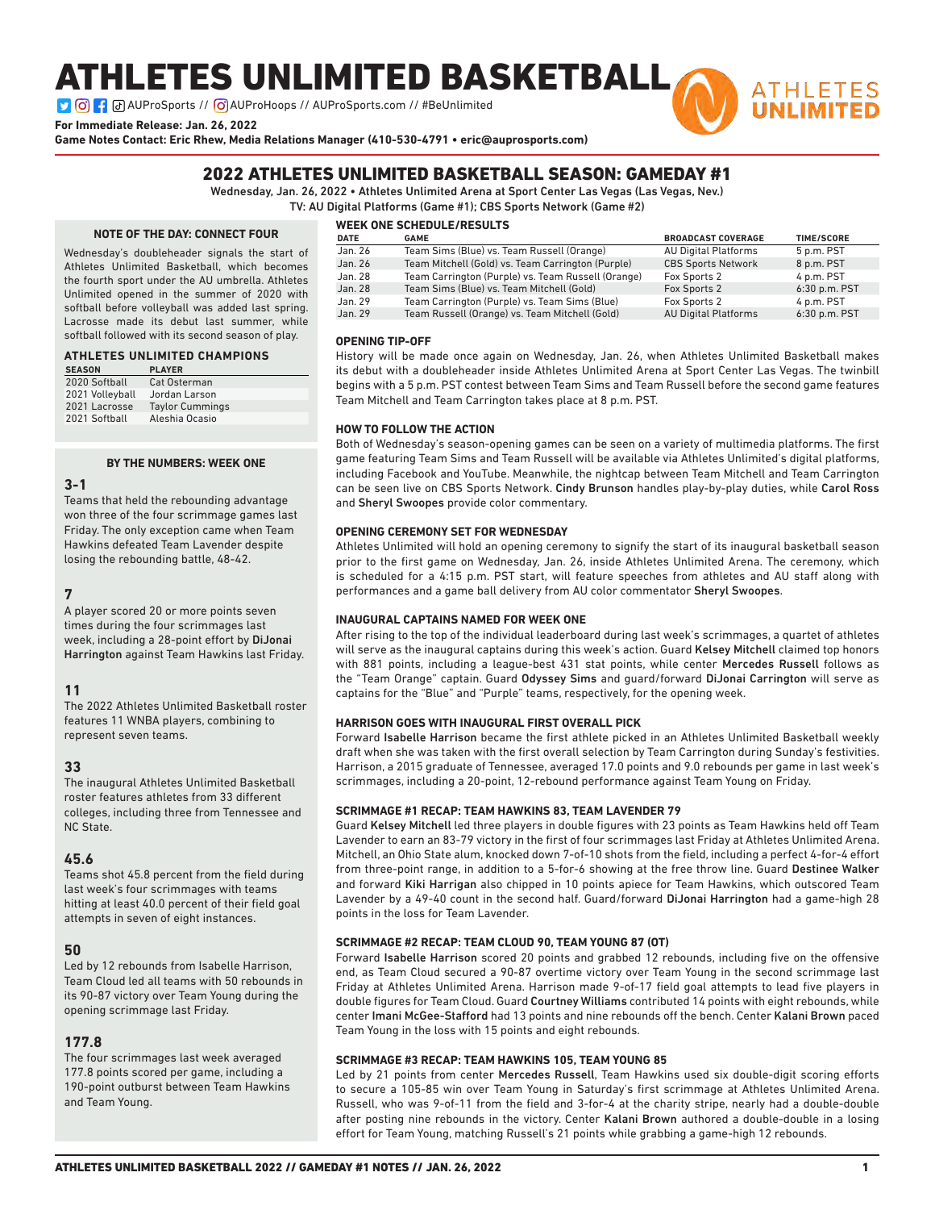# ATHLETES UNLIMITED BASKETBALL

AUProSports // AUProHoops // AUProSports.com // #BeUnlimited

**For Immediate Release: Jan. 26, 2022**

**Game Notes Contact: Eric Rhew, Media Relations Manager (410-530-4791 • eric@auprosports.com)**

## 2022 ATHLETES UNLIMITED BASKETBALL SEASON: GAMEDAY #1

**Wednesday, Jan. 26, 2022 • Athletes Unlimited Arena at Sport Center Las Vegas (Las Vegas, Nev.)**

**TV: AU Digital Platforms (Game #1); CBS Sports Network (Game #2)**

### NOTE OF THE DAY: CONNECT FOUR

Wednesday's doubleheader signals the start of Athletes Unlimited Basketball, which becomes the fourth sport under the AU umbrella. Athletes Unlimited opened in the summer of 2020 with softball before volleyball was added last spring. Lacrosse made its debut last summer, while softball followed with its second season of play.

### ATHLETES UNLIMITED CHAMPIONS

| SEASON | PLAYER |
|---|---|
| 2020 Softball | Cat Osterman |
| 2021 Volleyball | Jordan Larson |
| 2021 Lacrosse | Taylor Cummings |
| 2021 Softball | Aleshia Ocasio |

### BY THE NUMBERS: WEEK ONE

**3-1**
Teams that held the rebounding advantage won three of the four scrimmage games last Friday. The only exception came when Team Hawkins defeated Team Lavender despite losing the rebounding battle, 48-42.

**7**
A player scored 20 or more points seven times during the four scrimmages last week, including a 28-point effort by DiJonai Harrington against Team Hawkins last Friday.

**11**
The 2022 Athletes Unlimited Basketball roster features 11 WNBA players, combining to represent seven teams.

**33**
The inaugural Athletes Unlimited Basketball roster features athletes from 33 different colleges, including three from Tennessee and NC State.

**45.6**
Teams shot 45.8 percent from the field during last week's four scrimmages with teams hitting at least 40.0 percent of their field goal attempts in seven of eight instances.

**50**
Led by 12 rebounds from Isabelle Harrison, Team Cloud led all teams with 50 rebounds in its 90-87 victory over Team Young during the opening scrimmage last Friday.

**177.8**
The four scrimmages last week averaged 177.8 points scored per game, including a 190-point outburst between Team Hawkins and Team Young.

### WEEK ONE SCHEDULE/RESULTS

| DATE | GAME | BROADCAST COVERAGE | TIME/SCORE |
|---|---|---|---|
| Jan. 26 | Team Sims (Blue) vs. Team Russell (Orange) | AU Digital Platforms | 5 p.m. PST |
| Jan. 26 | Team Mitchell (Gold) vs. Team Carrington (Purple) | CBS Sports Network | 8 p.m. PST |
| Jan. 28 | Team Carrington (Purple) vs. Team Russell (Orange) | Fox Sports 2 | 4 p.m. PST |
| Jan. 28 | Team Sims (Blue) vs. Team Mitchell (Gold) | Fox Sports 2 | 6:30 p.m. PST |
| Jan. 29 | Team Carrington (Purple) vs. Team Sims (Blue) | Fox Sports 2 | 4 p.m. PST |
| Jan. 29 | Team Russell (Orange) vs. Team Mitchell (Gold) | AU Digital Platforms | 6:30 p.m. PST |

### OPENING TIP-OFF

History will be made once again on Wednesday, Jan. 26, when Athletes Unlimited Basketball makes its debut with a doubleheader inside Athletes Unlimited Arena at Sport Center Las Vegas. The twinbill begins with a 5 p.m. PST contest between Team Sims and Team Russell before the second game features Team Mitchell and Team Carrington takes place at 8 p.m. PST.

### HOW TO FOLLOW THE ACTION

Both of Wednesday's season-opening games can be seen on a variety of multimedia platforms. The first game featuring Team Sims and Team Russell will be available via Athletes Unlimited's digital platforms, including Facebook and YouTube. Meanwhile, the nightcap between Team Mitchell and Team Carrington can be seen live on CBS Sports Network. Cindy Brunson handles play-by-play duties, while Carol Ross and Sheryl Swoopes provide color commentary.

### OPENING CEREMONY SET FOR WEDNESDAY

Athletes Unlimited will hold an opening ceremony to signify the start of its inaugural basketball season prior to the first game on Wednesday, Jan. 26, inside Athletes Unlimited Arena. The ceremony, which is scheduled for a 4:15 p.m. PST start, will feature speeches from athletes and AU staff along with performances and a game ball delivery from AU color commentator Sheryl Swoopes.

### INAUGURAL CAPTAINS NAMED FOR WEEK ONE

After rising to the top of the individual leaderboard during last week's scrimmages, a quartet of athletes will serve as the inaugural captains during this week's action. Guard Kelsey Mitchell claimed top honors with 881 points, including a league-best 431 stat points, while center Mercedes Russell follows as the "Team Orange" captain. Guard Odyssey Sims and guard/forward DiJonai Carrington will serve as captains for the "Blue" and "Purple" teams, respectively, for the opening week.

### HARRISON GOES WITH INAUGURAL FIRST OVERALL PICK

Forward Isabelle Harrison became the first athlete picked in an Athletes Unlimited Basketball weekly draft when she was taken with the first overall selection by Team Carrington during Sunday's festivities. Harrison, a 2015 graduate of Tennessee, averaged 17.0 points and 9.0 rebounds per game in last week's scrimmages, including a 20-point, 12-rebound performance against Team Young on Friday.

### SCRIMMAGE #1 RECAP: TEAM HAWKINS 83, TEAM LAVENDER 79

Guard Kelsey Mitchell led three players in double figures with 23 points as Team Hawkins held off Team Lavender to earn an 83-79 victory in the first of four scrimmages last Friday at Athletes Unlimited Arena. Mitchell, an Ohio State alum, knocked down 7-of-10 shots from the field, including a perfect 4-for-4 effort from three-point range, in addition to a 5-for-6 showing at the free throw line. Guard Destinee Walker and forward Kiki Harrigan also chipped in 10 points apiece for Team Hawkins, which outscored Team Lavender by a 49-40 count in the second half. Guard/forward DiJonai Harrington had a game-high 28 points in the loss for Team Lavender.

### SCRIMMAGE #2 RECAP: TEAM CLOUD 90, TEAM YOUNG 87 (OT)

Forward Isabelle Harrison scored 20 points and grabbed 12 rebounds, including five on the offensive end, as Team Cloud secured a 90-87 overtime victory over Team Young in the second scrimmage last Friday at Athletes Unlimited Arena. Harrison made 9-of-17 field goal attempts to lead five players in double figures for Team Cloud. Guard Courtney Williams contributed 14 points with eight rebounds, while center Imani McGee-Stafford had 13 points and nine rebounds off the bench. Center Kalani Brown paced Team Young in the loss with 15 points and eight rebounds.

### SCRIMMAGE #3 RECAP: TEAM HAWKINS 105, TEAM YOUNG 85

Led by 21 points from center Mercedes Russell, Team Hawkins used six double-digit scoring efforts to secure a 105-85 win over Team Young in Saturday's first scrimmage at Athletes Unlimited Arena. Russell, who was 9-of-11 from the field and 3-for-4 at the charity stripe, nearly had a double-double after posting nine rebounds in the victory. Center Kalani Brown authored a double-double in a losing effort for Team Young, matching Russell's 21 points while grabbing a game-high 12 rebounds.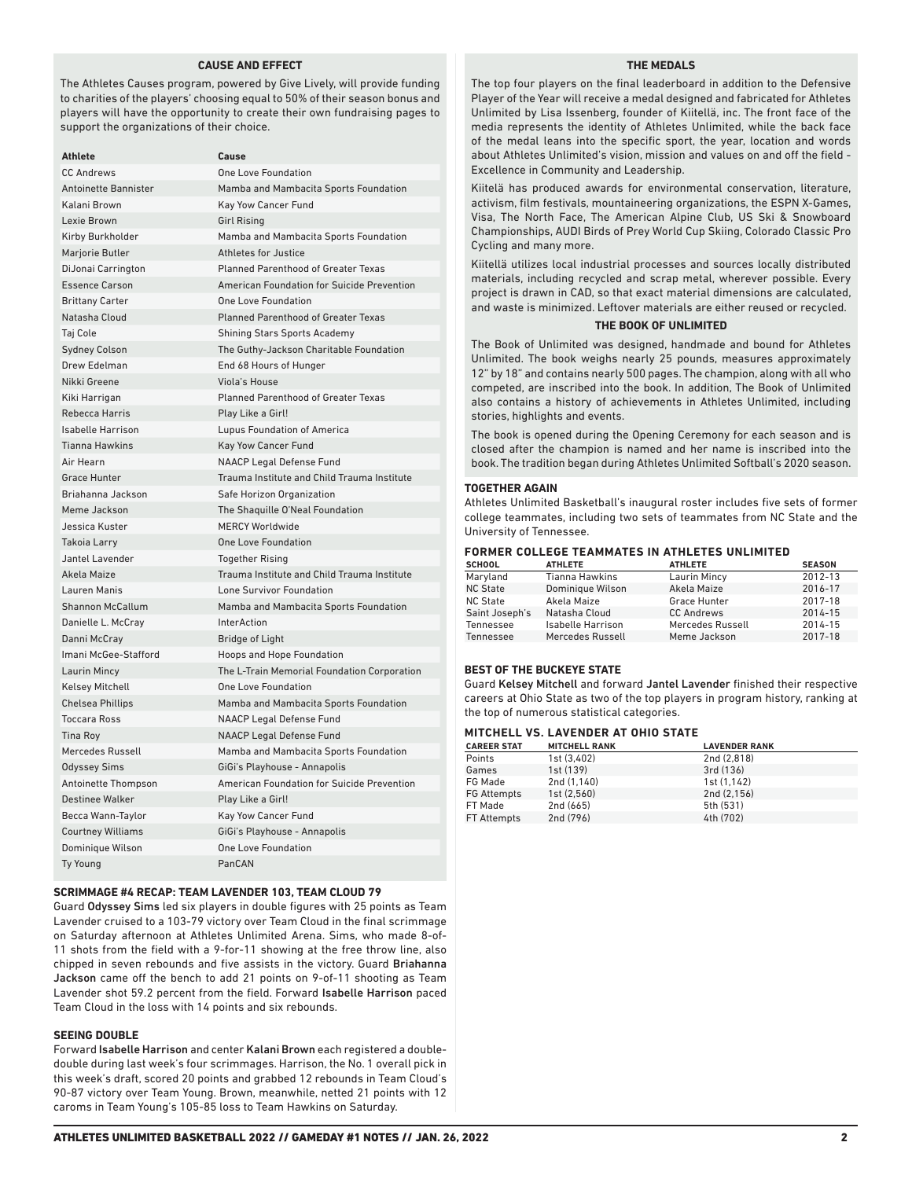## CAUSE AND EFFECT

The Athletes Causes program, powered by Give Lively, will provide funding to charities of the players' choosing equal to 50% of their season bonus and players will have the opportunity to create their own fundraising pages to support the organizations of their choice.

| Athlete | Cause |
|---|---|
| CC Andrews | One Love Foundation |
| Antoinette Bannister | Mamba and Mambacita Sports Foundation |
| Kalani Brown | Kay Yow Cancer Fund |
| Lexie Brown | Girl Rising |
| Kirby Burkholder | Mamba and Mambacita Sports Foundation |
| Marjorie Butler | Athletes for Justice |
| DiJonai Carrington | Planned Parenthood of Greater Texas |
| Essence Carson | American Foundation for Suicide Prevention |
| Brittany Carter | One Love Foundation |
| Natasha Cloud | Planned Parenthood of Greater Texas |
| Taj Cole | Shining Stars Sports Academy |
| Sydney Colson | The Guthy-Jackson Charitable Foundation |
| Drew Edelman | End 68 Hours of Hunger |
| Nikki Greene | Viola's House |
| Kiki Harrigan | Planned Parenthood of Greater Texas |
| Rebecca Harris | Play Like a Girl! |
| Isabelle Harrison | Lupus Foundation of America |
| Tianna Hawkins | Kay Yow Cancer Fund |
| Air Hearn | NAACP Legal Defense Fund |
| Grace Hunter | Trauma Institute and Child Trauma Institute |
| Briahanna Jackson | Safe Horizon Organization |
| Meme Jackson | The Shaquille O'Neal Foundation |
| Jessica Kuster | MERCY Worldwide |
| Takoia Larry | One Love Foundation |
| Jantel Lavender | Together Rising |
| Akela Maize | Trauma Institute and Child Trauma Institute |
| Lauren Manis | Lone Survivor Foundation |
| Shannon McCallum | Mamba and Mambacita Sports Foundation |
| Danielle L. McCray | InterAction |
| Danni McCray | Bridge of Light |
| Imani McGee-Stafford | Hoops and Hope Foundation |
| Laurin Mincy | The L-Train Memorial Foundation Corporation |
| Kelsey Mitchell | One Love Foundation |
| Chelsea Phillips | Mamba and Mambacita Sports Foundation |
| Toccara Ross | NAACP Legal Defense Fund |
| Tina Roy | NAACP Legal Defense Fund |
| Mercedes Russell | Mamba and Mambacita Sports Foundation |
| Odyssey Sims | GiGi's Playhouse - Annapolis |
| Antoinette Thompson | American Foundation for Suicide Prevention |
| Destinee Walker | Play Like a Girl! |
| Becca Wann-Taylor | Kay Yow Cancer Fund |
| Courtney Williams | GiGi's Playhouse - Annapolis |
| Dominique Wilson | One Love Foundation |
| Ty Young | PanCAN |

### SCRIMMAGE #4 RECAP: TEAM LAVENDER 103, TEAM CLOUD 79

Guard **Odyssey Sims** led six players in double figures with 25 points as Team Lavender cruised to a 103-79 victory over Team Cloud in the final scrimmage on Saturday afternoon at Athletes Unlimited Arena. Sims, who made 8-of-11 shots from the field with a 9-for-11 showing at the free throw line, also chipped in seven rebounds and five assists in the victory. Guard **Briahanna Jackson** came off the bench to add 21 points on 9-of-11 shooting as Team Lavender shot 59.2 percent from the field. Forward **Isabelle Harrison** paced Team Cloud in the loss with 14 points and six rebounds.

### SEEING DOUBLE

Forward **Isabelle Harrison** and center **Kalani Brown** each registered a double-double during last week's four scrimmages. Harrison, the No. 1 overall pick in this week's draft, scored 20 points and grabbed 12 rebounds in Team Cloud's 90-87 victory over Team Young. Brown, meanwhile, netted 21 points with 12 caroms in Team Young's 105-85 loss to Team Hawkins on Saturday.

## THE MEDALS

The top four players on the final leaderboard in addition to the Defensive Player of the Year will receive a medal designed and fabricated for Athletes Unlimited by Lisa Issenberg, founder of Kiitellä, inc. The front face of the media represents the identity of Athletes Unlimited, while the back face of the medal leans into the specific sport, the year, location and words about Athletes Unlimited's vision, mission and values on and off the field - Excellence in Community and Leadership.

Kiitelä has produced awards for environmental conservation, literature, activism, film festivals, mountaineering organizations, the ESPN X-Games, Visa, The North Face, The American Alpine Club, US Ski & Snowboard Championships, AUDI Birds of Prey World Cup Skiing, Colorado Classic Pro Cycling and many more.

Kiitellä utilizes local industrial processes and sources locally distributed materials, including recycled and scrap metal, wherever possible. Every project is drawn in CAD, so that exact material dimensions are calculated, and waste is minimized. Leftover materials are either reused or recycled.

## THE BOOK OF UNLIMITED

The Book of Unlimited was designed, handmade and bound for Athletes Unlimited. The book weighs nearly 25 pounds, measures approximately 12" by 18" and contains nearly 500 pages. The champion, along with all who competed, are inscribed into the book. In addition, The Book of Unlimited also contains a history of achievements in Athletes Unlimited, including stories, highlights and events.

The book is opened during the Opening Ceremony for each season and is closed after the champion is named and her name is inscribed into the book. The tradition began during Athletes Unlimited Softball's 2020 season.

### TOGETHER AGAIN

Athletes Unlimited Basketball's inaugural roster includes five sets of former college teammates, including two sets of teammates from NC State and the University of Tennessee.

#### FORMER COLLEGE TEAMMATES IN ATHLETES UNLIMITED

| SCHOOL | ATHLETE | ATHLETE | SEASON |
|---|---|---|---|
| Maryland | Tianna Hawkins | Laurin Mincy | 2012-13 |
| NC State | Dominique Wilson | Akela Maize | 2016-17 |
| NC State | Akela Maize | Grace Hunter | 2017-18 |
| Saint Joseph's | Natasha Cloud | CC Andrews | 2014-15 |
| Tennessee | Isabelle Harrison | Mercedes Russell | 2014-15 |
| Tennessee | Mercedes Russell | Meme Jackson | 2017-18 |

### BEST OF THE BUCKEYE STATE

Guard **Kelsey Mitchell** and forward **Jantel Lavender** finished their respective careers at Ohio State as two of the top players in program history, ranking at the top of numerous statistical categories.

#### MITCHELL VS. LAVENDER AT OHIO STATE

| CAREER STAT | MITCHELL RANK | LAVENDER RANK |
|---|---|---|
| Points | 1st (3,402) | 2nd (2,818) |
| Games | 1st (139) | 3rd (136) |
| FG Made | 2nd (1,140) | 1st (1,142) |
| FG Attempts | 1st (2,560) | 2nd (2,156) |
| FT Made | 2nd (665) | 5th (531) |
| FT Attempts | 2nd (796) | 4th (702) |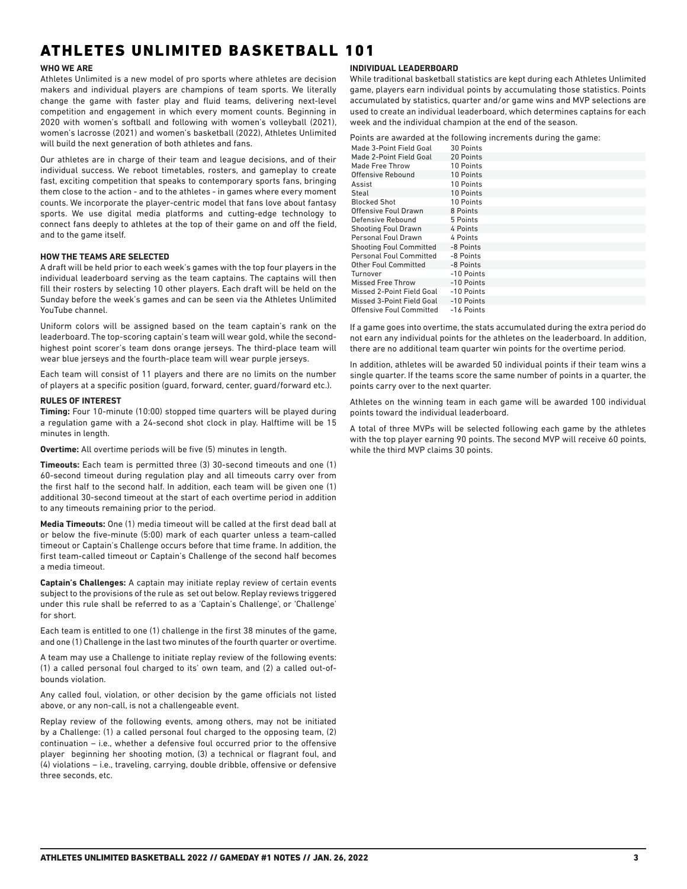# ATHLETES UNLIMITED BASKETBALL 101

### WHO WE ARE

Athletes Unlimited is a new model of pro sports where athletes are decision makers and individual players are champions of team sports. We literally change the game with faster play and fluid teams, delivering next-level competition and engagement in which every moment counts. Beginning in 2020 with women's softball and following with women's volleyball (2021), women's lacrosse (2021) and women's basketball (2022), Athletes Unlimited will build the next generation of both athletes and fans.

Our athletes are in charge of their team and league decisions, and of their individual success. We reboot timetables, rosters, and gameplay to create fast, exciting competition that speaks to contemporary sports fans, bringing them close to the action - and to the athletes - in games where every moment counts. We incorporate the player-centric model that fans love about fantasy sports. We use digital media platforms and cutting-edge technology to connect fans deeply to athletes at the top of their game on and off the field, and to the game itself.

### HOW THE TEAMS ARE SELECTED

A draft will be held prior to each week's games with the top four players in the individual leaderboard serving as the team captains. The captains will then fill their rosters by selecting 10 other players. Each draft will be held on the Sunday before the week's games and can be seen via the Athletes Unlimited YouTube channel.

Uniform colors will be assigned based on the team captain's rank on the leaderboard. The top-scoring captain's team will wear gold, while the second-highest point scorer's team dons orange jerseys. The third-place team will wear blue jerseys and the fourth-place team will wear purple jerseys.

Each team will consist of 11 players and there are no limits on the number of players at a specific position (guard, forward, center, guard/forward etc.).

### RULES OF INTEREST

**Timing:** Four 10-minute (10:00) stopped time quarters will be played during a regulation game with a 24-second shot clock in play. Halftime will be 15 minutes in length.

**Overtime:** All overtime periods will be five (5) minutes in length.

**Timeouts:** Each team is permitted three (3) 30-second timeouts and one (1) 60-second timeout during regulation play and all timeouts carry over from the first half to the second half. In addition, each team will be given one (1) additional 30-second timeout at the start of each overtime period in addition to any timeouts remaining prior to the period.

**Media Timeouts:** One (1) media timeout will be called at the first dead ball at or below the five-minute (5:00) mark of each quarter unless a team-called timeout or Captain's Challenge occurs before that time frame. In addition, the first team-called timeout or Captain's Challenge of the second half becomes a media timeout.

**Captain's Challenges:** A captain may initiate replay review of certain events subject to the provisions of the rule as set out below. Replay reviews triggered under this rule shall be referred to as a 'Captain's Challenge', or 'Challenge' for short.

Each team is entitled to one (1) challenge in the first 38 minutes of the game, and one (1) Challenge in the last two minutes of the fourth quarter or overtime.

A team may use a Challenge to initiate replay review of the following events: (1) a called personal foul charged to its' own team, and (2) a called out-of-bounds violation.

Any called foul, violation, or other decision by the game officials not listed above, or any non-call, is not a challengeable event.

Replay review of the following events, among others, may not be initiated by a Challenge: (1) a called personal foul charged to the opposing team, (2) continuation – i.e., whether a defensive foul occurred prior to the offensive player beginning her shooting motion, (3) a technical or flagrant foul, and (4) violations – i.e., traveling, carrying, double dribble, offensive or defensive three seconds, etc.

### INDIVIDUAL LEADERBOARD

While traditional basketball statistics are kept during each Athletes Unlimited game, players earn individual points by accumulating those statistics. Points accumulated by statistics, quarter and/or game wins and MVP selections are used to create an individual leaderboard, which determines captains for each week and the individual champion at the end of the season.

Points are awarded at the following increments during the game:

| | |
|---|---|
| Made 3-Point Field Goal | 30 Points |
| Made 2-Point Field Goal | 20 Points |
| Made Free Throw | 10 Points |
| Offensive Rebound | 10 Points |
| Assist | 10 Points |
| Steal | 10 Points |
| Blocked Shot | 10 Points |
| Offensive Foul Drawn | 8 Points |
| Defensive Rebound | 5 Points |
| Shooting Foul Drawn | 4 Points |
| Personal Foul Drawn | 4 Points |
| Shooting Foul Committed | -8 Points |
| Personal Foul Committed | -8 Points |
| Other Foul Committed | -8 Points |
| Turnover | -10 Points |
| Missed Free Throw | -10 Points |
| Missed 2-Point Field Goal | -10 Points |
| Missed 3-Point Field Goal | -10 Points |
| Offensive Foul Committed | -16 Points |

If a game goes into overtime, the stats accumulated during the extra period do not earn any individual points for the athletes on the leaderboard. In addition, there are no additional team quarter win points for the overtime period.

In addition, athletes will be awarded 50 individual points if their team wins a single quarter. If the teams score the same number of points in a quarter, the points carry over to the next quarter.

Athletes on the winning team in each game will be awarded 100 individual points toward the individual leaderboard.

A total of three MVPs will be selected following each game by the athletes with the top player earning 90 points. The second MVP will receive 60 points, while the third MVP claims 30 points.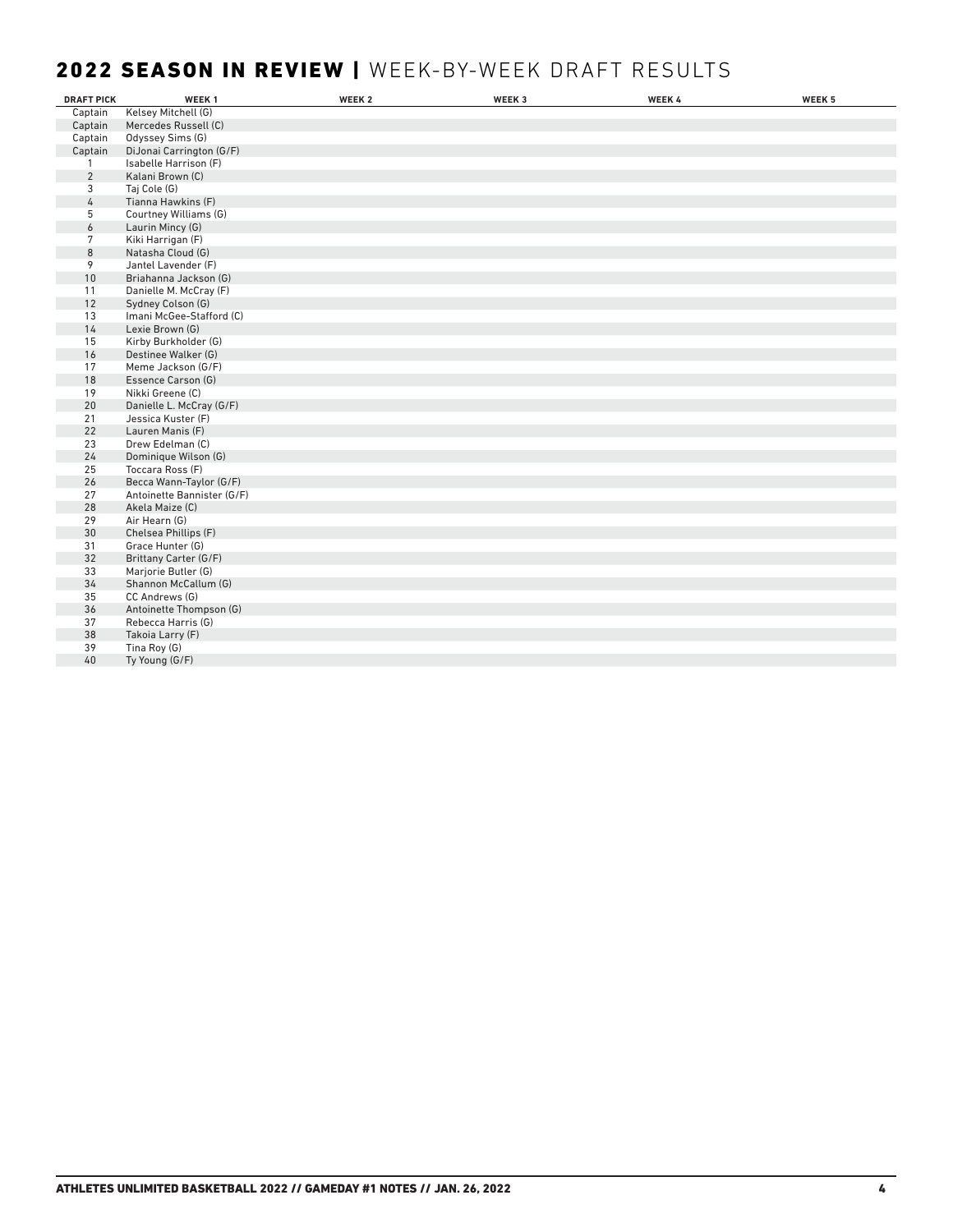## 2022 SEASON IN REVIEW | WEEK-BY-WEEK DRAFT RESULTS

| DRAFT PICK | WEEK 1 | WEEK 2 | WEEK 3 | WEEK 4 | WEEK 5 |
|---|---|---|---|---|---|
| Captain | Kelsey Mitchell (G) | | | | |
| Captain | Mercedes Russell (C) | | | | |
| Captain | Odyssey Sims (G) | | | | |
| Captain | DiJonai Carrington (G/F) | | | | |
| 1 | Isabelle Harrison (F) | | | | |
| 2 | Kalani Brown (C) | | | | |
| 3 | Taj Cole (G) | | | | |
| 4 | Tianna Hawkins (F) | | | | |
| 5 | Courtney Williams (G) | | | | |
| 6 | Laurin Mincy (G) | | | | |
| 7 | Kiki Harrigan (F) | | | | |
| 8 | Natasha Cloud (G) | | | | |
| 9 | Jantel Lavender (F) | | | | |
| 10 | Briahanna Jackson (G) | | | | |
| 11 | Danielle M. McCray (F) | | | | |
| 12 | Sydney Colson (G) | | | | |
| 13 | Imani McGee-Stafford (C) | | | | |
| 14 | Lexie Brown (G) | | | | |
| 15 | Kirby Burkholder (G) | | | | |
| 16 | Destinee Walker (G) | | | | |
| 17 | Meme Jackson (G/F) | | | | |
| 18 | Essence Carson (G) | | | | |
| 19 | Nikki Greene (C) | | | | |
| 20 | Danielle L. McCray (G/F) | | | | |
| 21 | Jessica Kuster (F) | | | | |
| 22 | Lauren Manis (F) | | | | |
| 23 | Drew Edelman (C) | | | | |
| 24 | Dominique Wilson (G) | | | | |
| 25 | Toccara Ross (F) | | | | |
| 26 | Becca Wann-Taylor (G/F) | | | | |
| 27 | Antoinette Bannister (G/F) | | | | |
| 28 | Akela Maize (C) | | | | |
| 29 | Air Hearn (G) | | | | |
| 30 | Chelsea Phillips (F) | | | | |
| 31 | Grace Hunter (G) | | | | |
| 32 | Brittany Carter (G/F) | | | | |
| 33 | Marjorie Butler (G) | | | | |
| 34 | Shannon McCallum (G) | | | | |
| 35 | CC Andrews (G) | | | | |
| 36 | Antoinette Thompson (G) | | | | |
| 37 | Rebecca Harris (G) | | | | |
| 38 | Takoia Larry (F) | | | | |
| 39 | Tina Roy (G) | | | | |
| 40 | Ty Young (G/F) | | | | |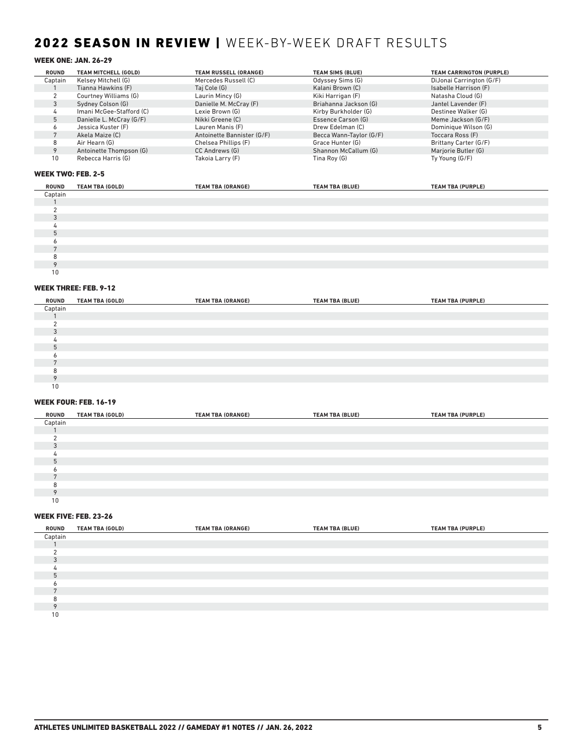# 2022 SEASON IN REVIEW | WEEK-BY-WEEK DRAFT RESULTS

### WEEK ONE: JAN. 26-29

| ROUND | TEAM MITCHELL (GOLD) | TEAM RUSSELL (ORANGE) | TEAM SIMS (BLUE) | TEAM CARRINGTON (PURPLE) |
|---|---|---|---|---|
| Captain | Kelsey Mitchell (G) | Mercedes Russell (C) | Odyssey Sims (G) | DiJonai Carrington (G/F) |
| 1 | Tianna Hawkins (F) | Taj Cole (G) | Kalani Brown (C) | Isabelle Harrison (F) |
| 2 | Courtney Williams (G) | Laurin Mincy (G) | Kiki Harrigan (F) | Natasha Cloud (G) |
| 3 | Sydney Colson (G) | Danielle M. McCray (F) | Briahanna Jackson (G) | Jantel Lavender (F) |
| 4 | Imani McGee-Stafford (C) | Lexie Brown (G) | Kirby Burkholder (G) | Destinee Walker (G) |
| 5 | Danielle L. McCray (G/F) | Nikki Greene (C) | Essence Carson (G) | Meme Jackson (G/F) |
| 6 | Jessica Kuster (F) | Lauren Manis (F) | Drew Edelman (C) | Dominique Wilson (G) |
| 7 | Akela Maize (C) | Antoinette Bannister (G/F) | Becca Wann-Taylor (G/F) | Toccara Ross (F) |
| 8 | Air Hearn (G) | Chelsea Phillips (F) | Grace Hunter (G) | Brittany Carter (G/F) |
| 9 | Antoinette Thompson (G) | CC Andrews (G) | Shannon McCallum (G) | Marjorie Butler (G) |
| 10 | Rebecca Harris (G) | Takoia Larry (F) | Tina Roy (G) | Ty Young (G/F) |

### WEEK TWO: FEB. 2-5

| ROUND | TEAM TBA (GOLD) | TEAM TBA (ORANGE) | TEAM TBA (BLUE) | TEAM TBA (PURPLE) |
|---|---|---|---|---|
| Captain | | | | |
| 1 | | | | |
| 2 | | | | |
| 3 | | | | |
| 4 | | | | |
| 5 | | | | |
| 6 | | | | |
| 7 | | | | |
| 8 | | | | |
| 9 | | | | |
| 10 | | | | |

### WEEK THREE: FEB. 9-12

| ROUND | TEAM TBA (GOLD) | TEAM TBA (ORANGE) | TEAM TBA (BLUE) | TEAM TBA (PURPLE) |
|---|---|---|---|---|
| Captain | | | | |
| 1 | | | | |
| 2 | | | | |
| 3 | | | | |
| 4 | | | | |
| 5 | | | | |
| 6 | | | | |
| 7 | | | | |
| 8 | | | | |
| 9 | | | | |
| 10 | | | | |

### WEEK FOUR: FEB. 16-19

| ROUND | TEAM TBA (GOLD) | TEAM TBA (ORANGE) | TEAM TBA (BLUE) | TEAM TBA (PURPLE) |
|---|---|---|---|---|
| Captain | | | | |
| 1 | | | | |
| 2 | | | | |
| 3 | | | | |
| 4 | | | | |
| 5 | | | | |
| 6 | | | | |
| 7 | | | | |
| 8 | | | | |
| 9 | | | | |
| 10 | | | | |

### WEEK FIVE: FEB. 23-26

| ROUND | TEAM TBA (GOLD) | TEAM TBA (ORANGE) | TEAM TBA (BLUE) | TEAM TBA (PURPLE) |
|---|---|---|---|---|
| Captain | | | | |
| 1 | | | | |
| 2 | | | | |
| 3 | | | | |
| 4 | | | | |
| 5 | | | | |
| 6 | | | | |
| 7 | | | | |
| 8 | | | | |
| 9 | | | | |
| 10 | | | | |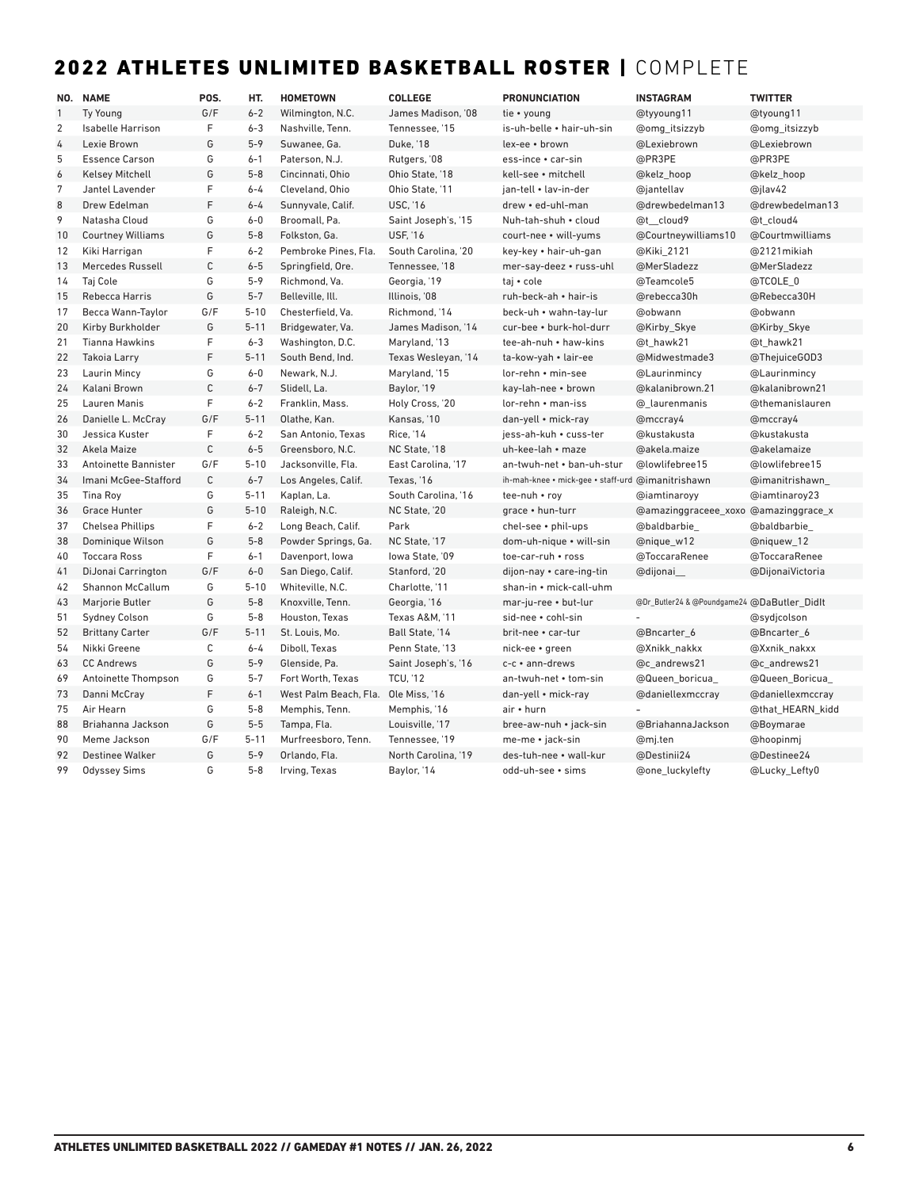## 2022 ATHLETES UNLIMITED BASKETBALL ROSTER | COMPLETE

| NO. | NAME | POS. | HT. | HOMETOWN | COLLEGE | PRONUNCIATION | INSTAGRAM | TWITTER |
|---|---|---|---|---|---|---|---|---|
| 1 | Ty Young | G/F | 6-2 | Wilmington, N.C. | James Madison, '08 | tie • young | @tyyoung11 | @tyoung11 |
| 2 | Isabelle Harrison | F | 6-3 | Nashville, Tenn. | Tennessee, '15 | is-uh-belle • hair-uh-sin | @omg_itsizzyb | @omg_itsizzyb |
| 4 | Lexie Brown | G | 5-9 | Suwanee, Ga. | Duke, '18 | lex-ee • brown | @Lexiebrown | @Lexiebrown |
| 5 | Essence Carson | G | 6-1 | Paterson, N.J. | Rutgers, '08 | ess-ince • car-sin | @PR3PE | @PR3PE |
| 6 | Kelsey Mitchell | G | 5-8 | Cincinnati, Ohio | Ohio State, '18 | kell-see • mitchell | @kelz_hoop | @kelz_hoop |
| 7 | Jantel Lavender | F | 6-4 | Cleveland, Ohio | Ohio State, '11 | jan-tell • lav-in-der | @jantellav | @jlav42 |
| 8 | Drew Edelman | F | 6-4 | Sunnyvale, Calif. | USC, '16 | drew • ed-uhl-man | @drewbedelman13 | @drewbedelman13 |
| 9 | Natasha Cloud | G | 6-0 | Broomall, Pa. | Saint Joseph's, '15 | Nuh-tah-shuh • cloud | @t__cloud9 | @t_cloud4 |
| 10 | Courtney Williams | G | 5-8 | Folkston, Ga. | USF, '16 | court-nee • will-yums | @Courtneywilliams10 | @Courtmwilliams |
| 12 | Kiki Harrigan | F | 6-2 | Pembroke Pines, Fla. | South Carolina, '20 | key-key • hair-uh-gan | @Kiki_2121 | @2121mikiah |
| 13 | Mercedes Russell | C | 6-5 | Springfield, Ore. | Tennessee, '18 | mer-say-deez • russ-uhl | @MerSladezz | @MerSladezz |
| 14 | Taj Cole | G | 5-9 | Richmond, Va. | Georgia, '19 | taj • cole | @Teamcole5 | @TCOLE_0 |
| 15 | Rebecca Harris | G | 5-7 | Belleville, Ill. | Illinois, '08 | ruh-beck-ah • hair-is | @rebecca30h | @Rebecca30H |
| 17 | Becca Wann-Taylor | G/F | 5-10 | Chesterfield, Va. | Richmond, '14 | beck-uh • wahn-tay-lur | @obwann | @obwann |
| 20 | Kirby Burkholder | G | 5-11 | Bridgewater, Va. | James Madison, '14 | cur-bee • burk-hol-durr | @Kirby_Skye | @Kirby_Skye |
| 21 | Tianna Hawkins | F | 6-3 | Washington, D.C. | Maryland, '13 | tee-ah-nuh • haw-kins | @t_hawk21 | @t_hawk21 |
| 22 | Takoia Larry | F | 5-11 | South Bend, Ind. | Texas Wesleyan, '14 | ta-kow-yah • lair-ee | @Midwestmade3 | @ThejuiceGOD3 |
| 23 | Laurin Mincy | G | 6-0 | Newark, N.J. | Maryland, '15 | lor-rehn • min-see | @Laurinmincy | @Laurinmincy |
| 24 | Kalani Brown | C | 6-7 | Slidell, La. | Baylor, '19 | kay-lah-nee • brown | @kalanibrown.21 | @kalanibrown21 |
| 25 | Lauren Manis | F | 6-2 | Franklin, Mass. | Holy Cross, '20 | lor-rehn • man-iss | @_laurenmanis | @themanislauren |
| 26 | Danielle L. McCray | G/F | 5-11 | Olathe, Kan. | Kansas, '10 | dan-yell • mick-ray | @mccray4 | @mccray4 |
| 30 | Jessica Kuster | F | 6-2 | San Antonio, Texas | Rice, '14 | jess-ih-kuh • cuss-ter | @kustakusta | @kustakusta |
| 32 | Akela Maize | C | 6-5 | Greensboro, N.C. | NC State, '18 | uh-kee-lah • maze | @akela.maize | @akelamaize |
| 33 | Antoinette Bannister | G/F | 5-10 | Jacksonville, Fla. | East Carolina, '17 | an-twuh-net • ban-uh-stur | @lowlifebree15 | @lowlifebree15 |
| 34 | Imani McGee-Stafford | C | 6-7 | Los Angeles, Calif. | Texas, '16 | ih-mah-knee • mick-gee • staff-urd | @imanitrishawn | @imanitrishawn_ |
| 35 | Tina Roy | G | 5-11 | Kaplan, La. | South Carolina, '16 | tee-nuh • roy | @iamtinaroyy | @iamtinaroy23 |
| 36 | Grace Hunter | G | 5-10 | Raleigh, N.C. | NC State, '20 | grace • hun-turr | @amazinggraceee_xoxo | @amazinggrace_x |
| 37 | Chelsea Phillips | F | 6-2 | Long Beach, Calif. | Park | chel-see • phil-ups | @baldbarbie_ | @baldbarbie_ |
| 38 | Dominique Wilson | G | 5-8 | Powder Springs, Ga. | NC State, '17 | dom-uh-nique • will-sin | @nique_w12 | @niquew_12 |
| 40 | Toccara Ross | F | 6-1 | Davenport, Iowa | Iowa State, '09 | toe-car-ruh • ross | @ToccaraRenee | @ToccaraRenee |
| 41 | DiJonai Carrington | G/F | 6-0 | San Diego, Calif. | Stanford, '20 | dijon-nay • care-ing-tin | @dijonai__ | @DijonaiVictoria |
| 42 | Shannon McCallum | G | 5-10 | Whiteville, N.C. | Charlotte, '11 | shan-in • mick-call-uhm | | |
| 43 | Marjorie Butler | G | 5-8 | Knoxville, Tenn. | Georgia, '16 | mar-ju-ree • but-lur | @Dr_Butler24 & @Poundgame24 | @DaButler_DidIt |
| 51 | Sydney Colson | G | 5-8 | Houston, Texas | Texas A&M, '11 | sid-nee • cohl-sin | - | @sydjcolson |
| 52 | Brittany Carter | G/F | 5-11 | St. Louis, Mo. | Ball State, '14 | brit-nee • car-tur | @Bncarter_6 | @Bncarter_6 |
| 54 | Nikki Greene | C | 6-4 | Diboll, Texas | Penn State, '13 | nick-ee • green | @Xnikk_nakkx | @Xxnik_nakxx |
| 63 | CC Andrews | G | 5-9 | Glenside, Pa. | Saint Joseph's, '16 | c-c • ann-drews | @c_andrews21 | @c_andrews21 |
| 69 | Antoinette Thompson | G | 5-7 | Fort Worth, Texas | TCU, '12 | an-twuh-net • tom-sin | @Queen_boricua_ | @Queen_Boricua_ |
| 73 | Danni McCray | F | 6-1 | West Palm Beach, Fla. | Ole Miss, '16 | dan-yell • mick-ray | @daniellexmccray | @daniellexmccray |
| 75 | Air Hearn | G | 5-8 | Memphis, Tenn. | Memphis, '16 | air • hurn | - | @that_HEARN_kidd |
| 88 | Briahanna Jackson | G | 5-5 | Tampa, Fla. | Louisville, '17 | bree-aw-nuh • jack-sin | @BriahannaJackson | @Boymarae |
| 90 | Meme Jackson | G/F | 5-11 | Murfreesboro, Tenn. | Tennessee, '19 | me-me • jack-sin | @mj.ten | @hoopinmj |
| 92 | Destinee Walker | G | 5-9 | Orlando, Fla. | North Carolina, '19 | des-tuh-nee • wall-kur | @Destinii24 | @Destinee24 |
| 99 | Odyssey Sims | G | 5-8 | Irving, Texas | Baylor, '14 | odd-uh-see • sims | @one_luckylefty | @Lucky_Lefty0 |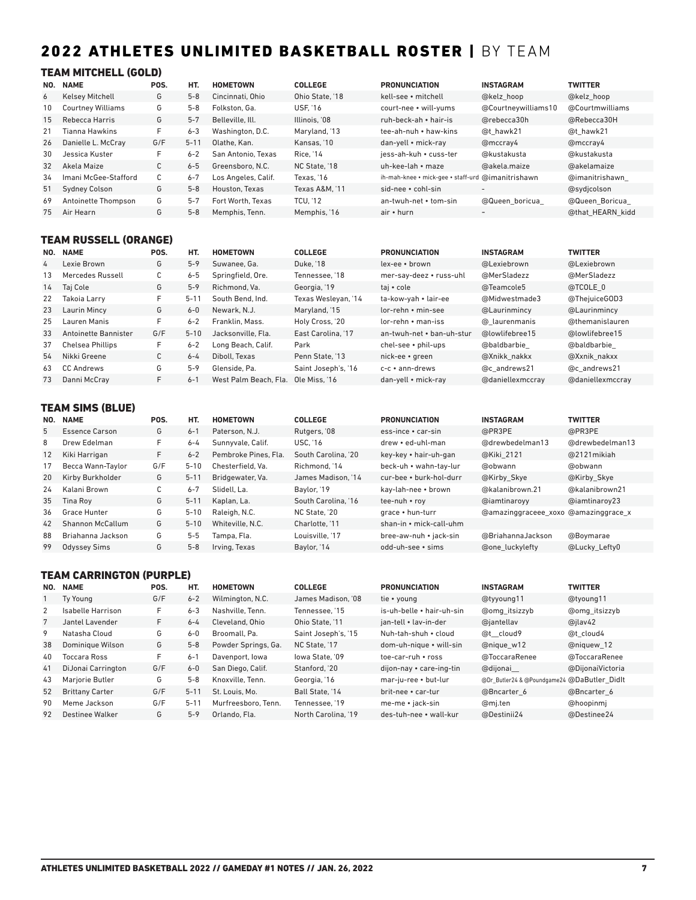# 2022 ATHLETES UNLIMITED BASKETBALL ROSTER | BY TEAM

## TEAM MITCHELL (GOLD)

| NO. | NAME | POS. | HT. | HOMETOWN | COLLEGE | PRONUNCIATION | INSTAGRAM | TWITTER |
|---|---|---|---|---|---|---|---|---|
| 6 | Kelsey Mitchell | G | 5-8 | Cincinnati, Ohio | Ohio State, '18 | kell-see • mitchell | @kelz_hoop | @kelz_hoop |
| 10 | Courtney Williams | G | 5-8 | Folkston, Ga. | USF, '16 | court-nee • will-yums | @Courtneywilliams10 | @Courtmwilliams |
| 15 | Rebecca Harris | G | 5-7 | Belleville, Ill. | Illinois, '08 | ruh-beck-ah • hair-is | @rebecca30h | @Rebecca30H |
| 21 | Tianna Hawkins | F | 6-3 | Washington, D.C. | Maryland, '13 | tee-ah-nuh • haw-kins | @t_hawk21 | @t_hawk21 |
| 26 | Danielle L. McCray | G/F | 5-11 | Olathe, Kan. | Kansas, '10 | dan-yell • mick-ray | @mccray4 | @mccray4 |
| 30 | Jessica Kuster | F | 6-2 | San Antonio, Texas | Rice, '14 | jess-ah-kuh • cuss-ter | @kustakusta | @kustakusta |
| 32 | Akela Maize | C | 6-5 | Greensboro, N.C. | NC State, '18 | uh-kee-lah • maze | @akela.maize | @akelamaize |
| 34 | Imani McGee-Stafford | C | 6-7 | Los Angeles, Calif. | Texas, '16 | ih-mah-knee • mick-gee • staff-urd | @imanitrishawn | @imanitrishawn_ |
| 51 | Sydney Colson | G | 5-8 | Houston, Texas | Texas A&M, '11 | sid-nee • cohl-sin | - | @sydjcolson |
| 69 | Antoinette Thompson | G | 5-7 | Fort Worth, Texas | TCU, '12 | an-twuh-net • tom-sin | @Queen_boricua_ | @Queen_Boricua_ |
| 75 | Air Hearn | G | 5-8 | Memphis, Tenn. | Memphis, '16 | air • hurn | - | @that_HEARN_kidd |

## TEAM RUSSELL (ORANGE)

| NO. | NAME | POS. | HT. | HOMETOWN | COLLEGE | PRONUNCIATION | INSTAGRAM | TWITTER |
|---|---|---|---|---|---|---|---|---|
| 4 | Lexie Brown | G | 5-9 | Suwanee, Ga. | Duke, '18 | lex-ee • brown | @Lexiebrown | @Lexiebrown |
| 13 | Mercedes Russell | C | 6-5 | Springfield, Ore. | Tennessee, '18 | mer-say-deez • russ-uhl | @MerSladezz | @MerSladezz |
| 14 | Taj Cole | G | 5-9 | Richmond, Va. | Georgia, '19 | taj • cole | @Teamcole5 | @TCOLE_0 |
| 22 | Takoia Larry | F | 5-11 | South Bend, Ind. | Texas Wesleyan, '14 | ta-kow-yah • lair-ee | @Midwestmade3 | @ThejuiceGOD3 |
| 23 | Laurin Mincy | G | 6-0 | Newark, N.J. | Maryland, '15 | lor-rehn • min-see | @Laurinmincy | @Laurinmincy |
| 25 | Lauren Manis | F | 6-2 | Franklin, Mass. | Holy Cross, '20 | lor-rehn • man-iss | @_laurenmanis | @themanislauren |
| 33 | Antoinette Bannister | G/F | 5-10 | Jacksonville, Fla. | East Carolina, '17 | an-twuh-net • ban-uh-stur | @lowlifebree15 | @lowlifebree15 |
| 37 | Chelsea Phillips | F | 6-2 | Long Beach, Calif. | Park | chel-see • phil-ups | @baldbarbie_ | @baldbarbie_ |
| 54 | Nikki Greene | C | 6-4 | Diboll, Texas | Penn State, '13 | nick-ee • green | @Xnikk_nakkx | @Xxnik_nakxx |
| 63 | CC Andrews | G | 5-9 | Glenside, Pa. | Saint Joseph's, '16 | c-c • ann-drews | @c_andrews21 | @c_andrews21 |
| 73 | Danni McCray | F | 6-1 | West Palm Beach, Fla. | Ole Miss, '16 | dan-yell • mick-ray | @daniellexmccray | @daniellexmccray |

## TEAM SIMS (BLUE)

| NO. | NAME | POS. | HT. | HOMETOWN | COLLEGE | PRONUNCIATION | INSTAGRAM | TWITTER |
|---|---|---|---|---|---|---|---|---|
| 5 | Essence Carson | G | 6-1 | Paterson, N.J. | Rutgers, '08 | ess-ince • car-sin | @PR3PE | @PR3PE |
| 8 | Drew Edelman | F | 6-4 | Sunnyvale, Calif. | USC, '16 | drew • ed-uhl-man | @drewbedelman13 | @drewbedelman13 |
| 12 | Kiki Harrigan | F | 6-2 | Pembroke Pines, Fla. | South Carolina, '20 | key-key • hair-uh-gan | @Kiki_2121 | @2121mikiah |
| 17 | Becca Wann-Taylor | G/F | 5-10 | Chesterfield, Va. | Richmond, '14 | beck-uh • wahn-tay-lur | @obwann | @obwann |
| 20 | Kirby Burkholder | G | 5-11 | Bridgewater, Va. | James Madison, '14 | cur-bee • burk-hol-durr | @Kirby_Skye | @Kirby_Skye |
| 24 | Kalani Brown | C | 6-7 | Slidell, La. | Baylor, '19 | kay-lah-nee • brown | @kalanibrown.21 | @kalanibrown21 |
| 35 | Tina Roy | G | 5-11 | Kaplan, La. | South Carolina, '16 | tee-nuh • roy | @iamtinaroyy | @iamtinaroy23 |
| 36 | Grace Hunter | G | 5-10 | Raleigh, N.C. | NC State, '20 | grace • hun-turr | @amazinggraceee_xoxo | @amazinggrace_x |
| 42 | Shannon McCallum | G | 5-10 | Whiteville, N.C. | Charlotte, '11 | shan-in • mick-call-uhm | | |
| 88 | Briahanna Jackson | G | 5-5 | Tampa, Fla. | Louisville, '17 | bree-aw-nuh • jack-sin | @BriahannaJackson | @Boymarae |
| 99 | Odyssey Sims | G | 5-8 | Irving, Texas | Baylor, '14 | odd-uh-see • sims | @one_luckylefty | @Lucky_Lefty0 |

## TEAM CARRINGTON (PURPLE)

| NO. | NAME | POS. | HT. | HOMETOWN | COLLEGE | PRONUNCIATION | INSTAGRAM | TWITTER |
|---|---|---|---|---|---|---|---|---|
| 1 | Ty Young | G/F | 6-2 | Wilmington, N.C. | James Madison, '08 | tie • young | @tyyoung11 | @tyoung11 |
| 2 | Isabelle Harrison | F | 6-3 | Nashville, Tenn. | Tennessee, '15 | is-uh-belle • hair-uh-sin | @omg_itsizzyb | @omg_itsizzyb |
| 7 | Jantel Lavender | F | 6-4 | Cleveland, Ohio | Ohio State, '11 | jan-tell • lav-in-der | @jantellav | @jlav42 |
| 9 | Natasha Cloud | G | 6-0 | Broomall, Pa. | Saint Joseph's, '15 | Nuh-tah-shuh • cloud | @t__cloud9 | @t_cloud4 |
| 38 | Dominique Wilson | G | 5-8 | Powder Springs, Ga. | NC State, '17 | dom-uh-nique • will-sin | @nique_w12 | @niquew_12 |
| 40 | Toccara Ross | F | 6-1 | Davenport, Iowa | Iowa State, '09 | toe-car-ruh • ross | @ToccaraRenee | @ToccaraRenee |
| 41 | DiJonai Carrington | G/F | 6-0 | San Diego, Calif. | Stanford, '20 | dijon-nay • care-ing-tin | @dijonai__ | @DijonaiVictoria |
| 43 | Marjorie Butler | G | 5-8 | Knoxville, Tenn. | Georgia, '16 | mar-ju-ree • but-lur | @Dr_Butler24 & @Poundgame24 | @DaButler_DidIt |
| 52 | Brittany Carter | G/F | 5-11 | St. Louis, Mo. | Ball State, '14 | brit-nee • car-tur | @Bncarter_6 | @Bncarter_6 |
| 90 | Meme Jackson | G/F | 5-11 | Murfreesboro, Tenn. | Tennessee, '19 | me-me • jack-sin | @mj.ten | @hoopinmj |
| 92 | Destinee Walker | G | 5-9 | Orlando, Fla. | North Carolina, '19 | des-tuh-nee • wall-kur | @Destinii24 | @Destinee24 |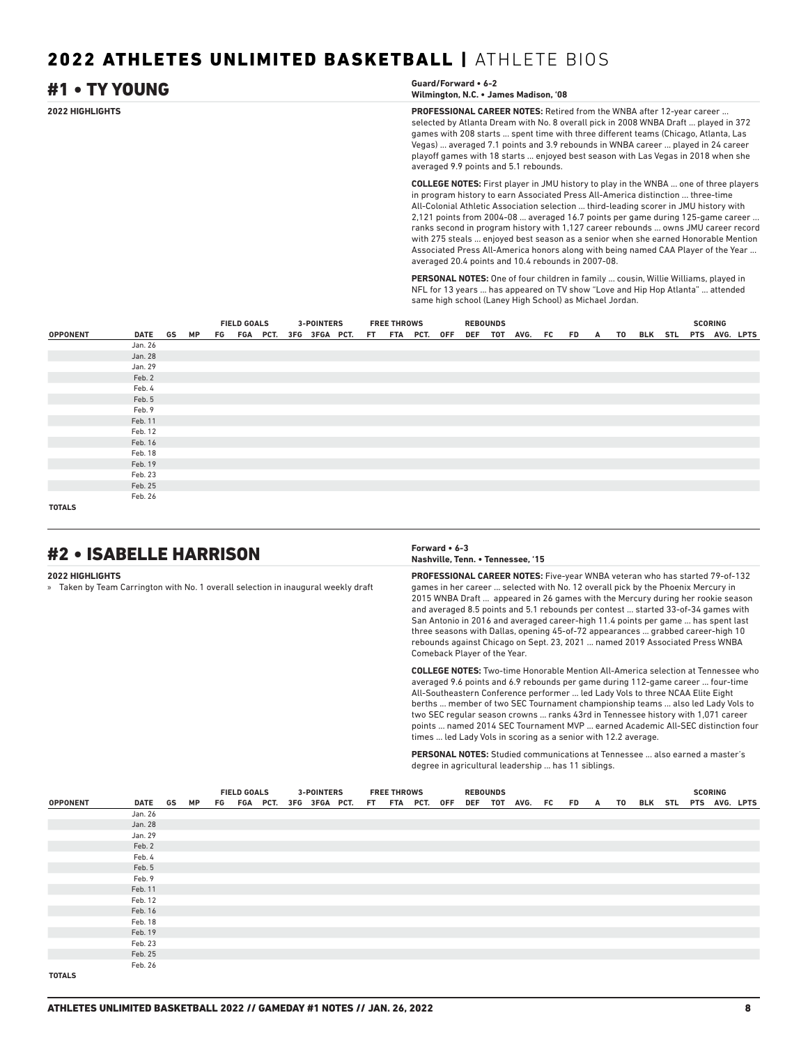## 2022 ATHLETES UNLIMITED BASKETBALL | ATHLETE BIOS

## #1 • TY YOUNG

**Guard/Forward • 6-2**
**Wilmington, N.C. • James Madison, '08**

**2022 HIGHLIGHTS**

**PROFESSIONAL CAREER NOTES:** Retired from the WNBA after 12-year career ... selected by Atlanta Dream with No. 8 overall pick in 2008 WNBA Draft ... played in 372 games with 208 starts ... spent time with three different teams (Chicago, Atlanta, Las Vegas) ... averaged 7.1 points and 3.9 rebounds in WNBA career ... played in 24 career playoff games with 18 starts ... enjoyed best season with Las Vegas in 2018 when she averaged 9.9 points and 5.1 rebounds.

**COLLEGE NOTES:** First player in JMU history to play in the WNBA ... one of three players in program history to earn Associated Press All-America distinction ... three-time All-Colonial Athletic Association selection ... third-leading scorer in JMU history with 2,121 points from 2004-08 ... averaged 16.7 points per game during 125-game career ... ranks second in program history with 1,127 career rebounds ... owns JMU career record with 275 steals ... enjoyed best season as a senior when she earned Honorable Mention Associated Press All-America honors along with being named CAA Player of the Year ... averaged 20.4 points and 10.4 rebounds in 2007-08.

**PERSONAL NOTES:** One of four children in family ... cousin, Willie Williams, played in NFL for 13 years ... has appeared on TV show "Love and Hip Hop Atlanta" ... attended same high school (Laney High School) as Michael Jordan.

| | | | | FIELD GOALS | | | 3-POINTERS | | | FREE THROWS | | | REBOUNDS | | | | | | | | | | SCORING | | |
|---|---|---|---|---|---|---|---|---|---|---|---|---|---|---|---|---|---|---|---|---|---|---|---|---|---|
| OPPONENT | DATE | GS | MP | FG | FGA | PCT. | 3FG | 3FGA | PCT. | FT | FTA | PCT. | OFF | DEF | TOT | AVG. | FC | FD | A | TO | BLK | STL | PTS | AVG. | LPTS |
| | Jan. 26 | | | | | | | | | | | | | | | | | | | | | | | | |
| | Jan. 28 | | | | | | | | | | | | | | | | | | | | | | | | |
| | Jan. 29 | | | | | | | | | | | | | | | | | | | | | | | | |
| | Feb. 2 | | | | | | | | | | | | | | | | | | | | | | | | |
| | Feb. 4 | | | | | | | | | | | | | | | | | | | | | | | | |
| | Feb. 5 | | | | | | | | | | | | | | | | | | | | | | | | |
| | Feb. 9 | | | | | | | | | | | | | | | | | | | | | | | | |
| | Feb. 11 | | | | | | | | | | | | | | | | | | | | | | | | |
| | Feb. 12 | | | | | | | | | | | | | | | | | | | | | | | | |
| | Feb. 16 | | | | | | | | | | | | | | | | | | | | | | | | |
| | Feb. 18 | | | | | | | | | | | | | | | | | | | | | | | | |
| | Feb. 19 | | | | | | | | | | | | | | | | | | | | | | | | |
| | Feb. 23 | | | | | | | | | | | | | | | | | | | | | | | | |
| | Feb. 25 | | | | | | | | | | | | | | | | | | | | | | | | |
| | Feb. 26 | | | | | | | | | | | | | | | | | | | | | | | | |
| TOTALS | | | | | | | | | | | | | | | | | | | | | | | | | |

## #2 • ISABELLE HARRISON

**Forward • 6-3**
**Nashville, Tenn. • Tennessee, '15**

**2022 HIGHLIGHTS**

» Taken by Team Carrington with No. 1 overall selection in inaugural weekly draft

**PROFESSIONAL CAREER NOTES:** Five-year WNBA veteran who has started 79-of-132 games in her career ... selected with No. 12 overall pick by the Phoenix Mercury in 2015 WNBA Draft ... appeared in 26 games with the Mercury during her rookie season and averaged 8.5 points and 5.1 rebounds per contest ... started 33-of-34 games with San Antonio in 2016 and averaged career-high 11.4 points per game ... has spent last three seasons with Dallas, opening 45-of-72 appearances ... grabbed career-high 10 rebounds against Chicago on Sept. 23, 2021 ... named 2019 Associated Press WNBA Comeback Player of the Year.

**COLLEGE NOTES:** Two-time Honorable Mention All-America selection at Tennessee who averaged 9.6 points and 6.9 rebounds per game during 112-game career ... four-time All-Southeastern Conference performer ... led Lady Vols to three NCAA Elite Eight berths ... member of two SEC Tournament championship teams ... also led Lady Vols to two SEC regular season crowns ... ranks 43rd in Tennessee history with 1,071 career points ... named 2014 SEC Tournament MVP ... earned Academic All-SEC distinction four times ... led Lady Vols in scoring as a senior with 12.2 average.

**PERSONAL NOTES:** Studied communications at Tennessee ... also earned a master's degree in agricultural leadership ... has 11 siblings.

| | | | | FIELD GOALS | | | 3-POINTERS | | | FREE THROWS | | | REBOUNDS | | | | | | | | | | SCORING | | |
|---|---|---|---|---|---|---|---|---|---|---|---|---|---|---|---|---|---|---|---|---|---|---|---|---|---|
| OPPONENT | DATE | GS | MP | FG | FGA | PCT. | 3FG | 3FGA | PCT. | FT | FTA | PCT. | OFF | DEF | TOT | AVG. | FC | FD | A | TO | BLK | STL | PTS | AVG. | LPTS |
| | Jan. 26 | | | | | | | | | | | | | | | | | | | | | | | | |
| | Jan. 28 | | | | | | | | | | | | | | | | | | | | | | | | |
| | Jan. 29 | | | | | | | | | | | | | | | | | | | | | | | | |
| | Feb. 2 | | | | | | | | | | | | | | | | | | | | | | | | |
| | Feb. 4 | | | | | | | | | | | | | | | | | | | | | | | | |
| | Feb. 5 | | | | | | | | | | | | | | | | | | | | | | | | |
| | Feb. 9 | | | | | | | | | | | | | | | | | | | | | | | | |
| | Feb. 11 | | | | | | | | | | | | | | | | | | | | | | | | |
| | Feb. 12 | | | | | | | | | | | | | | | | | | | | | | | | |
| | Feb. 16 | | | | | | | | | | | | | | | | | | | | | | | | |
| | Feb. 18 | | | | | | | | | | | | | | | | | | | | | | | | |
| | Feb. 19 | | | | | | | | | | | | | | | | | | | | | | | | |
| | Feb. 23 | | | | | | | | | | | | | | | | | | | | | | | | |
| | Feb. 25 | | | | | | | | | | | | | | | | | | | | | | | | |
| | Feb. 26 | | | | | | | | | | | | | | | | | | | | | | | | |
| TOTALS | | | | | | | | | | | | | | | | | | | | | | | | | |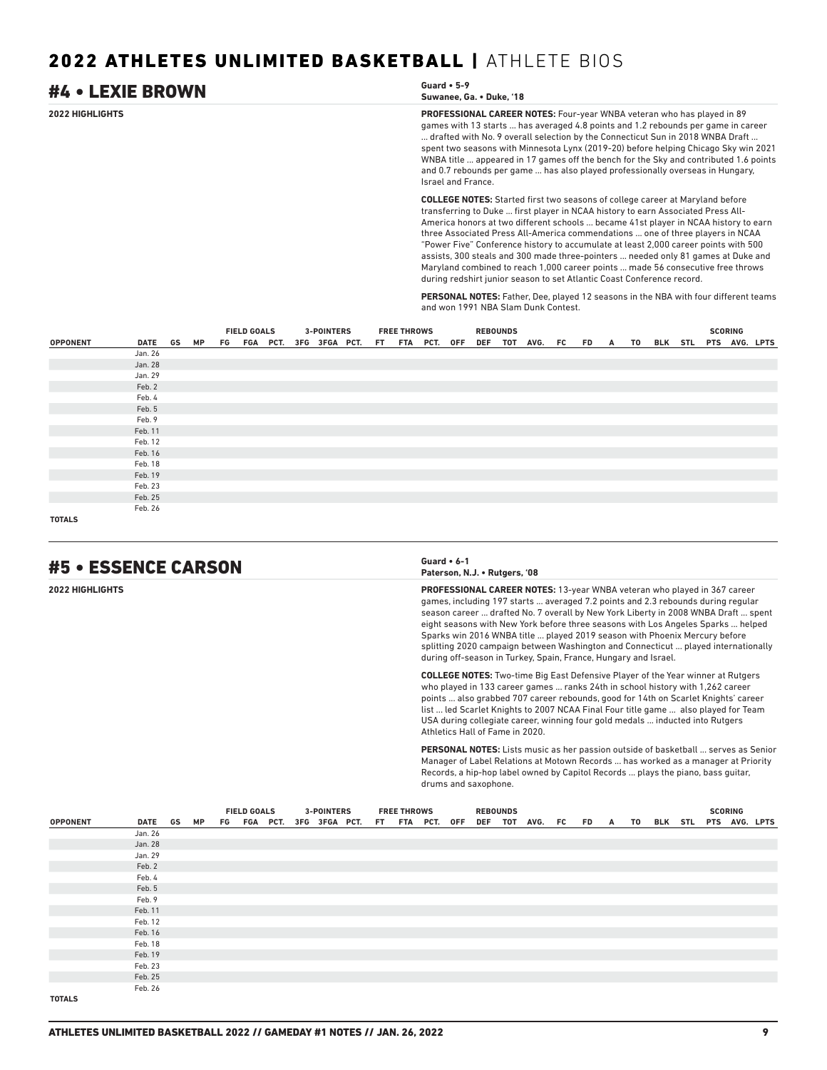## #4 • LEXIE BROWN

**Guard • 5-9**
**Suwanee, Ga. • Duke, '18**

**2022 HIGHLIGHTS**

**PROFESSIONAL CAREER NOTES:** Four-year WNBA veteran who has played in 89 games with 13 starts ... has averaged 4.8 points and 1.2 rebounds per game in career ... drafted with No. 9 overall selection by the Connecticut Sun in 2018 WNBA Draft ... spent two seasons with Minnesota Lynx (2019-20) before helping Chicago Sky win 2021 WNBA title ... appeared in 17 games off the bench for the Sky and contributed 1.6 points and 0.7 rebounds per game ... has also played professionally overseas in Hungary, Israel and France.

**COLLEGE NOTES:** Started first two seasons of college career at Maryland before transferring to Duke ... first player in NCAA history to earn Associated Press All-America honors at two different schools ... became 41st player in NCAA history to earn three Associated Press All-America commendations ... one of three players in NCAA "Power Five" Conference history to accumulate at least 2,000 career points with 500 assists, 300 steals and 300 made three-pointers ... needed only 81 games at Duke and Maryland combined to reach 1,000 career points ... made 56 consecutive free throws during redshirt junior season to set Atlantic Coast Conference record.

**PERSONAL NOTES:** Father, Dee, played 12 seasons in the NBA with four different teams and won 1991 NBA Slam Dunk Contest.

| | | | | FIELD GOALS | | | 3-POINTERS | | | FREE THROWS | | | REBOUNDS | | | | | | | | | | | SCORING | | |
|---|---|---|---|---|---|---|---|---|---|---|---|---|---|---|---|---|---|---|---|---|---|---|---|---|---|---|
| OPPONENT | DATE | GS | MP | FG | FGA | PCT. | 3FG | 3FGA | PCT. | FT | FTA | PCT. | OFF | DEF | TOT | AVG. | FC | FD | A | TO | BLK | STL | PTS | AVG. | LPTS |
| | Jan. 26 | | | | | | | | | | | | | | | | | | | | | | | | |
| | Jan. 28 | | | | | | | | | | | | | | | | | | | | | | | | |
| | Jan. 29 | | | | | | | | | | | | | | | | | | | | | | | | |
| | Feb. 2 | | | | | | | | | | | | | | | | | | | | | | | | |
| | Feb. 4 | | | | | | | | | | | | | | | | | | | | | | | | |
| | Feb. 5 | | | | | | | | | | | | | | | | | | | | | | | | |
| | Feb. 9 | | | | | | | | | | | | | | | | | | | | | | | | |
| | Feb. 11 | | | | | | | | | | | | | | | | | | | | | | | | |
| | Feb. 12 | | | | | | | | | | | | | | | | | | | | | | | | |
| | Feb. 16 | | | | | | | | | | | | | | | | | | | | | | | | |
| | Feb. 18 | | | | | | | | | | | | | | | | | | | | | | | | |
| | Feb. 19 | | | | | | | | | | | | | | | | | | | | | | | | |
| | Feb. 23 | | | | | | | | | | | | | | | | | | | | | | | | |
| | Feb. 25 | | | | | | | | | | | | | | | | | | | | | | | | |
| | Feb. 26 | | | | | | | | | | | | | | | | | | | | | | | | |
| **TOTALS** | | | | | | | | | | | | | | | | | | | | | | | | | |

## #5 • ESSENCE CARSON

**Guard • 6-1**
**Paterson, N.J. • Rutgers, '08**

**2022 HIGHLIGHTS**

**PROFESSIONAL CAREER NOTES:** 13-year WNBA veteran who played in 367 career games, including 197 starts ... averaged 7.2 points and 2.3 rebounds during regular season career ... drafted No. 7 overall by New York Liberty in 2008 WNBA Draft ... spent eight seasons with New York before three seasons with Los Angeles Sparks ... helped Sparks win 2016 WNBA title ... played 2019 season with Phoenix Mercury before splitting 2020 campaign between Washington and Connecticut ... played internationally during off-season in Turkey, Spain, France, Hungary and Israel.

**COLLEGE NOTES:** Two-time Big East Defensive Player of the Year winner at Rutgers who played in 133 career games ... ranks 24th in school history with 1,262 career points ... also grabbed 707 career rebounds, good for 14th on Scarlet Knights' career list ... led Scarlet Knights to 2007 NCAA Final Four title game ... also played for Team USA during collegiate career, winning four gold medals ... inducted into Rutgers Athletics Hall of Fame in 2020.

**PERSONAL NOTES:** Lists music as her passion outside of basketball ... serves as Senior Manager of Label Relations at Motown Records ... has worked as a manager at Priority Records, a hip-hop label owned by Capitol Records ... plays the piano, bass guitar, drums and saxophone.

| | | | | FIELD GOALS | | | 3-POINTERS | | | FREE THROWS | | | REBOUNDS | | | | | | | | | | | SCORING | | |
|---|---|---|---|---|---|---|---|---|---|---|---|---|---|---|---|---|---|---|---|---|---|---|---|---|---|---|
| OPPONENT | DATE | GS | MP | FG | FGA | PCT. | 3FG | 3FGA | PCT. | FT | FTA | PCT. | OFF | DEF | TOT | AVG. | FC | FD | A | TO | BLK | STL | PTS | AVG. | LPTS |
| | Jan. 26 | | | | | | | | | | | | | | | | | | | | | | | | |
| | Jan. 28 | | | | | | | | | | | | | | | | | | | | | | | | |
| | Jan. 29 | | | | | | | | | | | | | | | | | | | | | | | | |
| | Feb. 2 | | | | | | | | | | | | | | | | | | | | | | | | |
| | Feb. 4 | | | | | | | | | | | | | | | | | | | | | | | | |
| | Feb. 5 | | | | | | | | | | | | | | | | | | | | | | | | |
| | Feb. 9 | | | | | | | | | | | | | | | | | | | | | | | | |
| | Feb. 11 | | | | | | | | | | | | | | | | | | | | | | | | |
| | Feb. 12 | | | | | | | | | | | | | | | | | | | | | | | | |
| | Feb. 16 | | | | | | | | | | | | | | | | | | | | | | | | |
| | Feb. 18 | | | | | | | | | | | | | | | | | | | | | | | | |
| | Feb. 19 | | | | | | | | | | | | | | | | | | | | | | | | |
| | Feb. 23 | | | | | | | | | | | | | | | | | | | | | | | | |
| | Feb. 25 | | | | | | | | | | | | | | | | | | | | | | | | |
| | Feb. 26 | | | | | | | | | | | | | | | | | | | | | | | | |
| **TOTALS** | | | | | | | | | | | | | | | | | | | | | | | | | |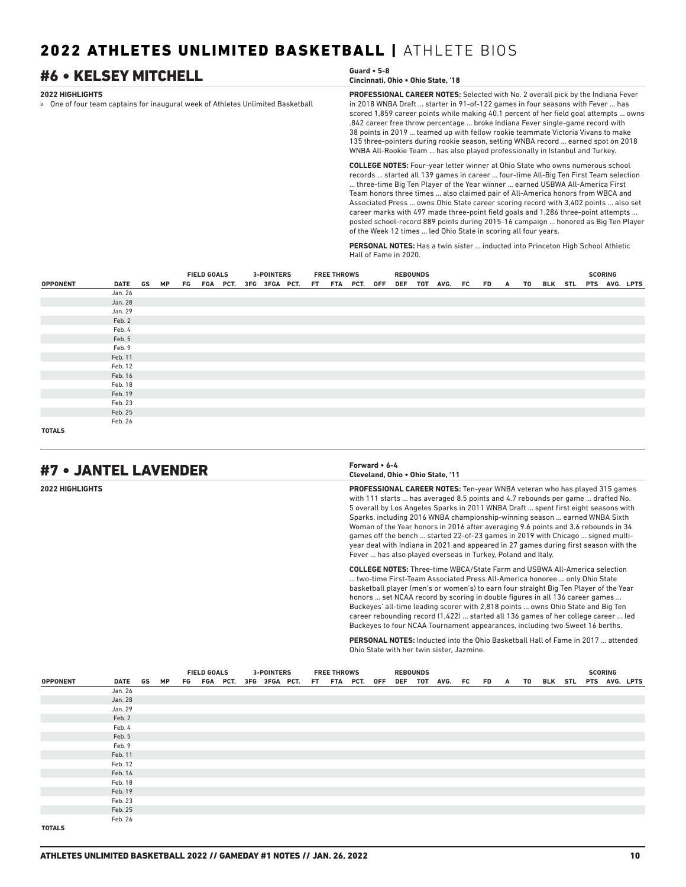# 2022 ATHLETES UNLIMITED BASKETBALL | ATHLETE BIOS

## #6 • KELSEY MITCHELL

**Guard • 5-8**
**Cincinnati, Ohio • Ohio State, '18**

**2022 HIGHLIGHTS**

» One of four team captains for inaugural week of Athletes Unlimited Basketball

**PROFESSIONAL CAREER NOTES:** Selected with No. 2 overall pick by the Indiana Fever in 2018 WNBA Draft ... starter in 91-of-122 games in four seasons with Fever ... has scored 1,859 career points while making 40.1 percent of her field goal attempts ... owns .842 career free throw percentage ... broke Indiana Fever single-game record with 38 points in 2019 ... teamed up with fellow rookie teammate Victoria Vivans to make 135 three-pointers during rookie season, setting WNBA record ... earned spot on 2018 WNBA All-Rookie Team ... has also played professionally in Istanbul and Turkey.

**COLLEGE NOTES:** Four-year letter winner at Ohio State who owns numerous school records ... started all 139 games in career ... four-time All-Big Ten First Team selection ... three-time Big Ten Player of the Year winner ... earned USBWA All-America First Team honors three times ... also claimed pair of All-America honors from WBCA and Associated Press ... owns Ohio State career scoring record with 3,402 points ... also set career marks with 497 made three-point field goals and 1,286 three-point attempts ... posted school-record 889 points during 2015-16 campaign ... honored as Big Ten Player of the Week 12 times ... led Ohio State in scoring all four years.

**PERSONAL NOTES:** Has a twin sister ... inducted into Princeton High School Athletic Hall of Fame in 2020.

| | | | | FIELD GOALS | | | 3-POINTERS | | | FREE THROWS | | | REBOUNDS | | | | | | | | | | SCORING | | |
|---|---|---|---|---|---|---|---|---|---|---|---|---|---|---|---|---|---|---|---|---|---|---|---|---|---|
| OPPONENT | DATE | GS | MP | FG | FGA | PCT. | 3FG | 3FGA | PCT. | FT | FTA | PCT. | OFF | DEF | TOT | AVG. | FC | FD | A | TO | BLK | STL | PTS | AVG. | LPTS |
| | Jan. 26 | | | | | | | | | | | | | | | | | | | | | | | | |
| | Jan. 28 | | | | | | | | | | | | | | | | | | | | | | | | |
| | Jan. 29 | | | | | | | | | | | | | | | | | | | | | | | | |
| | Feb. 2 | | | | | | | | | | | | | | | | | | | | | | | | |
| | Feb. 4 | | | | | | | | | | | | | | | | | | | | | | | | |
| | Feb. 5 | | | | | | | | | | | | | | | | | | | | | | | | |
| | Feb. 9 | | | | | | | | | | | | | | | | | | | | | | | | |
| | Feb. 11 | | | | | | | | | | | | | | | | | | | | | | | | |
| | Feb. 12 | | | | | | | | | | | | | | | | | | | | | | | | |
| | Feb. 16 | | | | | | | | | | | | | | | | | | | | | | | | |
| | Feb. 18 | | | | | | | | | | | | | | | | | | | | | | | | |
| | Feb. 19 | | | | | | | | | | | | | | | | | | | | | | | | |
| | Feb. 23 | | | | | | | | | | | | | | | | | | | | | | | | |
| | Feb. 25 | | | | | | | | | | | | | | | | | | | | | | | | |
| | Feb. 26 | | | | | | | | | | | | | | | | | | | | | | | | |
| TOTALS | | | | | | | | | | | | | | | | | | | | | | | | | |

## #7 • JANTEL LAVENDER

**Forward • 6-4**
**Cleveland, Ohio • Ohio State, '11**

**2022 HIGHLIGHTS**

**PROFESSIONAL CAREER NOTES:** Ten-year WNBA veteran who has played 315 games with 111 starts ... has averaged 8.5 points and 4.7 rebounds per game ... drafted No. 5 overall by Los Angeles Sparks in 2011 WNBA Draft ... spent first eight seasons with Sparks, including 2016 WNBA championship-winning season ... earned WNBA Sixth Woman of the Year honors in 2016 after averaging 9.6 points and 3.6 rebounds in 34 games off the bench ... started 22-of-23 games in 2019 with Chicago ... signed multi-year deal with Indiana in 2021 and appeared in 27 games during first season with the Fever ... has also played overseas in Turkey, Poland and Italy.

**COLLEGE NOTES:** Three-time WBCA/State Farm and USBWA All-America selection ... two-time First-Team Associated Press All-America honoree ... only Ohio State basketball player (men's or women's) to earn four straight Big Ten Player of the Year honors ... set NCAA record by scoring in double figures in all 136 career games ... Buckeyes' all-time leading scorer with 2,818 points ... owns Ohio State and Big Ten career rebounding record (1,422) ... started all 136 games of her college career ... led Buckeyes to four NCAA Tournament appearances, including two Sweet 16 berths.

**PERSONAL NOTES:** Inducted into the Ohio Basketball Hall of Fame in 2017 ... attended Ohio State with her twin sister, Jazmine.

| | | | | FIELD GOALS | | | 3-POINTERS | | | FREE THROWS | | | REBOUNDS | | | | | | | | | | SCORING | | |
|---|---|---|---|---|---|---|---|---|---|---|---|---|---|---|---|---|---|---|---|---|---|---|---|---|---|
| OPPONENT | DATE | GS | MP | FG | FGA | PCT. | 3FG | 3FGA | PCT. | FT | FTA | PCT. | OFF | DEF | TOT | AVG. | FC | FD | A | TO | BLK | STL | PTS | AVG. | LPTS |
| | Jan. 26 | | | | | | | | | | | | | | | | | | | | | | | | |
| | Jan. 28 | | | | | | | | | | | | | | | | | | | | | | | | |
| | Jan. 29 | | | | | | | | | | | | | | | | | | | | | | | | |
| | Feb. 2 | | | | | | | | | | | | | | | | | | | | | | | | |
| | Feb. 4 | | | | | | | | | | | | | | | | | | | | | | | | |
| | Feb. 5 | | | | | | | | | | | | | | | | | | | | | | | | |
| | Feb. 9 | | | | | | | | | | | | | | | | | | | | | | | | |
| | Feb. 11 | | | | | | | | | | | | | | | | | | | | | | | | |
| | Feb. 12 | | | | | | | | | | | | | | | | | | | | | | | | |
| | Feb. 16 | | | | | | | | | | | | | | | | | | | | | | | | |
| | Feb. 18 | | | | | | | | | | | | | | | | | | | | | | | | |
| | Feb. 19 | | | | | | | | | | | | | | | | | | | | | | | | |
| | Feb. 23 | | | | | | | | | | | | | | | | | | | | | | | | |
| | Feb. 25 | | | | | | | | | | | | | | | | | | | | | | | | |
| | Feb. 26 | | | | | | | | | | | | | | | | | | | | | | | | |
| TOTALS | | | | | | | | | | | | | | | | | | | | | | | | | |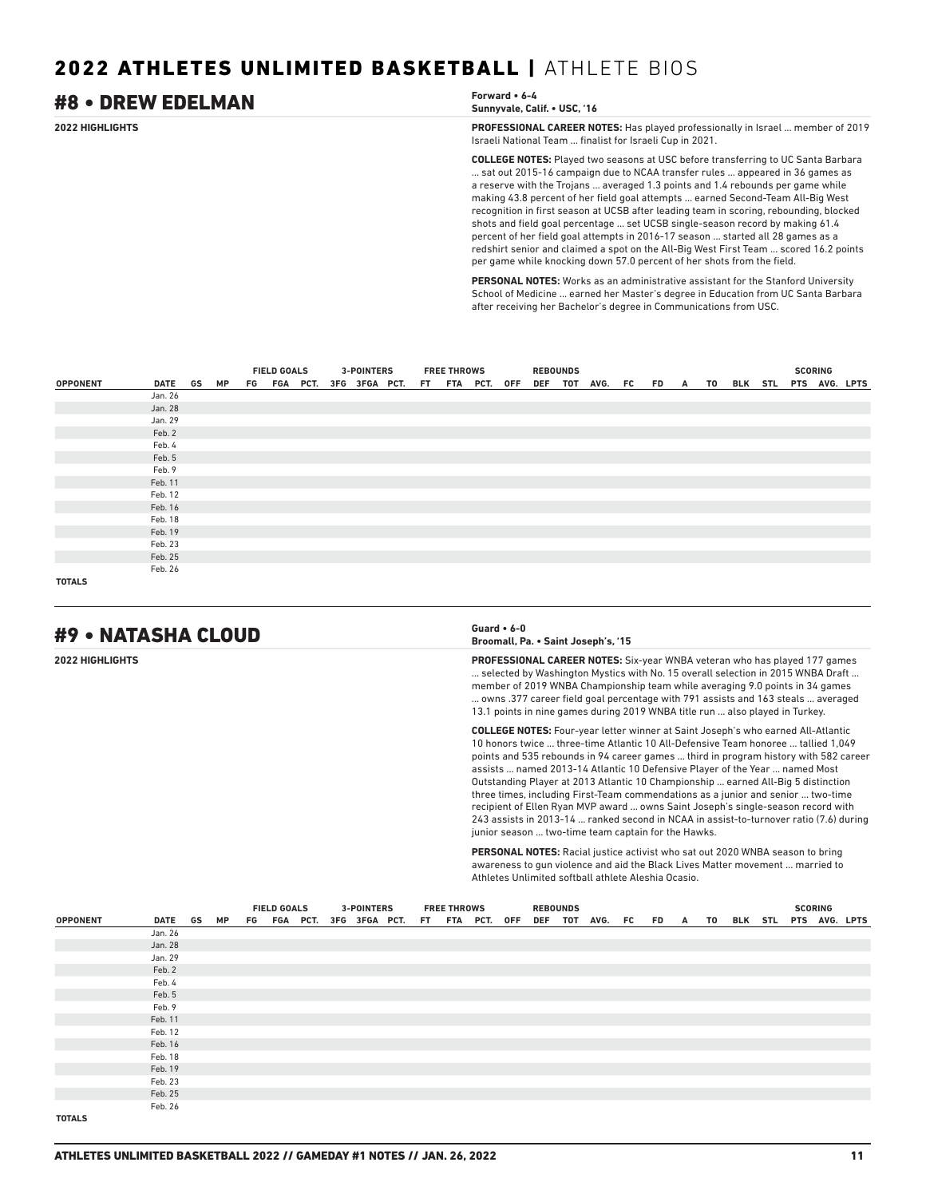# 2022 ATHLETES UNLIMITED BASKETBALL | ATHLETE BIOS

## #8 • DREW EDELMAN

**Forward • 6-4**
**Sunnyvale, Calif. • USC, '16**

**2022 HIGHLIGHTS**

**PROFESSIONAL CAREER NOTES:** Has played professionally in Israel ... member of 2019 Israeli National Team ... finalist for Israeli Cup in 2021.

**COLLEGE NOTES:** Played two seasons at USC before transferring to UC Santa Barbara ... sat out 2015-16 campaign due to NCAA transfer rules ... appeared in 36 games as a reserve with the Trojans ... averaged 1.3 points and 1.4 rebounds per game while making 43.8 percent of her field goal attempts ... earned Second-Team All-Big West recognition in first season at UCSB after leading team in scoring, rebounding, blocked shots and field goal percentage ... set UCSB single-season record by making 61.4 percent of her field goal attempts in 2016-17 season ... started all 28 games as a redshirt senior and claimed a spot on the All-Big West First Team ... scored 16.2 points per game while knocking down 57.0 percent of her shots from the field.

**PERSONAL NOTES:** Works as an administrative assistant for the Stanford University School of Medicine ... earned her Master's degree in Education from UC Santa Barbara after receiving her Bachelor's degree in Communications from USC.

| | | | | FIELD GOALS | | | 3-POINTERS | | | FREE THROWS | | | REBOUNDS | | | | | | | | | | | SCORING | | |
|---|---|---|---|---|---|---|---|---|---|---|---|---|---|---|---|---|---|---|---|---|---|---|---|---|---|---|
| OPPONENT | DATE | GS | MP | FG | FGA | PCT. | 3FG | 3FGA | PCT. | FT | FTA | PCT. | OFF | DEF | TOT | AVG. | FC | FD | A | TO | BLK | STL | PTS | AVG. | LPTS |
| | Jan. 26 | | | | | | | | | | | | | | | | | | | | | | | | |
| | Jan. 28 | | | | | | | | | | | | | | | | | | | | | | | | |
| | Jan. 29 | | | | | | | | | | | | | | | | | | | | | | | | |
| | Feb. 2 | | | | | | | | | | | | | | | | | | | | | | | | |
| | Feb. 4 | | | | | | | | | | | | | | | | | | | | | | | | |
| | Feb. 5 | | | | | | | | | | | | | | | | | | | | | | | | |
| | Feb. 9 | | | | | | | | | | | | | | | | | | | | | | | | |
| | Feb. 11 | | | | | | | | | | | | | | | | | | | | | | | | |
| | Feb. 12 | | | | | | | | | | | | | | | | | | | | | | | | |
| | Feb. 16 | | | | | | | | | | | | | | | | | | | | | | | | |
| | Feb. 18 | | | | | | | | | | | | | | | | | | | | | | | | |
| | Feb. 19 | | | | | | | | | | | | | | | | | | | | | | | | |
| | Feb. 23 | | | | | | | | | | | | | | | | | | | | | | | | |
| | Feb. 25 | | | | | | | | | | | | | | | | | | | | | | | | |
| | Feb. 26 | | | | | | | | | | | | | | | | | | | | | | | | |
| TOTALS | | | | | | | | | | | | | | | | | | | | | | | | | |

## #9 • NATASHA CLOUD

**Guard • 6-0**
**Broomall, Pa. • Saint Joseph's, '15**

**2022 HIGHLIGHTS**

**PROFESSIONAL CAREER NOTES:** Six-year WNBA veteran who has played 177 games ... selected by Washington Mystics with No. 15 overall selection in 2015 WNBA Draft ... member of 2019 WNBA Championship team while averaging 9.0 points in 34 games ... owns .377 career field goal percentage with 791 assists and 163 steals ... averaged 13.1 points in nine games during 2019 WNBA title run ... also played in Turkey.

**COLLEGE NOTES:** Four-year letter winner at Saint Joseph's who earned All-Atlantic 10 honors twice ... three-time Atlantic 10 All-Defensive Team honoree ... tallied 1,049 points and 535 rebounds in 94 career games ... third in program history with 582 career assists ... named 2013-14 Atlantic 10 Defensive Player of the Year ... named Most Outstanding Player at 2013 Atlantic 10 Championship ... earned All-Big 5 distinction three times, including First-Team commendations as a junior and senior ... two-time recipient of Ellen Ryan MVP award ... owns Saint Joseph's single-season record with 243 assists in 2013-14 ... ranked second in NCAA in assist-to-turnover ratio (7.6) during junior season ... two-time team captain for the Hawks.

**PERSONAL NOTES:** Racial justice activist who sat out 2020 WNBA season to bring awareness to gun violence and aid the Black Lives Matter movement ... married to Athletes Unlimited softball athlete Aleshia Ocasio.

| | | | | FIELD GOALS | | | 3-POINTERS | | | FREE THROWS | | | REBOUNDS | | | | | | | | | | | SCORING | | |
|---|---|---|---|---|---|---|---|---|---|---|---|---|---|---|---|---|---|---|---|---|---|---|---|---|---|---|
| OPPONENT | DATE | GS | MP | FG | FGA | PCT. | 3FG | 3FGA | PCT. | FT | FTA | PCT. | OFF | DEF | TOT | AVG. | FC | FD | A | TO | BLK | STL | PTS | AVG. | LPTS |
| | Jan. 26 | | | | | | | | | | | | | | | | | | | | | | | | |
| | Jan. 28 | | | | | | | | | | | | | | | | | | | | | | | | |
| | Jan. 29 | | | | | | | | | | | | | | | | | | | | | | | | |
| | Feb. 2 | | | | | | | | | | | | | | | | | | | | | | | | |
| | Feb. 4 | | | | | | | | | | | | | | | | | | | | | | | | |
| | Feb. 5 | | | | | | | | | | | | | | | | | | | | | | | | |
| | Feb. 9 | | | | | | | | | | | | | | | | | | | | | | | | |
| | Feb. 11 | | | | | | | | | | | | | | | | | | | | | | | | |
| | Feb. 12 | | | | | | | | | | | | | | | | | | | | | | | | |
| | Feb. 16 | | | | | | | | | | | | | | | | | | | | | | | | |
| | Feb. 18 | | | | | | | | | | | | | | | | | | | | | | | | |
| | Feb. 19 | | | | | | | | | | | | | | | | | | | | | | | | |
| | Feb. 23 | | | | | | | | | | | | | | | | | | | | | | | | |
| | Feb. 25 | | | | | | | | | | | | | | | | | | | | | | | | |
| | Feb. 26 | | | | | | | | | | | | | | | | | | | | | | | | |
| TOTALS | | | | | | | | | | | | | | | | | | | | | | | | | |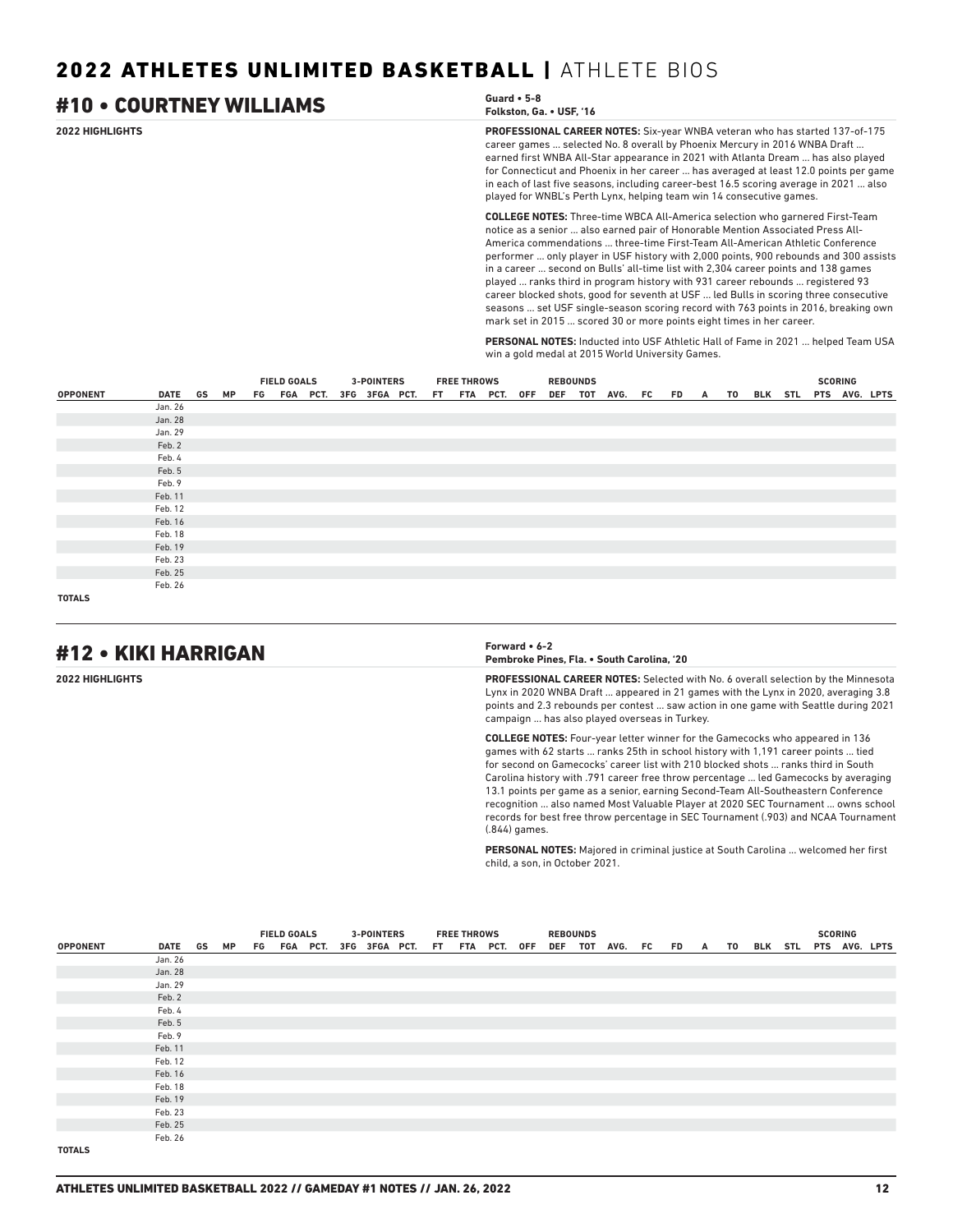# 2022 ATHLETES UNLIMITED BASKETBALL | ATHLETE BIOS

## #10 • COURTNEY WILLIAMS

**Guard • 5-8**
**Folkston, Ga. • USF, '16**

**2022 HIGHLIGHTS**

**PROFESSIONAL CAREER NOTES:** Six-year WNBA veteran who has started 137-of-175 career games ... selected No. 8 overall by Phoenix Mercury in 2016 WNBA Draft ... earned first WNBA All-Star appearance in 2021 with Atlanta Dream ... has also played for Connecticut and Phoenix in her career ... has averaged at least 12.0 points per game in each of last five seasons, including career-best 16.5 scoring average in 2021 ... also played for WNBL's Perth Lynx, helping team win 14 consecutive games.

**COLLEGE NOTES:** Three-time WBCA All-America selection who garnered First-Team notice as a senior ... also earned pair of Honorable Mention Associated Press All-America commendations ... three-time First-Team All-American Athletic Conference performer ... only player in USF history with 2,000 points, 900 rebounds and 300 assists in a career ... second on Bulls' all-time list with 2,304 career points and 138 games played ... ranks third in program history with 931 career rebounds ... registered 93 career blocked shots, good for seventh at USF ... led Bulls in scoring three consecutive seasons ... set USF single-season scoring record with 763 points in 2016, breaking own mark set in 2015 ... scored 30 or more points eight times in her career.

**PERSONAL NOTES:** Inducted into USF Athletic Hall of Fame in 2021 ... helped Team USA win a gold medal at 2015 World University Games.

| | | | | FIELD GOALS | | | 3-POINTERS | | | FREE THROWS | | | REBOUNDS | | | | | | | | | | SCORING | | |
|---|---|---|---|---|---|---|---|---|---|---|---|---|---|---|---|---|---|---|---|---|---|---|---|---|---|
| OPPONENT | DATE | GS | MP | FG | FGA | PCT. | 3FG | 3FGA | PCT. | FT | FTA | PCT. | OFF | DEF | TOT | AVG. | FC | FD | A | TO | BLK | STL | PTS | AVG. | LPTS |
| | Jan. 26 | | | | | | | | | | | | | | | | | | | | | | | | |
| | Jan. 28 | | | | | | | | | | | | | | | | | | | | | | | | |
| | Jan. 29 | | | | | | | | | | | | | | | | | | | | | | | | |
| | Feb. 2 | | | | | | | | | | | | | | | | | | | | | | | | |
| | Feb. 4 | | | | | | | | | | | | | | | | | | | | | | | | |
| | Feb. 5 | | | | | | | | | | | | | | | | | | | | | | | | |
| | Feb. 9 | | | | | | | | | | | | | | | | | | | | | | | | |
| | Feb. 11 | | | | | | | | | | | | | | | | | | | | | | | | |
| | Feb. 12 | | | | | | | | | | | | | | | | | | | | | | | | |
| | Feb. 16 | | | | | | | | | | | | | | | | | | | | | | | | |
| | Feb. 18 | | | | | | | | | | | | | | | | | | | | | | | | |
| | Feb. 19 | | | | | | | | | | | | | | | | | | | | | | | | |
| | Feb. 23 | | | | | | | | | | | | | | | | | | | | | | | | |
| | Feb. 25 | | | | | | | | | | | | | | | | | | | | | | | | |
| | Feb. 26 | | | | | | | | | | | | | | | | | | | | | | | | |
| TOTALS | | | | | | | | | | | | | | | | | | | | | | | | | |

## #12 • KIKI HARRIGAN

**Forward • 6-2**
**Pembroke Pines, Fla. • South Carolina, '20**

**2022 HIGHLIGHTS**

**PROFESSIONAL CAREER NOTES:** Selected with No. 6 overall selection by the Minnesota Lynx in 2020 WNBA Draft ... appeared in 21 games with the Lynx in 2020, averaging 3.8 points and 2.3 rebounds per contest ... saw action in one game with Seattle during 2021 campaign ... has also played overseas in Turkey.

**COLLEGE NOTES:** Four-year letter winner for the Gamecocks who appeared in 136 games with 62 starts ... ranks 25th in school history with 1,191 career points ... tied for second on Gamecocks' career list with 210 blocked shots ... ranks third in South Carolina history with .791 career free throw percentage ... led Gamecocks by averaging 13.1 points per game as a senior, earning Second-Team All-Southeastern Conference recognition ... also named Most Valuable Player at 2020 SEC Tournament ... owns school records for best free throw percentage in SEC Tournament (.903) and NCAA Tournament (.844) games.

**PERSONAL NOTES:** Majored in criminal justice at South Carolina ... welcomed her first child, a son, in October 2021.

| | | | | FIELD GOALS | | | 3-POINTERS | | | FREE THROWS | | | REBOUNDS | | | | | | | | | | SCORING | | |
|---|---|---|---|---|---|---|---|---|---|---|---|---|---|---|---|---|---|---|---|---|---|---|---|---|---|
| OPPONENT | DATE | GS | MP | FG | FGA | PCT. | 3FG | 3FGA | PCT. | FT | FTA | PCT. | OFF | DEF | TOT | AVG. | FC | FD | A | TO | BLK | STL | PTS | AVG. | LPTS |
| | Jan. 26 | | | | | | | | | | | | | | | | | | | | | | | | |
| | Jan. 28 | | | | | | | | | | | | | | | | | | | | | | | | |
| | Jan. 29 | | | | | | | | | | | | | | | | | | | | | | | | |
| | Feb. 2 | | | | | | | | | | | | | | | | | | | | | | | | |
| | Feb. 4 | | | | | | | | | | | | | | | | | | | | | | | | |
| | Feb. 5 | | | | | | | | | | | | | | | | | | | | | | | | |
| | Feb. 9 | | | | | | | | | | | | | | | | | | | | | | | | |
| | Feb. 11 | | | | | | | | | | | | | | | | | | | | | | | | |
| | Feb. 12 | | | | | | | | | | | | | | | | | | | | | | | | |
| | Feb. 16 | | | | | | | | | | | | | | | | | | | | | | | | |
| | Feb. 18 | | | | | | | | | | | | | | | | | | | | | | | | |
| | Feb. 19 | | | | | | | | | | | | | | | | | | | | | | | | |
| | Feb. 23 | | | | | | | | | | | | | | | | | | | | | | | | |
| | Feb. 25 | | | | | | | | | | | | | | | | | | | | | | | | |
| | Feb. 26 | | | | | | | | | | | | | | | | | | | | | | | | |
| TOTALS | | | | | | | | | | | | | | | | | | | | | | | | | |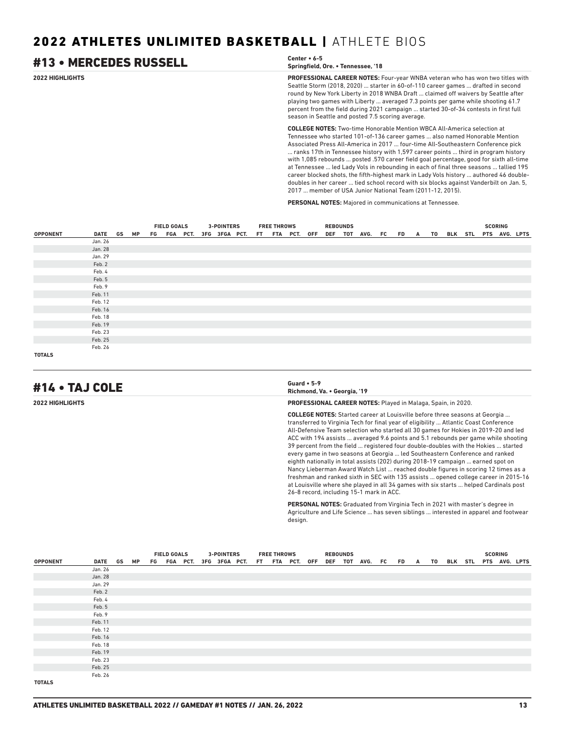# 2022 ATHLETES UNLIMITED BASKETBALL | ATHLETE BIOS

## #13 • MERCEDES RUSSELL

**Center • 6-5**
**Springfield, Ore. • Tennessee, '18**

**2022 HIGHLIGHTS**

**PROFESSIONAL CAREER NOTES:** Four-year WNBA veteran who has won two titles with Seattle Storm (2018, 2020) ... starter in 60-of-110 career games ... drafted in second round by New York Liberty in 2018 WNBA Draft ... claimed off waivers by Seattle after playing two games with Liberty ... averaged 7.3 points per game while shooting 61.7 percent from the field during 2021 campaign ... started 30-of-34 contests in first full season in Seattle and posted 7.5 scoring average.

**COLLEGE NOTES:** Two-time Honorable Mention WBCA All-America selection at Tennessee who started 101-of-136 career games ... also named Honorable Mention Associated Press All-America in 2017 ... four-time All-Southeastern Conference pick ... ranks 17th in Tennessee history with 1,597 career points ... third in program history with 1,085 rebounds ... posted .570 career field goal percentage, good for sixth all-time at Tennessee ... led Lady Vols in rebounding in each of final three seasons ... tallied 195 career blocked shots, the fifth-highest mark in Lady Vols history ... authored 46 double-doubles in her career ... tied school record with six blocks against Vanderbilt on Jan. 5, 2017 ... member of USA Junior National Team (2011-12, 2015).

**PERSONAL NOTES:** Majored in communications at Tennessee.

| | | | | FIELD GOALS | | | 3-POINTERS | | | FREE THROWS | | | REBOUNDS | | | | | | | | | | SCORING | | |
|---|---|---|---|---|---|---|---|---|---|---|---|---|---|---|---|---|---|---|---|---|---|---|---|---|---|
| OPPONENT | DATE | GS | MP | FG | FGA | PCT. | 3FG | 3FGA | PCT. | FT | FTA | PCT. | OFF | DEF | TOT | AVG. | FC | FD | A | TO | BLK | STL | PTS | AVG. | LPTS |
| | Jan. 26 | | | | | | | | | | | | | | | | | | | | | | | | |
| | Jan. 28 | | | | | | | | | | | | | | | | | | | | | | | | |
| | Jan. 29 | | | | | | | | | | | | | | | | | | | | | | | | |
| | Feb. 2 | | | | | | | | | | | | | | | | | | | | | | | | |
| | Feb. 4 | | | | | | | | | | | | | | | | | | | | | | | | |
| | Feb. 5 | | | | | | | | | | | | | | | | | | | | | | | | |
| | Feb. 9 | | | | | | | | | | | | | | | | | | | | | | | | |
| | Feb. 11 | | | | | | | | | | | | | | | | | | | | | | | | |
| | Feb. 12 | | | | | | | | | | | | | | | | | | | | | | | | |
| | Feb. 16 | | | | | | | | | | | | | | | | | | | | | | | | |
| | Feb. 18 | | | | | | | | | | | | | | | | | | | | | | | | |
| | Feb. 19 | | | | | | | | | | | | | | | | | | | | | | | | |
| | Feb. 23 | | | | | | | | | | | | | | | | | | | | | | | | |
| | Feb. 25 | | | | | | | | | | | | | | | | | | | | | | | | |
| | Feb. 26 | | | | | | | | | | | | | | | | | | | | | | | | |
| TOTALS | | | | | | | | | | | | | | | | | | | | | | | | | |

## #14 • TAJ COLE

**Guard • 5-9**
**Richmond, Va. • Georgia, '19**

**2022 HIGHLIGHTS**

**PROFESSIONAL CAREER NOTES:** Played in Malaga, Spain, in 2020.

**COLLEGE NOTES:** Started career at Louisville before three seasons at Georgia ... transferred to Virginia Tech for final year of eligibility ... Atlantic Coast Conference All-Defensive Team selection who started all 30 games for Hokies in 2019-20 and led ACC with 194 assists ... averaged 9.6 points and 5.1 rebounds per game while shooting 39 percent from the field ... registered four double-doubles with the Hokies ... started every game in two seasons at Georgia ... led Southeastern Conference and ranked eighth nationally in total assists (202) during 2018-19 campaign ... earned spot on Nancy Lieberman Award Watch List ... reached double figures in scoring 12 times as a freshman and ranked sixth in SEC with 135 assists ... opened college career in 2015-16 at Louisville where she played in all 34 games with six starts ... helped Cardinals post 26-8 record, including 15-1 mark in ACC.

**PERSONAL NOTES:** Graduated from Virginia Tech in 2021 with master's degree in Agriculture and Life Science ... has seven siblings ... interested in apparel and footwear design.

| | | | | FIELD GOALS | | | 3-POINTERS | | | FREE THROWS | | | REBOUNDS | | | | | | | | | | SCORING | | |
|---|---|---|---|---|---|---|---|---|---|---|---|---|---|---|---|---|---|---|---|---|---|---|---|---|---|
| OPPONENT | DATE | GS | MP | FG | FGA | PCT. | 3FG | 3FGA | PCT. | FT | FTA | PCT. | OFF | DEF | TOT | AVG. | FC | FD | A | TO | BLK | STL | PTS | AVG. | LPTS |
| | Jan. 26 | | | | | | | | | | | | | | | | | | | | | | | | |
| | Jan. 28 | | | | | | | | | | | | | | | | | | | | | | | | |
| | Jan. 29 | | | | | | | | | | | | | | | | | | | | | | | | |
| | Feb. 2 | | | | | | | | | | | | | | | | | | | | | | | | |
| | Feb. 4 | | | | | | | | | | | | | | | | | | | | | | | | |
| | Feb. 5 | | | | | | | | | | | | | | | | | | | | | | | | |
| | Feb. 9 | | | | | | | | | | | | | | | | | | | | | | | | |
| | Feb. 11 | | | | | | | | | | | | | | | | | | | | | | | | |
| | Feb. 12 | | | | | | | | | | | | | | | | | | | | | | | | |
| | Feb. 16 | | | | | | | | | | | | | | | | | | | | | | | | |
| | Feb. 18 | | | | | | | | | | | | | | | | | | | | | | | | |
| | Feb. 19 | | | | | | | | | | | | | | | | | | | | | | | | |
| | Feb. 23 | | | | | | | | | | | | | | | | | | | | | | | | |
| | Feb. 25 | | | | | | | | | | | | | | | | | | | | | | | | |
| | Feb. 26 | | | | | | | | | | | | | | | | | | | | | | | | |
| TOTALS | | | | | | | | | | | | | | | | | | | | | | | | | |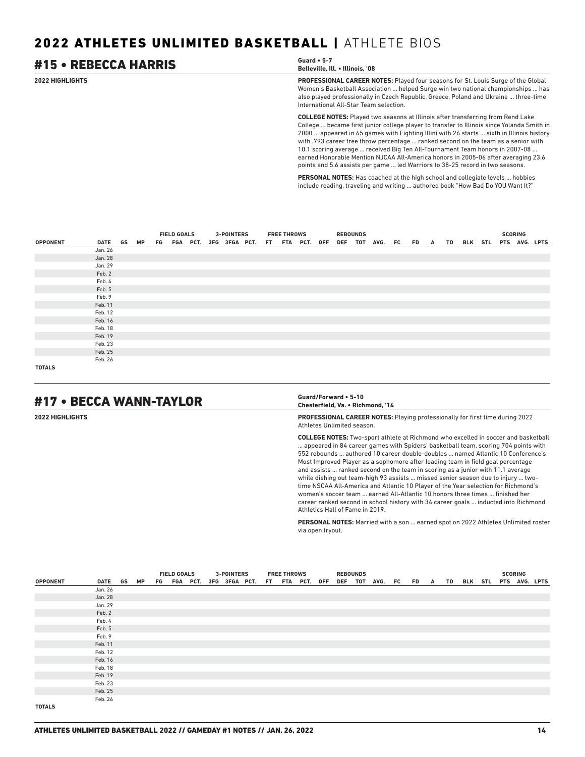## 2022 ATHLETES UNLIMITED BASKETBALL | ATHLETE BIOS

## #15 • REBECCA HARRIS

**Guard • 5-7**
**Belleville, Ill. • Illinois, '08**

**2022 HIGHLIGHTS**

**PROFESSIONAL CAREER NOTES:** Played four seasons for St. Louis Surge of the Global Women's Basketball Association ... helped Surge win two national championships ... has also played professionally in Czech Republic, Greece, Poland and Ukraine ... three-time International All-Star Team selection.

**COLLEGE NOTES:** Played two seasons at Illinois after transferring from Rend Lake College ... became first junior college player to transfer to Illinois since Yolanda Smith in 2000 ... appeared in 65 games with Fighting Illini with 26 starts ... sixth in Illinois history with .793 career free throw percentage ... ranked second on the team as a senior with 10.1 scoring average ... received Big Ten All-Tournament Team honors in 2007-08 ... earned Honorable Mention NJCAA All-America honors in 2005-06 after averaging 23.6 points and 5.6 assists per game ... led Warriors to 38-25 record in two seasons.

**PERSONAL NOTES:** Has coached at the high school and collegiate levels ... hobbies include reading, traveling and writing ... authored book "How Bad Do YOU Want It?"

| | | | | FIELD GOALS | | | 3-POINTERS | | | FREE THROWS | | | REBOUNDS | | | | | | | | | | | SCORING | | |
|---|---|---|---|---|---|---|---|---|---|---|---|---|---|---|---|---|---|---|---|---|---|---|---|---|---|---|
| OPPONENT | DATE | GS | MP | FG | FGA | PCT. | 3FG | 3FGA | PCT. | FT | FTA | PCT. | OFF | DEF | TOT | AVG. | FC | FD | A | TO | BLK | STL | PTS | AVG. | LPTS |
| | Jan. 26 | | | | | | | | | | | | | | | | | | | | | | | | |
| | Jan. 28 | | | | | | | | | | | | | | | | | | | | | | | | |
| | Jan. 29 | | | | | | | | | | | | | | | | | | | | | | | | |
| | Feb. 2 | | | | | | | | | | | | | | | | | | | | | | | | |
| | Feb. 4 | | | | | | | | | | | | | | | | | | | | | | | | |
| | Feb. 5 | | | | | | | | | | | | | | | | | | | | | | | | |
| | Feb. 9 | | | | | | | | | | | | | | | | | | | | | | | | |
| | Feb. 11 | | | | | | | | | | | | | | | | | | | | | | | | |
| | Feb. 12 | | | | | | | | | | | | | | | | | | | | | | | | |
| | Feb. 16 | | | | | | | | | | | | | | | | | | | | | | | | |
| | Feb. 18 | | | | | | | | | | | | | | | | | | | | | | | | |
| | Feb. 19 | | | | | | | | | | | | | | | | | | | | | | | | |
| | Feb. 23 | | | | | | | | | | | | | | | | | | | | | | | | |
| | Feb. 25 | | | | | | | | | | | | | | | | | | | | | | | | |
| | Feb. 26 | | | | | | | | | | | | | | | | | | | | | | | | |
| TOTALS | | | | | | | | | | | | | | | | | | | | | | | | | |

## #17 • BECCA WANN-TAYLOR

**Guard/Forward • 5-10**
**Chesterfield, Va. • Richmond, '14**

**2022 HIGHLIGHTS**

**PROFESSIONAL CAREER NOTES:** Playing professionally for first time during 2022 Athletes Unlimited season.

**COLLEGE NOTES:** Two-sport athlete at Richmond who excelled in soccer and basketball ... appeared in 84 career games with Spiders' basketball team, scoring 704 points with 552 rebounds ... authored 10 career double-doubles ... named Atlantic 10 Conference's Most Improved Player as a sophomore after leading team in field goal percentage and assists ... ranked second on the team in scoring as a junior with 11.1 average while dishing out team-high 93 assists ... missed senior season due to injury ... two-time NSCAA All-America and Atlantic 10 Player of the Year selection for Richmond's women's soccer team ... earned All-Atlantic 10 honors three times ... finished her career ranked second in school history with 34 career goals ... inducted into Richmond Athletics Hall of Fame in 2019.

**PERSONAL NOTES:** Married with a son ... earned spot on 2022 Athletes Unlimited roster via open tryout.

| | | | | FIELD GOALS | | | 3-POINTERS | | | FREE THROWS | | | REBOUNDS | | | | | | | | | | | SCORING | | |
|---|---|---|---|---|---|---|---|---|---|---|---|---|---|---|---|---|---|---|---|---|---|---|---|---|---|---|
| OPPONENT | DATE | GS | MP | FG | FGA | PCT. | 3FG | 3FGA | PCT. | FT | FTA | PCT. | OFF | DEF | TOT | AVG. | FC | FD | A | TO | BLK | STL | PTS | AVG. | LPTS |
| | Jan. 26 | | | | | | | | | | | | | | | | | | | | | | | | |
| | Jan. 28 | | | | | | | | | | | | | | | | | | | | | | | | |
| | Jan. 29 | | | | | | | | | | | | | | | | | | | | | | | | |
| | Feb. 2 | | | | | | | | | | | | | | | | | | | | | | | | |
| | Feb. 4 | | | | | | | | | | | | | | | | | | | | | | | | |
| | Feb. 5 | | | | | | | | | | | | | | | | | | | | | | | | |
| | Feb. 9 | | | | | | | | | | | | | | | | | | | | | | | | |
| | Feb. 11 | | | | | | | | | | | | | | | | | | | | | | | | |
| | Feb. 12 | | | | | | | | | | | | | | | | | | | | | | | | |
| | Feb. 16 | | | | | | | | | | | | | | | | | | | | | | | | |
| | Feb. 18 | | | | | | | | | | | | | | | | | | | | | | | | |
| | Feb. 19 | | | | | | | | | | | | | | | | | | | | | | | | |
| | Feb. 23 | | | | | | | | | | | | | | | | | | | | | | | | |
| | Feb. 25 | | | | | | | | | | | | | | | | | | | | | | | | |
| | Feb. 26 | | | | | | | | | | | | | | | | | | | | | | | | |
| TOTALS | | | | | | | | | | | | | | | | | | | | | | | | | |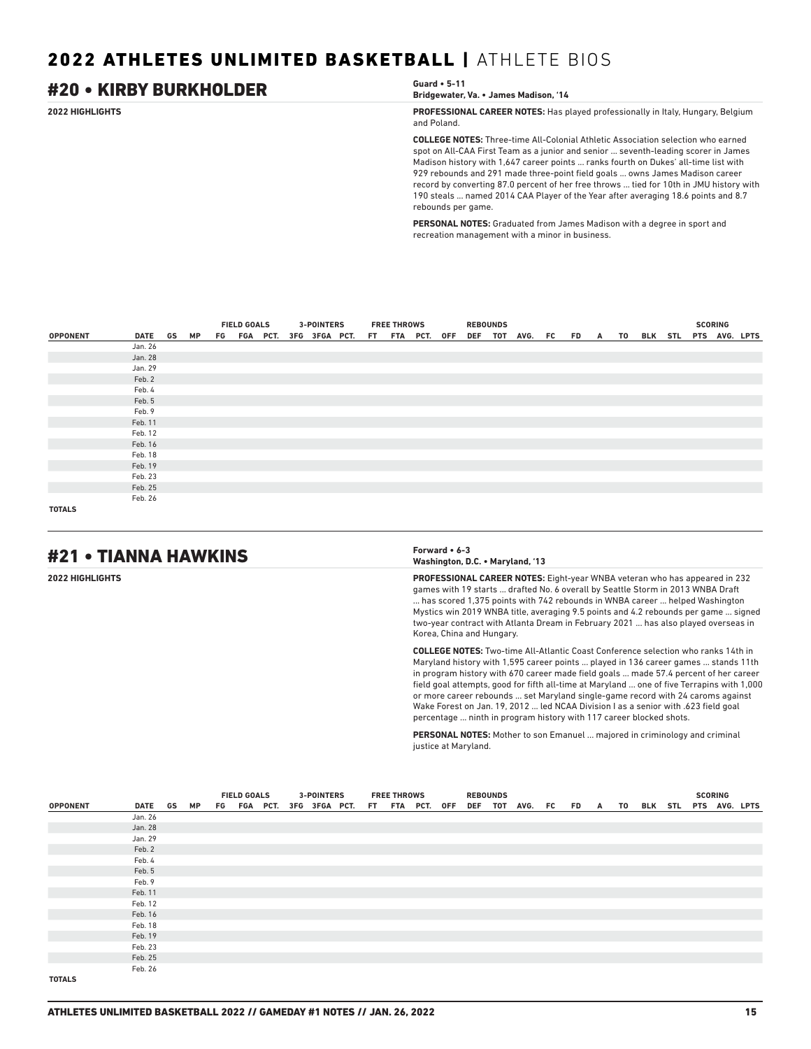# 2022 ATHLETES UNLIMITED BASKETBALL | ATHLETE BIOS

## #20 • KIRBY BURKHOLDER

**Guard • 5-11**
**Bridgewater, Va. • James Madison, '14**

**2022 HIGHLIGHTS**

**PROFESSIONAL CAREER NOTES:** Has played professionally in Italy, Hungary, Belgium and Poland.

**COLLEGE NOTES:** Three-time All-Colonial Athletic Association selection who earned spot on All-CAA First Team as a junior and senior ... seventh-leading scorer in James Madison history with 1,647 career points ... ranks fourth on Dukes' all-time list with 929 rebounds and 291 made three-point field goals ... owns James Madison career record by converting 87.0 percent of her free throws ... tied for 10th in JMU history with 190 steals ... named 2014 CAA Player of the Year after averaging 18.6 points and 8.7 rebounds per game.

**PERSONAL NOTES:** Graduated from James Madison with a degree in sport and recreation management with a minor in business.

| | | | | FIELD GOALS | | | 3-POINTERS | | | FREE THROWS | | | REBOUNDS | | | | | | | | | | SCORING | | |
|---|---|---|---|---|---|---|---|---|---|---|---|---|---|---|---|---|---|---|---|---|---|---|---|---|---|
| OPPONENT | DATE | GS | MP | FG | FGA | PCT. | 3FG | 3FGA | PCT. | FT | FTA | PCT. | OFF | DEF | TOT | AVG. | FC | FD | A | TO | BLK | STL | PTS | AVG. | LPTS |
| | Jan. 26 | | | | | | | | | | | | | | | | | | | | | | | | |
| | Jan. 28 | | | | | | | | | | | | | | | | | | | | | | | | |
| | Jan. 29 | | | | | | | | | | | | | | | | | | | | | | | | |
| | Feb. 2 | | | | | | | | | | | | | | | | | | | | | | | | |
| | Feb. 4 | | | | | | | | | | | | | | | | | | | | | | | | |
| | Feb. 5 | | | | | | | | | | | | | | | | | | | | | | | | |
| | Feb. 9 | | | | | | | | | | | | | | | | | | | | | | | | |
| | Feb. 11 | | | | | | | | | | | | | | | | | | | | | | | | |
| | Feb. 12 | | | | | | | | | | | | | | | | | | | | | | | | |
| | Feb. 16 | | | | | | | | | | | | | | | | | | | | | | | | |
| | Feb. 18 | | | | | | | | | | | | | | | | | | | | | | | | |
| | Feb. 19 | | | | | | | | | | | | | | | | | | | | | | | | |
| | Feb. 23 | | | | | | | | | | | | | | | | | | | | | | | | |
| | Feb. 25 | | | | | | | | | | | | | | | | | | | | | | | | |
| | Feb. 26 | | | | | | | | | | | | | | | | | | | | | | | | |
| TOTALS | | | | | | | | | | | | | | | | | | | | | | | | | |

## #21 • TIANNA HAWKINS

**Forward • 6-3**
**Washington, D.C. • Maryland, '13**

**2022 HIGHLIGHTS**

**PROFESSIONAL CAREER NOTES:** Eight-year WNBA veteran who has appeared in 232 games with 19 starts ... drafted No. 6 overall by Seattle Storm in 2013 WNBA Draft ... has scored 1,375 points with 742 rebounds in WNBA career ... helped Washington Mystics win 2019 WNBA title, averaging 9.5 points and 4.2 rebounds per game ... signed two-year contract with Atlanta Dream in February 2021 ... has also played overseas in Korea, China and Hungary.

**COLLEGE NOTES:** Two-time All-Atlantic Coast Conference selection who ranks 14th in Maryland history with 1,595 career points ... played in 136 career games ... stands 11th in program history with 670 career made field goals ... made 57.4 percent of her career field goal attempts, good for fifth all-time at Maryland ... one of five Terrapins with 1,000 or more career rebounds ... set Maryland single-game record with 24 caroms against Wake Forest on Jan. 19, 2012 ... led NCAA Division I as a senior with .623 field goal percentage ... ninth in program history with 117 career blocked shots.

**PERSONAL NOTES:** Mother to son Emanuel ... majored in criminology and criminal justice at Maryland.

| | | | | FIELD GOALS | | | 3-POINTERS | | | FREE THROWS | | | REBOUNDS | | | | | | | | | | SCORING | | |
|---|---|---|---|---|---|---|---|---|---|---|---|---|---|---|---|---|---|---|---|---|---|---|---|---|---|
| OPPONENT | DATE | GS | MP | FG | FGA | PCT. | 3FG | 3FGA | PCT. | FT | FTA | PCT. | OFF | DEF | TOT | AVG. | FC | FD | A | TO | BLK | STL | PTS | AVG. | LPTS |
| | Jan. 26 | | | | | | | | | | | | | | | | | | | | | | | | |
| | Jan. 28 | | | | | | | | | | | | | | | | | | | | | | | | |
| | Jan. 29 | | | | | | | | | | | | | | | | | | | | | | | | |
| | Feb. 2 | | | | | | | | | | | | | | | | | | | | | | | | |
| | Feb. 4 | | | | | | | | | | | | | | | | | | | | | | | | |
| | Feb. 5 | | | | | | | | | | | | | | | | | | | | | | | | |
| | Feb. 9 | | | | | | | | | | | | | | | | | | | | | | | | |
| | Feb. 11 | | | | | | | | | | | | | | | | | | | | | | | | |
| | Feb. 12 | | | | | | | | | | | | | | | | | | | | | | | | |
| | Feb. 16 | | | | | | | | | | | | | | | | | | | | | | | | |
| | Feb. 18 | | | | | | | | | | | | | | | | | | | | | | | | |
| | Feb. 19 | | | | | | | | | | | | | | | | | | | | | | | | |
| | Feb. 23 | | | | | | | | | | | | | | | | | | | | | | | | |
| | Feb. 25 | | | | | | | | | | | | | | | | | | | | | | | | |
| | Feb. 26 | | | | | | | | | | | | | | | | | | | | | | | | |
| TOTALS | | | | | | | | | | | | | | | | | | | | | | | | | |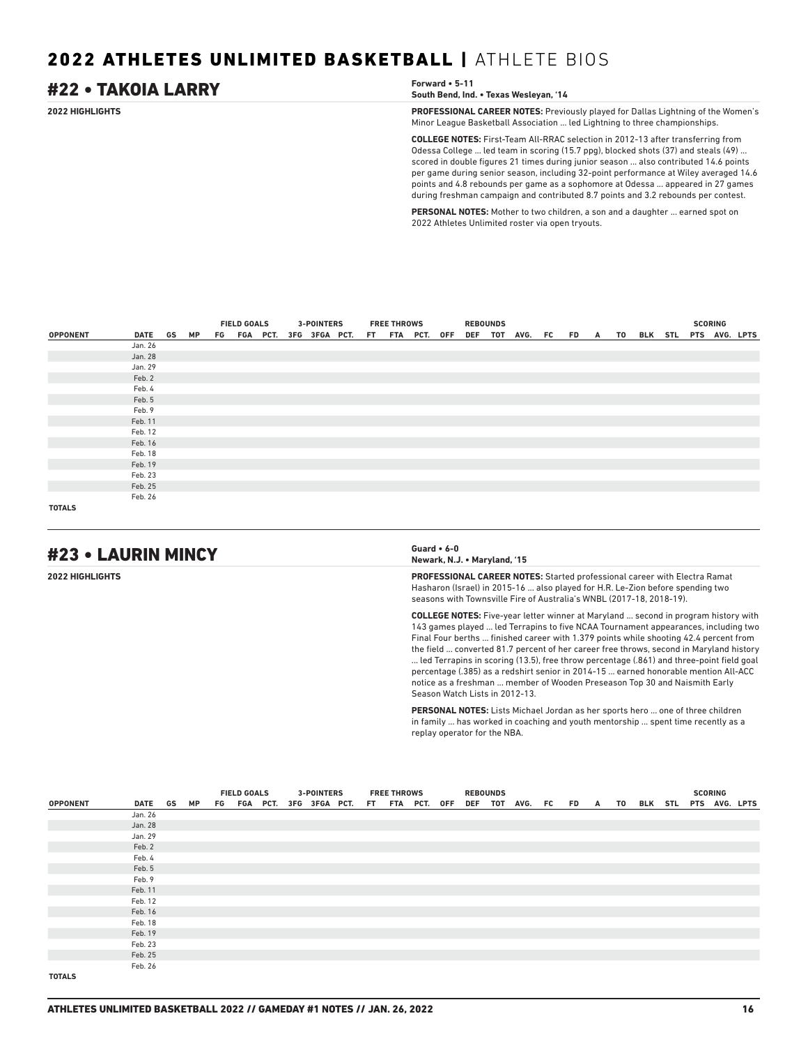## 2022 ATHLETES UNLIMITED BASKETBALL | ATHLETE BIOS

# #22 • TAKOIA LARRY

**Forward • 5-11**
**South Bend, Ind. • Texas Wesleyan, '14**

**2022 HIGHLIGHTS**

**PROFESSIONAL CAREER NOTES:** Previously played for Dallas Lightning of the Women's Minor League Basketball Association ... led Lightning to three championships.

**COLLEGE NOTES:** First-Team All-RRAC selection in 2012-13 after transferring from Odessa College ... led team in scoring (15.7 ppg), blocked shots (37) and steals (49) ... scored in double figures 21 times during junior season ... also contributed 14.6 points per game during senior season, including 32-point performance at Wiley averaged 14.6 points and 4.8 rebounds per game as a sophomore at Odessa ... appeared in 27 games during freshman campaign and contributed 8.7 points and 3.2 rebounds per contest.

**PERSONAL NOTES:** Mother to two children, a son and a daughter ... earned spot on 2022 Athletes Unlimited roster via open tryouts.

| | | | | FIELD GOALS | | | 3-POINTERS | | | FREE THROWS | | | REBOUNDS | | | | | | | | | | SCORING | | |
|---|---|---|---|---|---|---|---|---|---|---|---|---|---|---|---|---|---|---|---|---|---|---|---|---|---|
| OPPONENT | DATE | GS | MP | FG | FGA | PCT. | 3FG | 3FGA | PCT. | FT | FTA | PCT. | OFF | DEF | TOT | AVG. | FC | FD | A | TO | BLK | STL | PTS | AVG. | LPTS |
| | Jan. 26 | | | | | | | | | | | | | | | | | | | | | | | | |
| | Jan. 28 | | | | | | | | | | | | | | | | | | | | | | | | |
| | Jan. 29 | | | | | | | | | | | | | | | | | | | | | | | | |
| | Feb. 2 | | | | | | | | | | | | | | | | | | | | | | | | |
| | Feb. 4 | | | | | | | | | | | | | | | | | | | | | | | | |
| | Feb. 5 | | | | | | | | | | | | | | | | | | | | | | | | |
| | Feb. 9 | | | | | | | | | | | | | | | | | | | | | | | | |
| | Feb. 11 | | | | | | | | | | | | | | | | | | | | | | | | |
| | Feb. 12 | | | | | | | | | | | | | | | | | | | | | | | | |
| | Feb. 16 | | | | | | | | | | | | | | | | | | | | | | | | |
| | Feb. 18 | | | | | | | | | | | | | | | | | | | | | | | | |
| | Feb. 19 | | | | | | | | | | | | | | | | | | | | | | | | |
| | Feb. 23 | | | | | | | | | | | | | | | | | | | | | | | | |
| | Feb. 25 | | | | | | | | | | | | | | | | | | | | | | | | |
| | Feb. 26 | | | | | | | | | | | | | | | | | | | | | | | | |
| TOTALS | | | | | | | | | | | | | | | | | | | | | | | | | |

# #23 • LAURIN MINCY

**Guard • 6-0**
**Newark, N.J. • Maryland, '15**

**2022 HIGHLIGHTS**

**PROFESSIONAL CAREER NOTES:** Started professional career with Electra Ramat Hasharon (Israel) in 2015-16 ... also played for H.R. Le-Zion before spending two seasons with Townsville Fire of Australia's WNBL (2017-18, 2018-19).

**COLLEGE NOTES:** Five-year letter winner at Maryland ... second in program history with 143 games played ... led Terrapins to five NCAA Tournament appearances, including two Final Four berths ... finished career with 1.379 points while shooting 42.4 percent from the field ... converted 81.7 percent of her career free throws, second in Maryland history ... led Terrapins in scoring (13.5), free throw percentage (.861) and three-point field goal percentage (.385) as a redshirt senior in 2014-15 ... earned honorable mention All-ACC notice as a freshman ... member of Wooden Preseason Top 30 and Naismith Early Season Watch Lists in 2012-13.

**PERSONAL NOTES:** Lists Michael Jordan as her sports hero ... one of three children in family ... has worked in coaching and youth mentorship ... spent time recently as a replay operator for the NBA.

| | | | | FIELD GOALS | | | 3-POINTERS | | | FREE THROWS | | | REBOUNDS | | | | | | | | | | SCORING | | |
|---|---|---|---|---|---|---|---|---|---|---|---|---|---|---|---|---|---|---|---|---|---|---|---|---|---|
| OPPONENT | DATE | GS | MP | FG | FGA | PCT. | 3FG | 3FGA | PCT. | FT | FTA | PCT. | OFF | DEF | TOT | AVG. | FC | FD | A | TO | BLK | STL | PTS | AVG. | LPTS |
| | Jan. 26 | | | | | | | | | | | | | | | | | | | | | | | | |
| | Jan. 28 | | | | | | | | | | | | | | | | | | | | | | | | |
| | Jan. 29 | | | | | | | | | | | | | | | | | | | | | | | | |
| | Feb. 2 | | | | | | | | | | | | | | | | | | | | | | | | |
| | Feb. 4 | | | | | | | | | | | | | | | | | | | | | | | | |
| | Feb. 5 | | | | | | | | | | | | | | | | | | | | | | | | |
| | Feb. 9 | | | | | | | | | | | | | | | | | | | | | | | | |
| | Feb. 11 | | | | | | | | | | | | | | | | | | | | | | | | |
| | Feb. 12 | | | | | | | | | | | | | | | | | | | | | | | | |
| | Feb. 16 | | | | | | | | | | | | | | | | | | | | | | | | |
| | Feb. 18 | | | | | | | | | | | | | | | | | | | | | | | | |
| | Feb. 19 | | | | | | | | | | | | | | | | | | | | | | | | |
| | Feb. 23 | | | | | | | | | | | | | | | | | | | | | | | | |
| | Feb. 25 | | | | | | | | | | | | | | | | | | | | | | | | |
| | Feb. 26 | | | | | | | | | | | | | | | | | | | | | | | | |
| TOTALS | | | | | | | | | | | | | | | | | | | | | | | | | |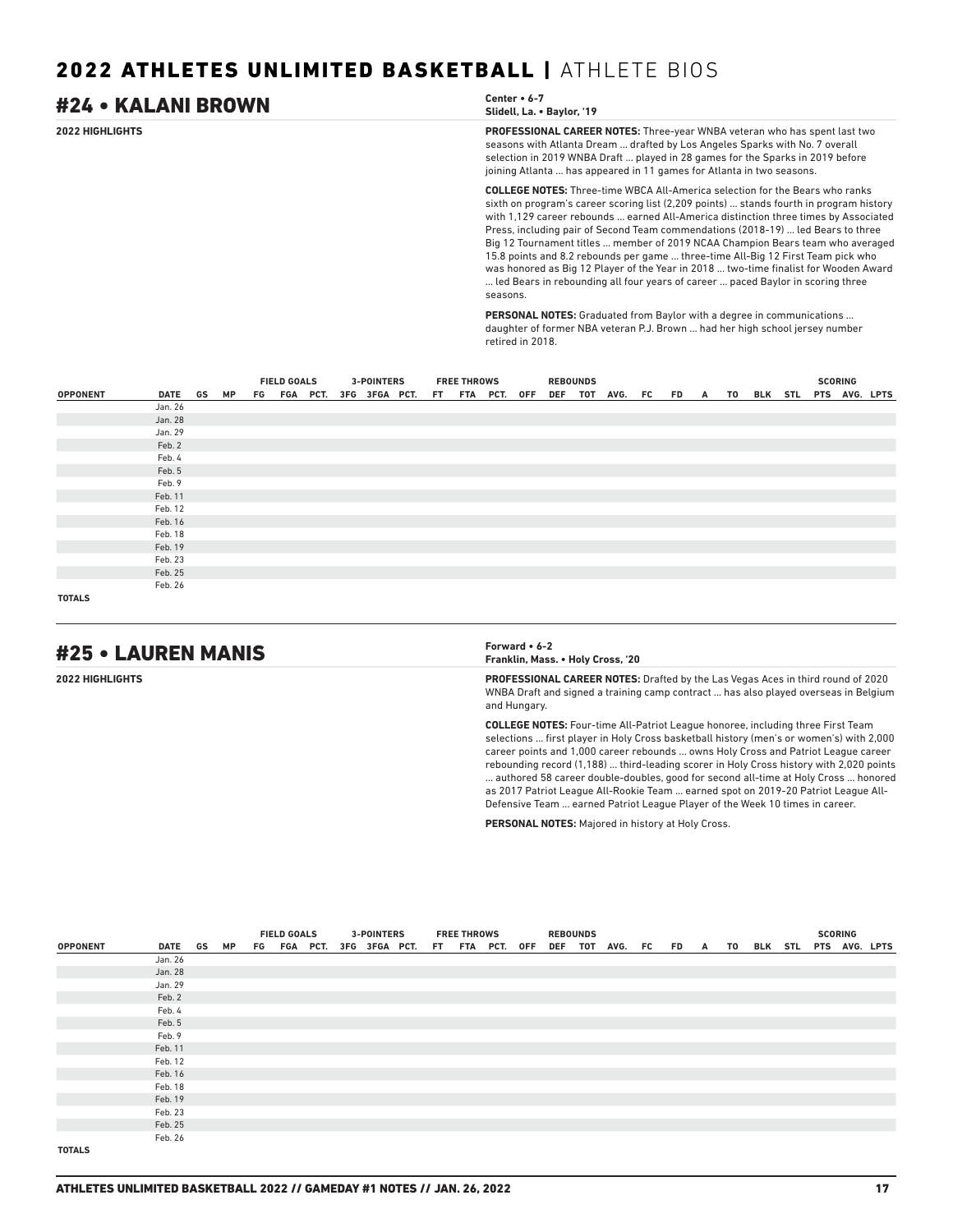# 2022 ATHLETES UNLIMITED BASKETBALL | ATHLETE BIOS

## #24 • KALANI BROWN

**Center • 6-7**
**Slidell, La. • Baylor, '19**

**2022 HIGHLIGHTS**

**PROFESSIONAL CAREER NOTES:** Three-year WNBA veteran who has spent last two seasons with Atlanta Dream ... drafted by Los Angeles Sparks with No. 7 overall selection in 2019 WNBA Draft ... played in 28 games for the Sparks in 2019 before joining Atlanta ... has appeared in 11 games for Atlanta in two seasons.

**COLLEGE NOTES:** Three-time WBCA All-America selection for the Bears who ranks sixth on program's career scoring list (2,209 points) ... stands fourth in program history with 1,129 career rebounds ... earned All-America distinction three times by Associated Press, including pair of Second Team commendations (2018-19) ... led Bears to three Big 12 Tournament titles ... member of 2019 NCAA Champion Bears team who averaged 15.8 points and 8.2 rebounds per game ... three-time All-Big 12 First Team pick who was honored as Big 12 Player of the Year in 2018 ... two-time finalist for Wooden Award ... led Bears in rebounding all four years of career ... paced Baylor in scoring three seasons.

**PERSONAL NOTES:** Graduated from Baylor with a degree in communications ... daughter of former NBA veteran P.J. Brown ... had her high school jersey number retired in 2018.

| | | | | FIELD GOALS | | | 3-POINTERS | | | FREE THROWS | | | REBOUNDS | | | | | | | | | | | SCORING | | |
|---|---|---|---|---|---|---|---|---|---|---|---|---|---|---|---|---|---|---|---|---|---|---|---|---|---|---|
| OPPONENT | DATE | GS | MP | FG | FGA | PCT. | 3FG | 3FGA | PCT. | FT | FTA | PCT. | OFF | DEF | TOT | AVG. | FC | FD | A | TO | BLK | STL | PTS | AVG. | LPTS |
| | Jan. 26 | | | | | | | | | | | | | | | | | | | | | | | | |
| | Jan. 28 | | | | | | | | | | | | | | | | | | | | | | | | |
| | Jan. 29 | | | | | | | | | | | | | | | | | | | | | | | | |
| | Feb. 2 | | | | | | | | | | | | | | | | | | | | | | | | |
| | Feb. 4 | | | | | | | | | | | | | | | | | | | | | | | | |
| | Feb. 5 | | | | | | | | | | | | | | | | | | | | | | | | |
| | Feb. 9 | | | | | | | | | | | | | | | | | | | | | | | | |
| | Feb. 11 | | | | | | | | | | | | | | | | | | | | | | | | |
| | Feb. 12 | | | | | | | | | | | | | | | | | | | | | | | | |
| | Feb. 16 | | | | | | | | | | | | | | | | | | | | | | | | |
| | Feb. 18 | | | | | | | | | | | | | | | | | | | | | | | | |
| | Feb. 19 | | | | | | | | | | | | | | | | | | | | | | | | |
| | Feb. 23 | | | | | | | | | | | | | | | | | | | | | | | | |
| | Feb. 25 | | | | | | | | | | | | | | | | | | | | | | | | |
| | Feb. 26 | | | | | | | | | | | | | | | | | | | | | | | | |
| TOTALS | | | | | | | | | | | | | | | | | | | | | | | | | |

## #25 • LAUREN MANIS

**Forward • 6-2**
**Franklin, Mass. • Holy Cross, '20**

**2022 HIGHLIGHTS**

**PROFESSIONAL CAREER NOTES:** Drafted by the Las Vegas Aces in third round of 2020 WNBA Draft and signed a training camp contract ... has also played overseas in Belgium and Hungary.

**COLLEGE NOTES:** Four-time All-Patriot League honoree, including three First Team selections ... first player in Holy Cross basketball history (men's or women's) with 2,000 career points and 1,000 career rebounds ... owns Holy Cross and Patriot League career rebounding record (1,188) ... third-leading scorer in Holy Cross history with 2,020 points ... authored 58 career double-doubles, good for second all-time at Holy Cross ... honored as 2017 Patriot League All-Rookie Team ... earned spot on 2019-20 Patriot League All-Defensive Team ... earned Patriot League Player of the Week 10 times in career.

**PERSONAL NOTES:** Majored in history at Holy Cross.

| | | | | FIELD GOALS | | | 3-POINTERS | | | FREE THROWS | | | REBOUNDS | | | | | | | | | | | SCORING | | |
|---|---|---|---|---|---|---|---|---|---|---|---|---|---|---|---|---|---|---|---|---|---|---|---|---|---|---|
| OPPONENT | DATE | GS | MP | FG | FGA | PCT. | 3FG | 3FGA | PCT. | FT | FTA | PCT. | OFF | DEF | TOT | AVG. | FC | FD | A | TO | BLK | STL | PTS | AVG. | LPTS |
| | Jan. 26 | | | | | | | | | | | | | | | | | | | | | | | | |
| | Jan. 28 | | | | | | | | | | | | | | | | | | | | | | | | |
| | Jan. 29 | | | | | | | | | | | | | | | | | | | | | | | | |
| | Feb. 2 | | | | | | | | | | | | | | | | | | | | | | | | |
| | Feb. 4 | | | | | | | | | | | | | | | | | | | | | | | | |
| | Feb. 5 | | | | | | | | | | | | | | | | | | | | | | | | |
| | Feb. 9 | | | | | | | | | | | | | | | | | | | | | | | | |
| | Feb. 11 | | | | | | | | | | | | | | | | | | | | | | | | |
| | Feb. 12 | | | | | | | | | | | | | | | | | | | | | | | | |
| | Feb. 16 | | | | | | | | | | | | | | | | | | | | | | | | |
| | Feb. 18 | | | | | | | | | | | | | | | | | | | | | | | | |
| | Feb. 19 | | | | | | | | | | | | | | | | | | | | | | | | |
| | Feb. 23 | | | | | | | | | | | | | | | | | | | | | | | | |
| | Feb. 25 | | | | | | | | | | | | | | | | | | | | | | | | |
| | Feb. 26 | | | | | | | | | | | | | | | | | | | | | | | | |
| TOTALS | | | | | | | | | | | | | | | | | | | | | | | | | |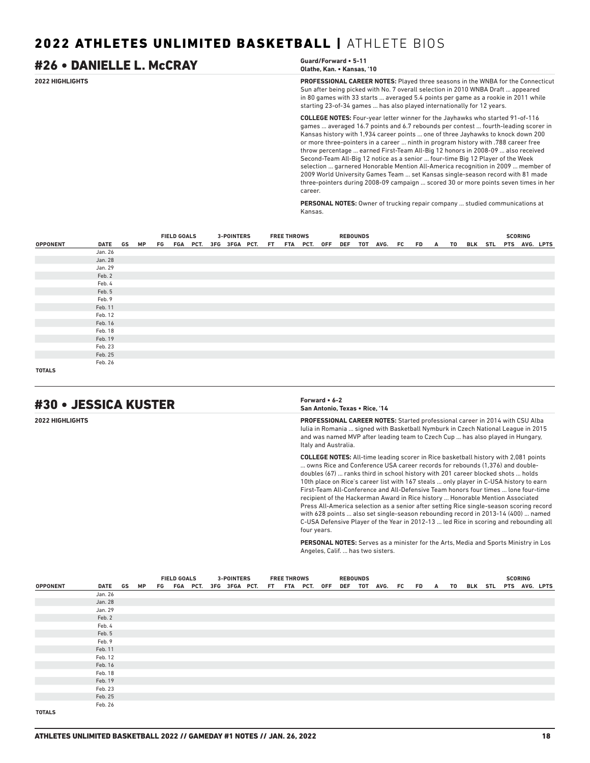## 2022 ATHLETES UNLIMITED BASKETBALL | ATHLETE BIOS

## #26 • DANIELLE L. McCRAY

**Guard/Forward • 5-11**
**Olathe, Kan. • Kansas, '10**

**2022 HIGHLIGHTS**

**PROFESSIONAL CAREER NOTES:** Played three seasons in the WNBA for the Connecticut Sun after being picked with No. 7 overall selection in 2010 WNBA Draft ... appeared in 80 games with 33 starts ... averaged 5.4 points per game as a rookie in 2011 while starting 23-of-34 games ... has also played internationally for 12 years.

**COLLEGE NOTES:** Four-year letter winner for the Jayhawks who started 91-of-116 games ... averaged 16.7 points and 6.7 rebounds per contest ... fourth-leading scorer in Kansas history with 1,934 career points ... one of three Jayhawks to knock down 200 or more three-pointers in a career ... ninth in program history with .788 career free throw percentage ... earned First-Team All-Big 12 honors in 2008-09 ... also received Second-Team All-Big 12 notice as a senior ... four-time Big 12 Player of the Week selection ... garnered Honorable Mention All-America recognition in 2009 ... member of 2009 World University Games Team ... set Kansas single-season record with 81 made three-pointers during 2008-09 campaign ... scored 30 or more points seven times in her career.

**PERSONAL NOTES:** Owner of trucking repair company ... studied communications at Kansas.

| | | | | FIELD GOALS | | | 3-POINTERS | | | FREE THROWS | | | REBOUNDS | | | | | | | | | | | SCORING | | |
|---|---|---|---|---|---|---|---|---|---|---|---|---|---|---|---|---|---|---|---|---|---|---|---|---|---|---|
| OPPONENT | DATE | GS | MP | FG | FGA | PCT. | 3FG | 3FGA | PCT. | FT | FTA | PCT. | OFF | DEF | TOT | AVG. | FC | FD | A | TO | BLK | STL | PTS | AVG. | LPTS |
| | Jan. 26 | | | | | | | | | | | | | | | | | | | | | | | | |
| | Jan. 28 | | | | | | | | | | | | | | | | | | | | | | | | |
| | Jan. 29 | | | | | | | | | | | | | | | | | | | | | | | | |
| | Feb. 2 | | | | | | | | | | | | | | | | | | | | | | | | |
| | Feb. 4 | | | | | | | | | | | | | | | | | | | | | | | | |
| | Feb. 5 | | | | | | | | | | | | | | | | | | | | | | | | |
| | Feb. 9 | | | | | | | | | | | | | | | | | | | | | | | | |
| | Feb. 11 | | | | | | | | | | | | | | | | | | | | | | | | |
| | Feb. 12 | | | | | | | | | | | | | | | | | | | | | | | | |
| | Feb. 16 | | | | | | | | | | | | | | | | | | | | | | | | |
| | Feb. 18 | | | | | | | | | | | | | | | | | | | | | | | | |
| | Feb. 19 | | | | | | | | | | | | | | | | | | | | | | | | |
| | Feb. 23 | | | | | | | | | | | | | | | | | | | | | | | | |
| | Feb. 25 | | | | | | | | | | | | | | | | | | | | | | | | |
| | Feb. 26 | | | | | | | | | | | | | | | | | | | | | | | | |
| TOTALS | | | | | | | | | | | | | | | | | | | | | | | | | |

## #30 • JESSICA KUSTER

**Forward • 6-2**
**San Antonio, Texas • Rice, '14**

**2022 HIGHLIGHTS**

**PROFESSIONAL CAREER NOTES:** Started professional career in 2014 with CSU Alba Iulia in Romania ... signed with Basketball Nymburk in Czech National League in 2015 and was named MVP after leading team to Czech Cup ... has also played in Hungary, Italy and Australia.

**COLLEGE NOTES:** All-time leading scorer in Rice basketball history with 2,081 points ... owns Rice and Conference USA career records for rebounds (1,376) and double-doubles (67) ... ranks third in school history with 201 career blocked shots ... holds 10th place on Rice's career list with 167 steals ... only player in C-USA history to earn First-Team All-Conference and All-Defensive Team honors four times ... lone four-time recipient of the Hackerman Award in Rice history ... Honorable Mention Associated Press All-America selection as a senior after setting Rice single-season scoring record with 628 points ... also set single-season rebounding record in 2013-14 (400) ... named C-USA Defensive Player of the Year in 2012-13 ... led Rice in scoring and rebounding all four years.

**PERSONAL NOTES:** Serves as a minister for the Arts, Media and Sports Ministry in Los Angeles, Calif. ... has two sisters.

| | | | | FIELD GOALS | | | 3-POINTERS | | | FREE THROWS | | | REBOUNDS | | | | | | | | | | | SCORING | | |
|---|---|---|---|---|---|---|---|---|---|---|---|---|---|---|---|---|---|---|---|---|---|---|---|---|---|---|
| OPPONENT | DATE | GS | MP | FG | FGA | PCT. | 3FG | 3FGA | PCT. | FT | FTA | PCT. | OFF | DEF | TOT | AVG. | FC | FD | A | TO | BLK | STL | PTS | AVG. | LPTS |
| | Jan. 26 | | | | | | | | | | | | | | | | | | | | | | | | |
| | Jan. 28 | | | | | | | | | | | | | | | | | | | | | | | | |
| | Jan. 29 | | | | | | | | | | | | | | | | | | | | | | | | |
| | Feb. 2 | | | | | | | | | | | | | | | | | | | | | | | | |
| | Feb. 4 | | | | | | | | | | | | | | | | | | | | | | | | |
| | Feb. 5 | | | | | | | | | | | | | | | | | | | | | | | | |
| | Feb. 9 | | | | | | | | | | | | | | | | | | | | | | | | |
| | Feb. 11 | | | | | | | | | | | | | | | | | | | | | | | | |
| | Feb. 12 | | | | | | | | | | | | | | | | | | | | | | | | |
| | Feb. 16 | | | | | | | | | | | | | | | | | | | | | | | | |
| | Feb. 18 | | | | | | | | | | | | | | | | | | | | | | | | |
| | Feb. 19 | | | | | | | | | | | | | | | | | | | | | | | | |
| | Feb. 23 | | | | | | | | | | | | | | | | | | | | | | | | |
| | Feb. 25 | | | | | | | | | | | | | | | | | | | | | | | | |
| | Feb. 26 | | | | | | | | | | | | | | | | | | | | | | | | |
| TOTALS | | | | | | | | | | | | | | | | | | | | | | | | | |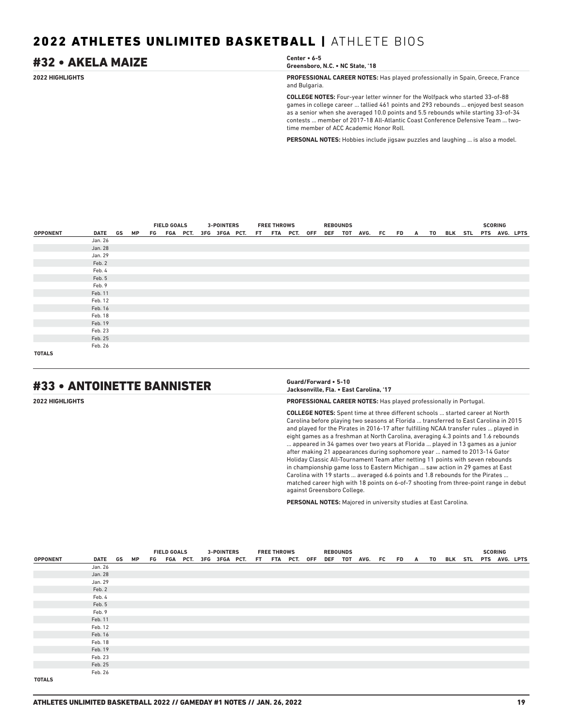## #32 • AKELA MAIZE

**Center • 6-5**
**Greensboro, N.C. • NC State, '18**

**2022 HIGHLIGHTS**

**PROFESSIONAL CAREER NOTES:** Has played professionally in Spain, Greece, France and Bulgaria.

**COLLEGE NOTES:** Four-year letter winner for the Wolfpack who started 33-of-88 games in college career ... tallied 461 points and 293 rebounds ... enjoyed best season as a senior when she averaged 10.0 points and 5.5 rebounds while starting 33-of-34 contests ... member of 2017-18 All-Atlantic Coast Conference Defensive Team ... two-time member of ACC Academic Honor Roll.

**PERSONAL NOTES:** Hobbies include jigsaw puzzles and laughing ... is also a model.

| | | | | FIELD GOALS | | | 3-POINTERS | | | FREE THROWS | | | REBOUNDS | | | | | | | | | | | SCORING | | |
|---|---|---|---|---|---|---|---|---|---|---|---|---|---|---|---|---|---|---|---|---|---|---|---|---|---|---|
| OPPONENT | DATE | GS | MP | FG | FGA | PCT. | 3FG | 3FGA | PCT. | FT | FTA | PCT. | OFF | DEF | TOT | AVG. | FC | FD | A | TO | BLK | STL | PTS | AVG. | LPTS |
| | Jan. 26 | | | | | | | | | | | | | | | | | | | | | | | | |
| | Jan. 28 | | | | | | | | | | | | | | | | | | | | | | | | |
| | Jan. 29 | | | | | | | | | | | | | | | | | | | | | | | | |
| | Feb. 2 | | | | | | | | | | | | | | | | | | | | | | | | |
| | Feb. 4 | | | | | | | | | | | | | | | | | | | | | | | | |
| | Feb. 5 | | | | | | | | | | | | | | | | | | | | | | | | |
| | Feb. 9 | | | | | | | | | | | | | | | | | | | | | | | | |
| | Feb. 11 | | | | | | | | | | | | | | | | | | | | | | | | |
| | Feb. 12 | | | | | | | | | | | | | | | | | | | | | | | | |
| | Feb. 16 | | | | | | | | | | | | | | | | | | | | | | | | |
| | Feb. 18 | | | | | | | | | | | | | | | | | | | | | | | | |
| | Feb. 19 | | | | | | | | | | | | | | | | | | | | | | | | |
| | Feb. 23 | | | | | | | | | | | | | | | | | | | | | | | | |
| | Feb. 25 | | | | | | | | | | | | | | | | | | | | | | | | |
| | Feb. 26 | | | | | | | | | | | | | | | | | | | | | | | | |
| TOTALS | | | | | | | | | | | | | | | | | | | | | | | | | |

## #33 • ANTOINETTE BANNISTER

**Guard/Forward • 5-10**
**Jacksonville, Fla. • East Carolina, '17**

**2022 HIGHLIGHTS**

**PROFESSIONAL CAREER NOTES:** Has played professionally in Portugal.

**COLLEGE NOTES:** Spent time at three different schools ... started career at North Carolina before playing two seasons at Florida ... transferred to East Carolina in 2015 and played for the Pirates in 2016-17 after fulfilling NCAA transfer rules ... played in eight games as a freshman at North Carolina, averaging 4.3 points and 1.6 rebounds ... appeared in 34 games over two years at Florida ... played in 13 games as a junior after making 21 appearances during sophomore year ... named to 2013-14 Gator Holiday Classic All-Tournament Team after netting 11 points with seven rebounds in championship game loss to Eastern Michigan ... saw action in 29 games at East Carolina with 19 starts ... averaged 6.6 points and 1.8 rebounds for the Pirates ... matched career high with 18 points on 6-of-7 shooting from three-point range in debut against Greensboro College.

**PERSONAL NOTES:** Majored in university studies at East Carolina.

| | | | | FIELD GOALS | | | 3-POINTERS | | | FREE THROWS | | | REBOUNDS | | | | | | | | | | | SCORING | | |
|---|---|---|---|---|---|---|---|---|---|---|---|---|---|---|---|---|---|---|---|---|---|---|---|---|---|---|
| OPPONENT | DATE | GS | MP | FG | FGA | PCT. | 3FG | 3FGA | PCT. | FT | FTA | PCT. | OFF | DEF | TOT | AVG. | FC | FD | A | TO | BLK | STL | PTS | AVG. | LPTS |
| | Jan. 26 | | | | | | | | | | | | | | | | | | | | | | | | |
| | Jan. 28 | | | | | | | | | | | | | | | | | | | | | | | | |
| | Jan. 29 | | | | | | | | | | | | | | | | | | | | | | | | |
| | Feb. 2 | | | | | | | | | | | | | | | | | | | | | | | | |
| | Feb. 4 | | | | | | | | | | | | | | | | | | | | | | | | |
| | Feb. 5 | | | | | | | | | | | | | | | | | | | | | | | | |
| | Feb. 9 | | | | | | | | | | | | | | | | | | | | | | | | |
| | Feb. 11 | | | | | | | | | | | | | | | | | | | | | | | | |
| | Feb. 12 | | | | | | | | | | | | | | | | | | | | | | | | |
| | Feb. 16 | | | | | | | | | | | | | | | | | | | | | | | | |
| | Feb. 18 | | | | | | | | | | | | | | | | | | | | | | | | |
| | Feb. 19 | | | | | | | | | | | | | | | | | | | | | | | | |
| | Feb. 23 | | | | | | | | | | | | | | | | | | | | | | | | |
| | Feb. 25 | | | | | | | | | | | | | | | | | | | | | | | | |
| | Feb. 26 | | | | | | | | | | | | | | | | | | | | | | | | |
| TOTALS | | | | | | | | | | | | | | | | | | | | | | | | | |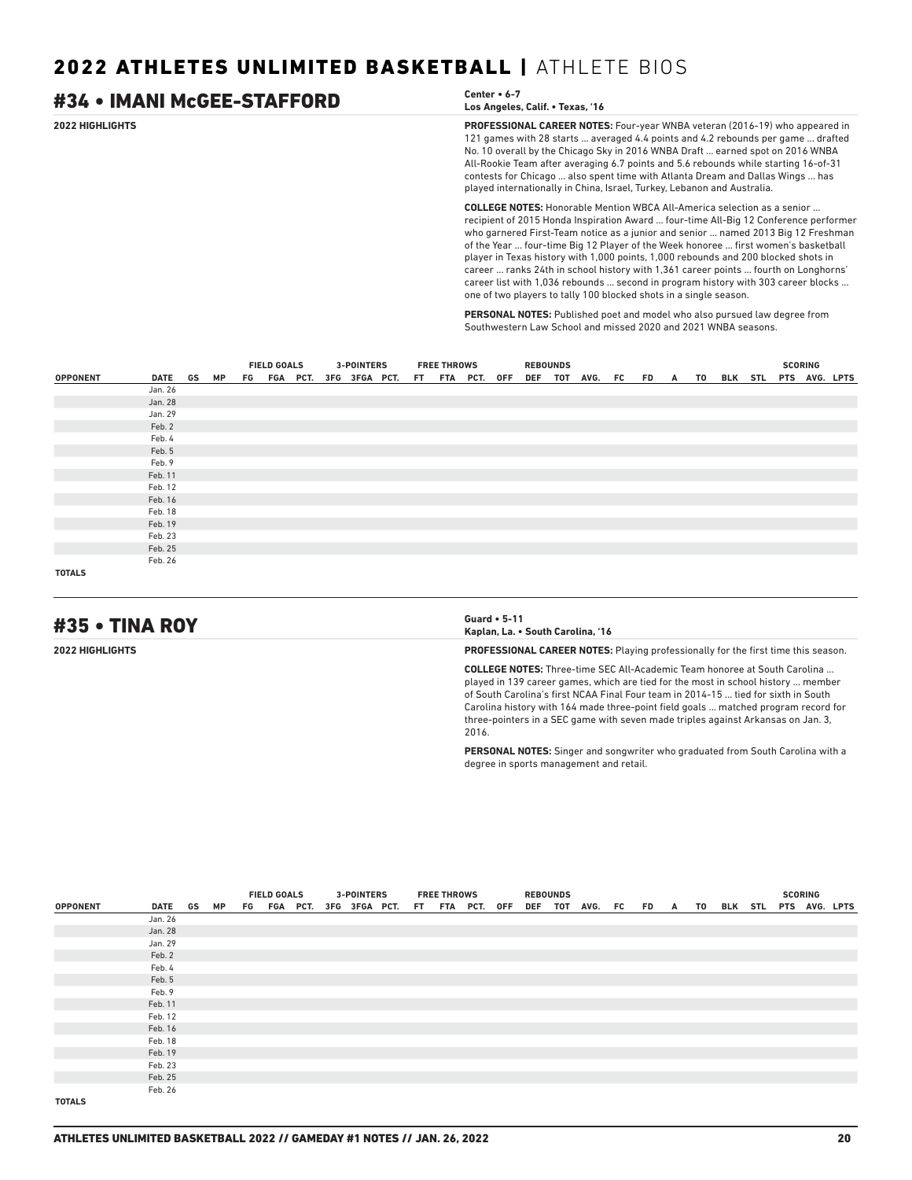## 2022 ATHLETES UNLIMITED BASKETBALL | ATHLETE BIOS

## #34 • IMANI McGEE-STAFFORD

**Center • 6-7**
**Los Angeles, Calif. • Texas, '16**

**2022 HIGHLIGHTS**

**PROFESSIONAL CAREER NOTES:** Four-year WNBA veteran (2016-19) who appeared in 121 games with 28 starts ... averaged 4.4 points and 4.2 rebounds per game ... drafted No. 10 overall by the Chicago Sky in 2016 WNBA Draft ... earned spot on 2016 WNBA All-Rookie Team after averaging 6.7 points and 5.6 rebounds while starting 16-of-31 contests for Chicago ... also spent time with Atlanta Dream and Dallas Wings ... has played internationally in China, Israel, Turkey, Lebanon and Australia.

**COLLEGE NOTES:** Honorable Mention WBCA All-America selection as a senior ... recipient of 2015 Honda Inspiration Award ... four-time All-Big 12 Conference performer who garnered First-Team notice as a junior and senior ... named 2013 Big 12 Freshman of the Year ... four-time Big 12 Player of the Week honoree ... first women's basketball player in Texas history with 1,000 points, 1,000 rebounds and 200 blocked shots in career ... ranks 24th in school history with 1,361 career points ... fourth on Longhorns' career list with 1,036 rebounds ... second in program history with 303 career blocks ... one of two players to tally 100 blocked shots in a single season.

**PERSONAL NOTES:** Published poet and model who also pursued law degree from Southwestern Law School and missed 2020 and 2021 WNBA seasons.

| | | | | FIELD GOALS | | | 3-POINTERS | | | FREE THROWS | | | REBOUNDS | | | | | | | | | | SCORING | | |
|---|---|---|---|---|---|---|---|---|---|---|---|---|---|---|---|---|---|---|---|---|---|---|---|---|---|
| OPPONENT | DATE | GS | MP | FG | FGA | PCT. | 3FG | 3FGA | PCT. | FT | FTA | PCT. | OFF | DEF | TOT | AVG. | FC | FD | A | TO | BLK | STL | PTS | AVG. | LPTS |
| | Jan. 26 | | | | | | | | | | | | | | | | | | | | | | | | |
| | Jan. 28 | | | | | | | | | | | | | | | | | | | | | | | | |
| | Jan. 29 | | | | | | | | | | | | | | | | | | | | | | | | |
| | Feb. 2 | | | | | | | | | | | | | | | | | | | | | | | | |
| | Feb. 4 | | | | | | | | | | | | | | | | | | | | | | | | |
| | Feb. 5 | | | | | | | | | | | | | | | | | | | | | | | | |
| | Feb. 9 | | | | | | | | | | | | | | | | | | | | | | | | |
| | Feb. 11 | | | | | | | | | | | | | | | | | | | | | | | | |
| | Feb. 12 | | | | | | | | | | | | | | | | | | | | | | | | |
| | Feb. 16 | | | | | | | | | | | | | | | | | | | | | | | | |
| | Feb. 18 | | | | | | | | | | | | | | | | | | | | | | | | |
| | Feb. 19 | | | | | | | | | | | | | | | | | | | | | | | | |
| | Feb. 23 | | | | | | | | | | | | | | | | | | | | | | | | |
| | Feb. 25 | | | | | | | | | | | | | | | | | | | | | | | | |
| | Feb. 26 | | | | | | | | | | | | | | | | | | | | | | | | |
| TOTALS | | | | | | | | | | | | | | | | | | | | | | | | | |

## #35 • TINA ROY

**Guard • 5-11**
**Kaplan, La. • South Carolina, '16**

**2022 HIGHLIGHTS**

**PROFESSIONAL CAREER NOTES:** Playing professionally for the first time this season.

**COLLEGE NOTES:** Three-time SEC All-Academic Team honoree at South Carolina ... played in 139 career games, which are tied for the most in school history ... member of South Carolina's first NCAA Final Four team in 2014-15 ... tied for sixth in South Carolina history with 164 made three-point field goals ... matched program record for three-pointers in a SEC game with seven made triples against Arkansas on Jan. 3, 2016.

**PERSONAL NOTES:** Singer and songwriter who graduated from South Carolina with a degree in sports management and retail.

| | | | | FIELD GOALS | | | 3-POINTERS | | | FREE THROWS | | | REBOUNDS | | | | | | | | | | SCORING | | |
|---|---|---|---|---|---|---|---|---|---|---|---|---|---|---|---|---|---|---|---|---|---|---|---|---|---|
| OPPONENT | DATE | GS | MP | FG | FGA | PCT. | 3FG | 3FGA | PCT. | FT | FTA | PCT. | OFF | DEF | TOT | AVG. | FC | FD | A | TO | BLK | STL | PTS | AVG. | LPTS |
| | Jan. 26 | | | | | | | | | | | | | | | | | | | | | | | | |
| | Jan. 28 | | | | | | | | | | | | | | | | | | | | | | | | |
| | Jan. 29 | | | | | | | | | | | | | | | | | | | | | | | | |
| | Feb. 2 | | | | | | | | | | | | | | | | | | | | | | | | |
| | Feb. 4 | | | | | | | | | | | | | | | | | | | | | | | | |
| | Feb. 5 | | | | | | | | | | | | | | | | | | | | | | | | |
| | Feb. 9 | | | | | | | | | | | | | | | | | | | | | | | | |
| | Feb. 11 | | | | | | | | | | | | | | | | | | | | | | | | |
| | Feb. 12 | | | | | | | | | | | | | | | | | | | | | | | | |
| | Feb. 16 | | | | | | | | | | | | | | | | | | | | | | | | |
| | Feb. 18 | | | | | | | | | | | | | | | | | | | | | | | | |
| | Feb. 19 | | | | | | | | | | | | | | | | | | | | | | | | |
| | Feb. 23 | | | | | | | | | | | | | | | | | | | | | | | | |
| | Feb. 25 | | | | | | | | | | | | | | | | | | | | | | | | |
| | Feb. 26 | | | | | | | | | | | | | | | | | | | | | | | | |
| TOTALS | | | | | | | | | | | | | | | | | | | | | | | | | |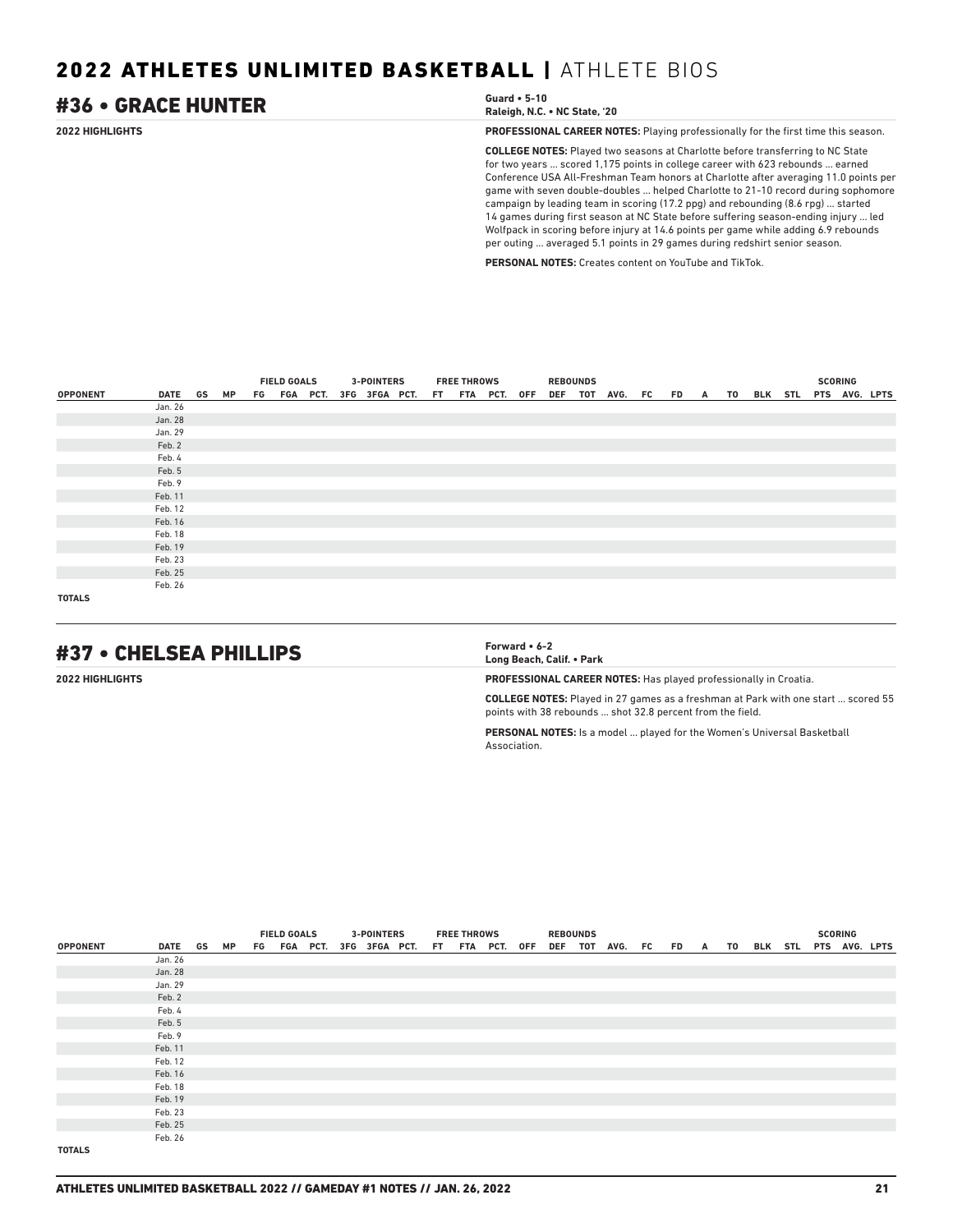# 2022 ATHLETES UNLIMITED BASKETBALL | ATHLETE BIOS

## #36 • GRACE HUNTER

**Guard • 5-10**
**Raleigh, N.C. • NC State, '20**

**2022 HIGHLIGHTS**

**PROFESSIONAL CAREER NOTES:** Playing professionally for the first time this season.

**COLLEGE NOTES:** Played two seasons at Charlotte before transferring to NC State for two years ... scored 1,175 points in college career with 623 rebounds ... earned Conference USA All-Freshman Team honors at Charlotte after averaging 11.0 points per game with seven double-doubles ... helped Charlotte to 21-10 record during sophomore campaign by leading team in scoring (17.2 ppg) and rebounding (8.6 rpg) ... started 14 games during first season at NC State before suffering season-ending injury ... led Wolfpack in scoring before injury at 14.6 points per game while adding 6.9 rebounds per outing ... averaged 5.1 points in 29 games during redshirt senior season.

**PERSONAL NOTES:** Creates content on YouTube and TikTok.

| | | | | FIELD GOALS | | | 3-POINTERS | | | FREE THROWS | | | REBOUNDS | | | | | | | | | | | SCORING | | |
|---|---|---|---|---|---|---|---|---|---|---|---|---|---|---|---|---|---|---|---|---|---|---|---|---|---|---|
| OPPONENT | DATE | GS | MP | FG | FGA | PCT. | 3FG | 3FGA | PCT. | FT | FTA | PCT. | OFF | DEF | TOT | AVG. | FC | FD | A | TO | BLK | STL | PTS | AVG. | LPTS |
| | Jan. 26 | | | | | | | | | | | | | | | | | | | | | | | | |
| | Jan. 28 | | | | | | | | | | | | | | | | | | | | | | | | |
| | Jan. 29 | | | | | | | | | | | | | | | | | | | | | | | | |
| | Feb. 2 | | | | | | | | | | | | | | | | | | | | | | | | |
| | Feb. 4 | | | | | | | | | | | | | | | | | | | | | | | | |
| | Feb. 5 | | | | | | | | | | | | | | | | | | | | | | | | |
| | Feb. 9 | | | | | | | | | | | | | | | | | | | | | | | | |
| | Feb. 11 | | | | | | | | | | | | | | | | | | | | | | | | |
| | Feb. 12 | | | | | | | | | | | | | | | | | | | | | | | | |
| | Feb. 16 | | | | | | | | | | | | | | | | | | | | | | | | |
| | Feb. 18 | | | | | | | | | | | | | | | | | | | | | | | | |
| | Feb. 19 | | | | | | | | | | | | | | | | | | | | | | | | |
| | Feb. 23 | | | | | | | | | | | | | | | | | | | | | | | | |
| | Feb. 25 | | | | | | | | | | | | | | | | | | | | | | | | |
| | Feb. 26 | | | | | | | | | | | | | | | | | | | | | | | | |
| TOTALS | | | | | | | | | | | | | | | | | | | | | | | | | |

## #37 • CHELSEA PHILLIPS

**Forward • 6-2**
**Long Beach, Calif. • Park**

**2022 HIGHLIGHTS**

**PROFESSIONAL CAREER NOTES:** Has played professionally in Croatia.

**COLLEGE NOTES:** Played in 27 games as a freshman at Park with one start ... scored 55 points with 38 rebounds ... shot 32.8 percent from the field.

**PERSONAL NOTES:** Is a model ... played for the Women's Universal Basketball Association.

| | | | | FIELD GOALS | | | 3-POINTERS | | | FREE THROWS | | | REBOUNDS | | | | | | | | | | | SCORING | | |
|---|---|---|---|---|---|---|---|---|---|---|---|---|---|---|---|---|---|---|---|---|---|---|---|---|---|---|
| OPPONENT | DATE | GS | MP | FG | FGA | PCT. | 3FG | 3FGA | PCT. | FT | FTA | PCT. | OFF | DEF | TOT | AVG. | FC | FD | A | TO | BLK | STL | PTS | AVG. | LPTS |
| | Jan. 26 | | | | | | | | | | | | | | | | | | | | | | | | |
| | Jan. 28 | | | | | | | | | | | | | | | | | | | | | | | | |
| | Jan. 29 | | | | | | | | | | | | | | | | | | | | | | | | |
| | Feb. 2 | | | | | | | | | | | | | | | | | | | | | | | | |
| | Feb. 4 | | | | | | | | | | | | | | | | | | | | | | | | |
| | Feb. 5 | | | | | | | | | | | | | | | | | | | | | | | | |
| | Feb. 9 | | | | | | | | | | | | | | | | | | | | | | | | |
| | Feb. 11 | | | | | | | | | | | | | | | | | | | | | | | | |
| | Feb. 12 | | | | | | | | | | | | | | | | | | | | | | | | |
| | Feb. 16 | | | | | | | | | | | | | | | | | | | | | | | | |
| | Feb. 18 | | | | | | | | | | | | | | | | | | | | | | | | |
| | Feb. 19 | | | | | | | | | | | | | | | | | | | | | | | | |
| | Feb. 23 | | | | | | | | | | | | | | | | | | | | | | | | |
| | Feb. 25 | | | | | | | | | | | | | | | | | | | | | | | | |
| | Feb. 26 | | | | | | | | | | | | | | | | | | | | | | | | |
| TOTALS | | | | | | | | | | | | | | | | | | | | | | | | | |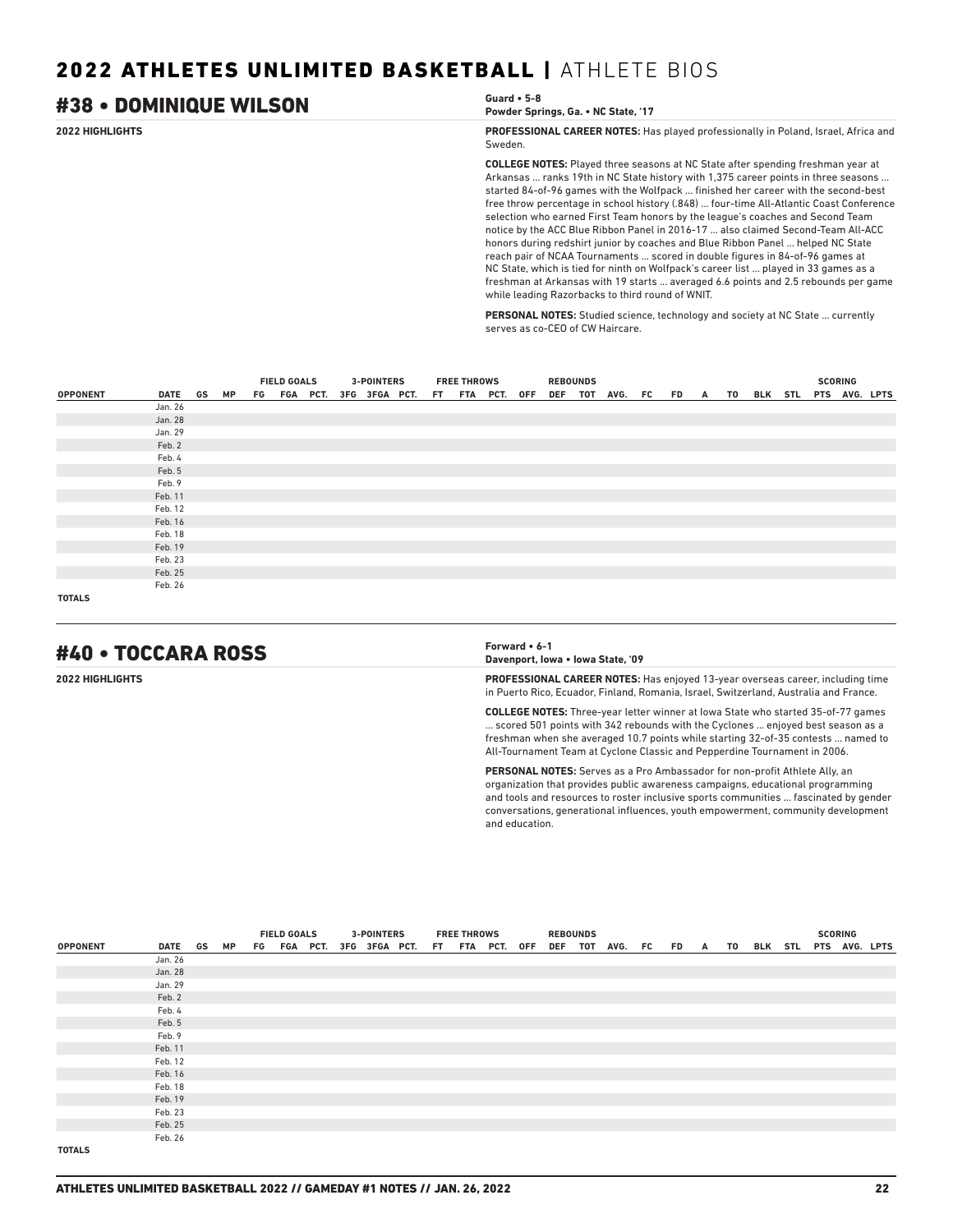## #38 • DOMINIQUE WILSON

**Guard • 5-8**
**Powder Springs, Ga. • NC State, '17**

**2022 HIGHLIGHTS**

**PROFESSIONAL CAREER NOTES:** Has played professionally in Poland, Israel, Africa and Sweden.

**COLLEGE NOTES:** Played three seasons at NC State after spending freshman year at Arkansas ... ranks 19th in NC State history with 1,375 career points in three seasons ... started 84-of-96 games with the Wolfpack ... finished her career with the second-best free throw percentage in school history (.848) ... four-time All-Atlantic Coast Conference selection who earned First Team honors by the league's coaches and Second Team notice by the ACC Blue Ribbon Panel in 2016-17 ... also claimed Second-Team All-ACC honors during redshirt junior by coaches and Blue Ribbon Panel ... helped NC State reach pair of NCAA Tournaments ... scored in double figures in 84-of-96 games at NC State, which is tied for ninth on Wolfpack's career list ... played in 33 games as a freshman at Arkansas with 19 starts ... averaged 6.6 points and 2.5 rebounds per game while leading Razorbacks to third round of WNIT.

**PERSONAL NOTES:** Studied science, technology and society at NC State ... currently serves as co-CEO of CW Haircare.

| | | | | FIELD GOALS | | | 3-POINTERS | | | FREE THROWS | | | REBOUNDS | | | | | | | | | | | SCORING | | |
|---|---|---|---|---|---|---|---|---|---|---|---|---|---|---|---|---|---|---|---|---|---|---|---|---|---|---|
| OPPONENT | DATE | GS | MP | FG | FGA | PCT. | 3FG | 3FGA | PCT. | FT | FTA | PCT. | OFF | DEF | TOT | AVG. | FC | FD | A | TO | BLK | STL | PTS | AVG. | LPTS |
| | Jan. 26 | | | | | | | | | | | | | | | | | | | | | | | | |
| | Jan. 28 | | | | | | | | | | | | | | | | | | | | | | | | |
| | Jan. 29 | | | | | | | | | | | | | | | | | | | | | | | | |
| | Feb. 2 | | | | | | | | | | | | | | | | | | | | | | | | |
| | Feb. 4 | | | | | | | | | | | | | | | | | | | | | | | | |
| | Feb. 5 | | | | | | | | | | | | | | | | | | | | | | | | |
| | Feb. 9 | | | | | | | | | | | | | | | | | | | | | | | | |
| | Feb. 11 | | | | | | | | | | | | | | | | | | | | | | | | |
| | Feb. 12 | | | | | | | | | | | | | | | | | | | | | | | | |
| | Feb. 16 | | | | | | | | | | | | | | | | | | | | | | | | |
| | Feb. 18 | | | | | | | | | | | | | | | | | | | | | | | | |
| | Feb. 19 | | | | | | | | | | | | | | | | | | | | | | | | |
| | Feb. 23 | | | | | | | | | | | | | | | | | | | | | | | | |
| | Feb. 25 | | | | | | | | | | | | | | | | | | | | | | | | |
| | Feb. 26 | | | | | | | | | | | | | | | | | | | | | | | | |
| TOTALS | | | | | | | | | | | | | | | | | | | | | | | | | |

## #40 • TOCCARA ROSS

**Forward • 6-1**
**Davenport, Iowa • Iowa State, '09**

**2022 HIGHLIGHTS**

**PROFESSIONAL CAREER NOTES:** Has enjoyed 13-year overseas career, including time in Puerto Rico, Ecuador, Finland, Romania, Israel, Switzerland, Australia and France.

**COLLEGE NOTES:** Three-year letter winner at Iowa State who started 35-of-77 games ... scored 501 points with 342 rebounds with the Cyclones ... enjoyed best season as a freshman when she averaged 10.7 points while starting 32-of-35 contests ... named to All-Tournament Team at Cyclone Classic and Pepperdine Tournament in 2006.

**PERSONAL NOTES:** Serves as a Pro Ambassador for non-profit Athlete Ally, an organization that provides public awareness campaigns, educational programming and tools and resources to roster inclusive sports communities ... fascinated by gender conversations, generational influences, youth empowerment, community development and education.

| | | | | FIELD GOALS | | | 3-POINTERS | | | FREE THROWS | | | REBOUNDS | | | | | | | | | | | SCORING | | |
|---|---|---|---|---|---|---|---|---|---|---|---|---|---|---|---|---|---|---|---|---|---|---|---|---|---|---|
| OPPONENT | DATE | GS | MP | FG | FGA | PCT. | 3FG | 3FGA | PCT. | FT | FTA | PCT. | OFF | DEF | TOT | AVG. | FC | FD | A | TO | BLK | STL | PTS | AVG. | LPTS |
| | Jan. 26 | | | | | | | | | | | | | | | | | | | | | | | | |
| | Jan. 28 | | | | | | | | | | | | | | | | | | | | | | | | |
| | Jan. 29 | | | | | | | | | | | | | | | | | | | | | | | | |
| | Feb. 2 | | | | | | | | | | | | | | | | | | | | | | | | |
| | Feb. 4 | | | | | | | | | | | | | | | | | | | | | | | | |
| | Feb. 5 | | | | | | | | | | | | | | | | | | | | | | | | |
| | Feb. 9 | | | | | | | | | | | | | | | | | | | | | | | | |
| | Feb. 11 | | | | | | | | | | | | | | | | | | | | | | | | |
| | Feb. 12 | | | | | | | | | | | | | | | | | | | | | | | | |
| | Feb. 16 | | | | | | | | | | | | | | | | | | | | | | | | |
| | Feb. 18 | | | | | | | | | | | | | | | | | | | | | | | | |
| | Feb. 19 | | | | | | | | | | | | | | | | | | | | | | | | |
| | Feb. 23 | | | | | | | | | | | | | | | | | | | | | | | | |
| | Feb. 25 | | | | | | | | | | | | | | | | | | | | | | | | |
| | Feb. 26 | | | | | | | | | | | | | | | | | | | | | | | | |
| TOTALS | | | | | | | | | | | | | | | | | | | | | | | | | |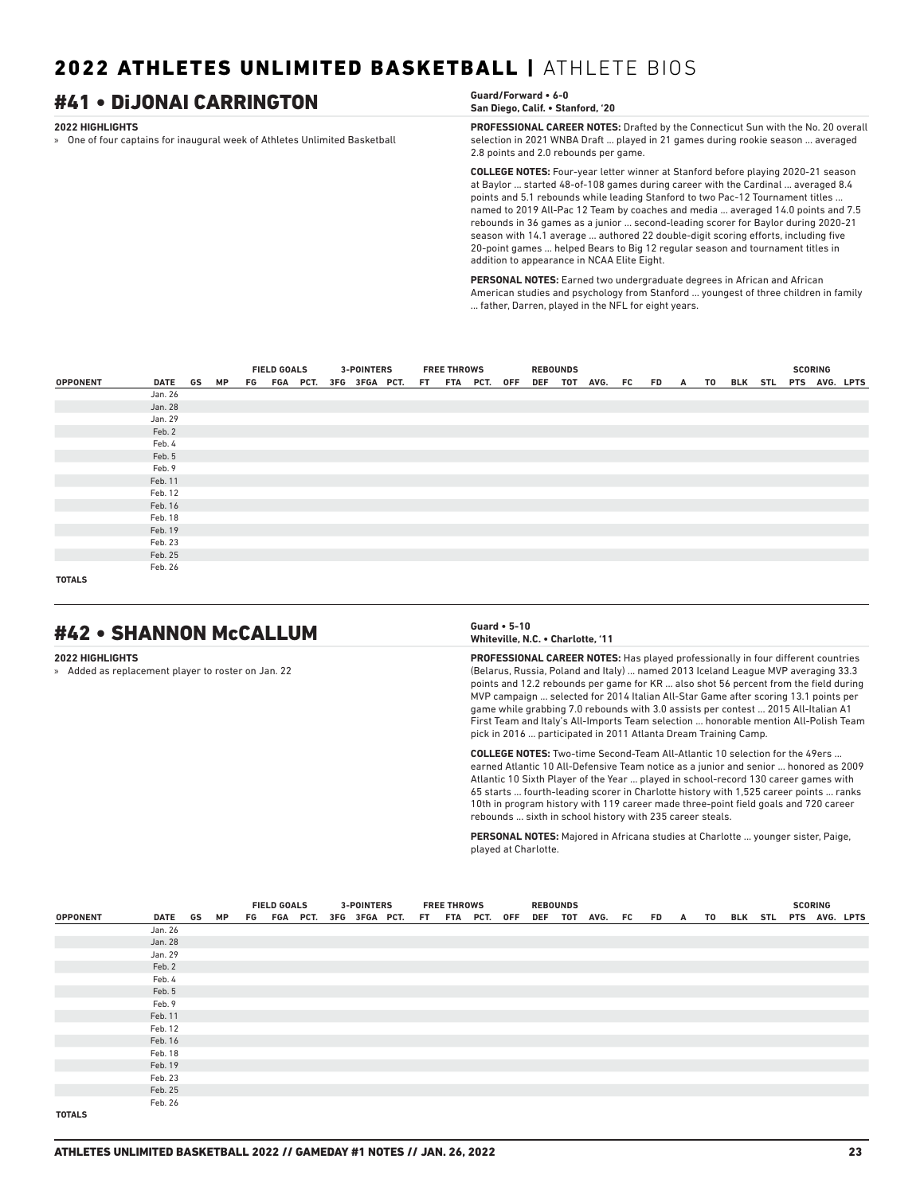# 2022 ATHLETES UNLIMITED BASKETBALL | ATHLETE BIOS

## #41 • DiJONAI CARRINGTON

**Guard/Forward • 6-0**
**San Diego, Calif. • Stanford, '20**

**2022 HIGHLIGHTS**

» One of four captains for inaugural week of Athletes Unlimited Basketball

**PROFESSIONAL CAREER NOTES:** Drafted by the Connecticut Sun with the No. 20 overall selection in 2021 WNBA Draft ... played in 21 games during rookie season ... averaged 2.8 points and 2.0 rebounds per game.

**COLLEGE NOTES:** Four-year letter winner at Stanford before playing 2020-21 season at Baylor ... started 48-of-108 games during career with the Cardinal ... averaged 8.4 points and 5.1 rebounds while leading Stanford to two Pac-12 Tournament titles ... named to 2019 All-Pac 12 Team by coaches and media ... averaged 14.0 points and 7.5 rebounds in 36 games as a junior ... second-leading scorer for Baylor during 2020-21 season with 14.1 average ... authored 22 double-digit scoring efforts, including five 20-point games ... helped Bears to Big 12 regular season and tournament titles in addition to appearance in NCAA Elite Eight.

**PERSONAL NOTES:** Earned two undergraduate degrees in African and African American studies and psychology from Stanford ... youngest of three children in family ... father, Darren, played in the NFL for eight years.

| | | | | FIELD GOALS | | | 3-POINTERS | | | FREE THROWS | | | REBOUNDS | | | | | | | | | | SCORING | | |
|---|---|---|---|---|---|---|---|---|---|---|---|---|---|---|---|---|---|---|---|---|---|---|---|---|---|
| OPPONENT | DATE | GS | MP | FG | FGA | PCT. | 3FG | 3FGA | PCT. | FT | FTA | PCT. | OFF | DEF | TOT | AVG. | FC | FD | A | TO | BLK | STL | PTS | AVG. | LPTS |
| | Jan. 26 | | | | | | | | | | | | | | | | | | | | | | | | |
| | Jan. 28 | | | | | | | | | | | | | | | | | | | | | | | | |
| | Jan. 29 | | | | | | | | | | | | | | | | | | | | | | | | |
| | Feb. 2 | | | | | | | | | | | | | | | | | | | | | | | | |
| | Feb. 4 | | | | | | | | | | | | | | | | | | | | | | | | |
| | Feb. 5 | | | | | | | | | | | | | | | | | | | | | | | | |
| | Feb. 9 | | | | | | | | | | | | | | | | | | | | | | | | |
| | Feb. 11 | | | | | | | | | | | | | | | | | | | | | | | | |
| | Feb. 12 | | | | | | | | | | | | | | | | | | | | | | | | |
| | Feb. 16 | | | | | | | | | | | | | | | | | | | | | | | | |
| | Feb. 18 | | | | | | | | | | | | | | | | | | | | | | | | |
| | Feb. 19 | | | | | | | | | | | | | | | | | | | | | | | | |
| | Feb. 23 | | | | | | | | | | | | | | | | | | | | | | | | |
| | Feb. 25 | | | | | | | | | | | | | | | | | | | | | | | | |
| | Feb. 26 | | | | | | | | | | | | | | | | | | | | | | | | |
| TOTALS | | | | | | | | | | | | | | | | | | | | | | | | | |

## #42 • SHANNON McCALLUM

**Guard • 5-10**
**Whiteville, N.C. • Charlotte, '11**

**2022 HIGHLIGHTS**

» Added as replacement player to roster on Jan. 22

**PROFESSIONAL CAREER NOTES:** Has played professionally in four different countries (Belarus, Russia, Poland and Italy) ... named 2013 Iceland League MVP averaging 33.3 points and 12.2 rebounds per game for KR ... also shot 56 percent from the field during MVP campaign ... selected for 2014 Italian All-Star Game after scoring 13.1 points per game while grabbing 7.0 rebounds with 3.0 assists per contest ... 2015 All-Italian A1 First Team and Italy's All-Imports Team selection ... honorable mention All-Polish Team pick in 2016 ... participated in 2011 Atlanta Dream Training Camp.

**COLLEGE NOTES:** Two-time Second-Team All-Atlantic 10 selection for the 49ers ... earned Atlantic 10 All-Defensive Team notice as a junior and senior ... honored as 2009 Atlantic 10 Sixth Player of the Year ... played in school-record 130 career games with 65 starts ... fourth-leading scorer in Charlotte history with 1,525 career points ... ranks 10th in program history with 119 career made three-point field goals and 720 career rebounds ... sixth in school history with 235 career steals.

**PERSONAL NOTES:** Majored in Africana studies at Charlotte ... younger sister, Paige, played at Charlotte.

| | | | | FIELD GOALS | | | 3-POINTERS | | | FREE THROWS | | | REBOUNDS | | | | | | | | | | SCORING | | |
|---|---|---|---|---|---|---|---|---|---|---|---|---|---|---|---|---|---|---|---|---|---|---|---|---|---|
| OPPONENT | DATE | GS | MP | FG | FGA | PCT. | 3FG | 3FGA | PCT. | FT | FTA | PCT. | OFF | DEF | TOT | AVG. | FC | FD | A | TO | BLK | STL | PTS | AVG. | LPTS |
| | Jan. 26 | | | | | | | | | | | | | | | | | | | | | | | | |
| | Jan. 28 | | | | | | | | | | | | | | | | | | | | | | | | |
| | Jan. 29 | | | | | | | | | | | | | | | | | | | | | | | | |
| | Feb. 2 | | | | | | | | | | | | | | | | | | | | | | | | |
| | Feb. 4 | | | | | | | | | | | | | | | | | | | | | | | | |
| | Feb. 5 | | | | | | | | | | | | | | | | | | | | | | | | |
| | Feb. 9 | | | | | | | | | | | | | | | | | | | | | | | | |
| | Feb. 11 | | | | | | | | | | | | | | | | | | | | | | | | |
| | Feb. 12 | | | | | | | | | | | | | | | | | | | | | | | | |
| | Feb. 16 | | | | | | | | | | | | | | | | | | | | | | | | |
| | Feb. 18 | | | | | | | | | | | | | | | | | | | | | | | | |
| | Feb. 19 | | | | | | | | | | | | | | | | | | | | | | | | |
| | Feb. 23 | | | | | | | | | | | | | | | | | | | | | | | | |
| | Feb. 25 | | | | | | | | | | | | | | | | | | | | | | | | |
| | Feb. 26 | | | | | | | | | | | | | | | | | | | | | | | | |
| TOTALS | | | | | | | | | | | | | | | | | | | | | | | | | |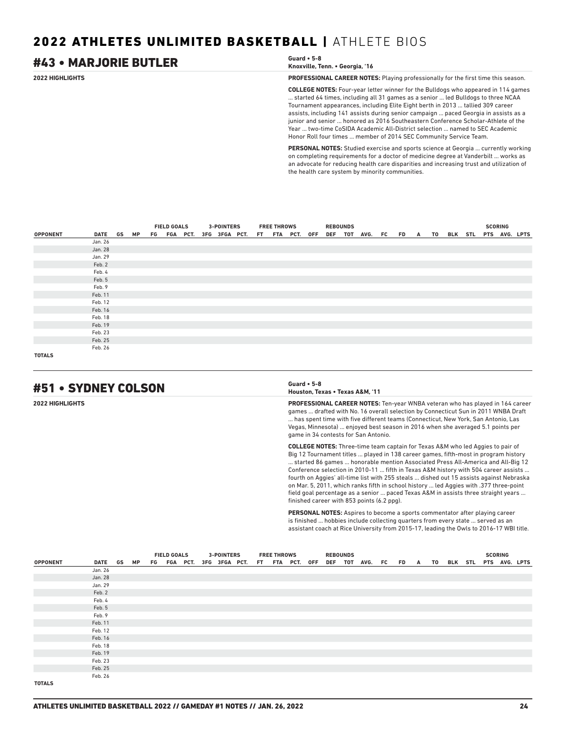# 2022 ATHLETES UNLIMITED BASKETBALL | ATHLETE BIOS

## #43 • MARJORIE BUTLER

**Guard • 5-8**
**Knoxville, Tenn. • Georgia, '16**

**2022 HIGHLIGHTS**

**PROFESSIONAL CAREER NOTES:** Playing professionally for the first time this season.

**COLLEGE NOTES:** Four-year letter winner for the Bulldogs who appeared in 114 games ... started 64 times, including all 31 games as a senior ... led Bulldogs to three NCAA Tournament appearances, including Elite Eight berth in 2013 ... tallied 309 career assists, including 141 assists during senior campaign ... paced Georgia in assists as a junior and senior ... honored as 2016 Southeastern Conference Scholar-Athlete of the Year ... two-time CoSIDA Academic All-District selection ... named to SEC Academic Honor Roll four times ... member of 2014 SEC Community Service Team.

**PERSONAL NOTES:** Studied exercise and sports science at Georgia ... currently working on completing requirements for a doctor of medicine degree at Vanderbilt ... works as an advocate for reducing health care disparities and increasing trust and utilization of the health care system by minority communities.

| | | | | FIELD GOALS | | | 3-POINTERS | | | FREE THROWS | | | REBOUNDS | | | | | | | | | | | SCORING | | |
|---|---|---|---|---|---|---|---|---|---|---|---|---|---|---|---|---|---|---|---|---|---|---|---|---|---|---|
| OPPONENT | DATE | GS | MP | FG | FGA | PCT. | 3FG | 3FGA | PCT. | FT | FTA | PCT. | OFF | DEF | TOT | AVG. | FC | FD | A | TO | BLK | STL | PTS | AVG. | LPTS |
| | Jan. 26 | | | | | | | | | | | | | | | | | | | | | | | | |
| | Jan. 28 | | | | | | | | | | | | | | | | | | | | | | | | |
| | Jan. 29 | | | | | | | | | | | | | | | | | | | | | | | | |
| | Feb. 2 | | | | | | | | | | | | | | | | | | | | | | | | |
| | Feb. 4 | | | | | | | | | | | | | | | | | | | | | | | | |
| | Feb. 5 | | | | | | | | | | | | | | | | | | | | | | | | |
| | Feb. 9 | | | | | | | | | | | | | | | | | | | | | | | | |
| | Feb. 11 | | | | | | | | | | | | | | | | | | | | | | | | |
| | Feb. 12 | | | | | | | | | | | | | | | | | | | | | | | | |
| | Feb. 16 | | | | | | | | | | | | | | | | | | | | | | | | |
| | Feb. 18 | | | | | | | | | | | | | | | | | | | | | | | | |
| | Feb. 19 | | | | | | | | | | | | | | | | | | | | | | | | |
| | Feb. 23 | | | | | | | | | | | | | | | | | | | | | | | | |
| | Feb. 25 | | | | | | | | | | | | | | | | | | | | | | | | |
| | Feb. 26 | | | | | | | | | | | | | | | | | | | | | | | | |
| TOTALS | | | | | | | | | | | | | | | | | | | | | | | | | |

## #51 • SYDNEY COLSON

**Guard • 5-8**
**Houston, Texas • Texas A&M, '11**

**2022 HIGHLIGHTS**

**PROFESSIONAL CAREER NOTES:** Ten-year WNBA veteran who has played in 164 career games ... drafted with No. 16 overall selection by Connecticut Sun in 2011 WNBA Draft ... has spent time with five different teams (Connecticut, New York, San Antonio, Las Vegas, Minnesota) ... enjoyed best season in 2016 when she averaged 5.1 points per game in 34 contests for San Antonio.

**COLLEGE NOTES:** Three-time team captain for Texas A&M who led Aggies to pair of Big 12 Tournament titles ... played in 138 career games, fifth-most in program history ... started 86 games ... honorable mention Associated Press All-America and All-Big 12 Conference selection in 2010-11 ... fifth in Texas A&M history with 504 career assists ... fourth on Aggies' all-time list with 255 steals ... dished out 15 assists against Nebraska on Mar. 5, 2011, which ranks fifth in school history ... led Aggies with .377 three-point field goal percentage as a senior ... paced Texas A&M in assists three straight years ... finished career with 853 points (6.2 ppg).

**PERSONAL NOTES:** Aspires to become a sports commentator after playing career is finished ... hobbies include collecting quarters from every state ... served as an assistant coach at Rice University from 2015-17, leading the Owls to 2016-17 WBI title.

| | | | | FIELD GOALS | | | 3-POINTERS | | | FREE THROWS | | | REBOUNDS | | | | | | | | | | | SCORING | | |
|---|---|---|---|---|---|---|---|---|---|---|---|---|---|---|---|---|---|---|---|---|---|---|---|---|---|---|
| OPPONENT | DATE | GS | MP | FG | FGA | PCT. | 3FG | 3FGA | PCT. | FT | FTA | PCT. | OFF | DEF | TOT | AVG. | FC | FD | A | TO | BLK | STL | PTS | AVG. | LPTS |
| | Jan. 26 | | | | | | | | | | | | | | | | | | | | | | | | |
| | Jan. 28 | | | | | | | | | | | | | | | | | | | | | | | | |
| | Jan. 29 | | | | | | | | | | | | | | | | | | | | | | | | |
| | Feb. 2 | | | | | | | | | | | | | | | | | | | | | | | | |
| | Feb. 4 | | | | | | | | | | | | | | | | | | | | | | | | |
| | Feb. 5 | | | | | | | | | | | | | | | | | | | | | | | | |
| | Feb. 9 | | | | | | | | | | | | | | | | | | | | | | | | |
| | Feb. 11 | | | | | | | | | | | | | | | | | | | | | | | | |
| | Feb. 12 | | | | | | | | | | | | | | | | | | | | | | | | |
| | Feb. 16 | | | | | | | | | | | | | | | | | | | | | | | | |
| | Feb. 18 | | | | | | | | | | | | | | | | | | | | | | | | |
| | Feb. 19 | | | | | | | | | | | | | | | | | | | | | | | | |
| | Feb. 23 | | | | | | | | | | | | | | | | | | | | | | | | |
| | Feb. 25 | | | | | | | | | | | | | | | | | | | | | | | | |
| | Feb. 26 | | | | | | | | | | | | | | | | | | | | | | | | |
| TOTALS | | | | | | | | | | | | | | | | | | | | | | | | | |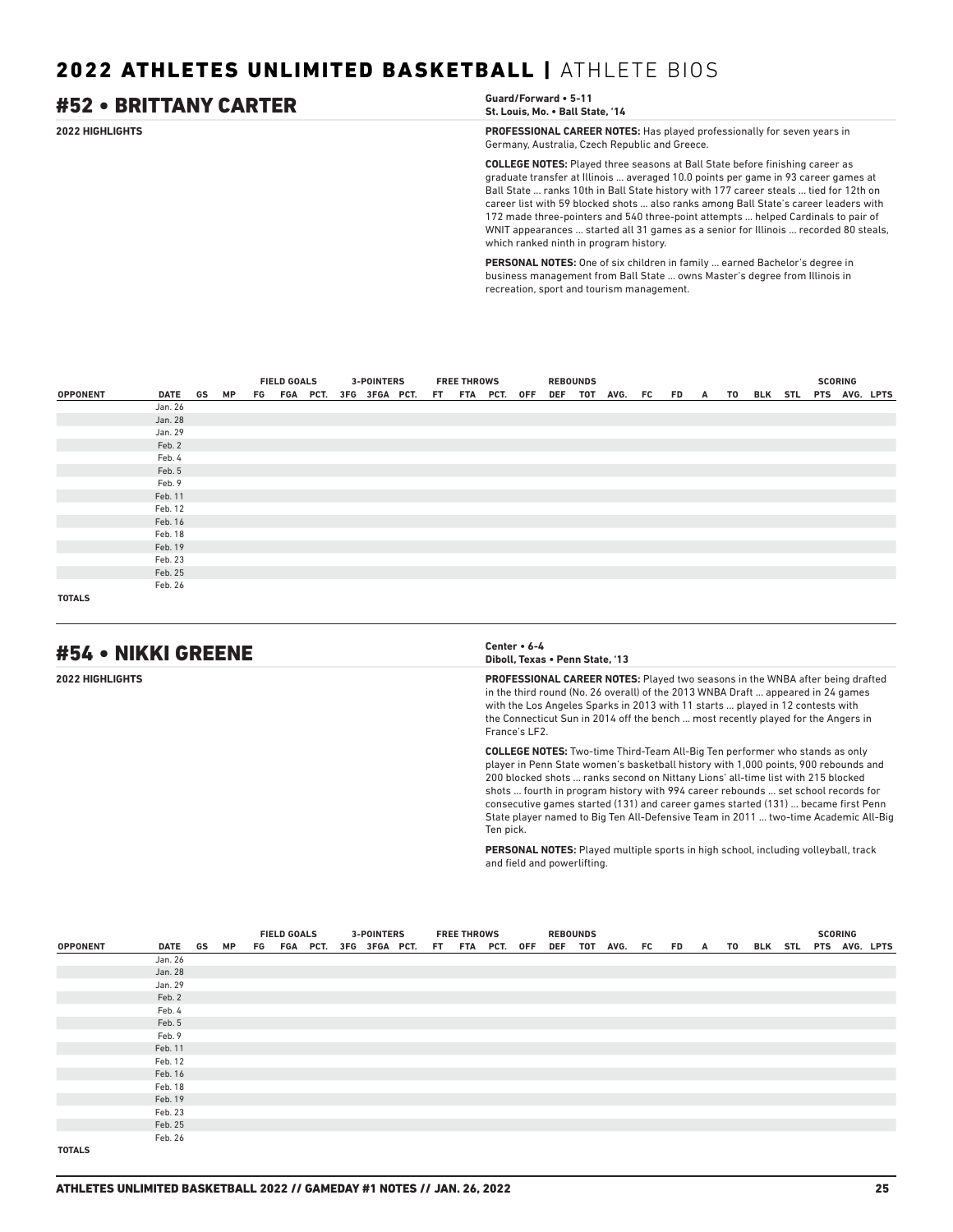## #52 • BRITTANY CARTER

**Guard/Forward • 5-11**
**St. Louis, Mo. • Ball State, '14**

**2022 HIGHLIGHTS**

**PROFESSIONAL CAREER NOTES:** Has played professionally for seven years in Germany, Australia, Czech Republic and Greece.

**COLLEGE NOTES:** Played three seasons at Ball State before finishing career as graduate transfer at Illinois ... averaged 10.0 points per game in 93 career games at Ball State ... ranks 10th in Ball State history with 177 career steals ... tied for 12th on career list with 59 blocked shots ... also ranks among Ball State's career leaders with 172 made three-pointers and 540 three-point attempts ... helped Cardinals to pair of WNIT appearances ... started all 31 games as a senior for Illinois ... recorded 80 steals, which ranked ninth in program history.

**PERSONAL NOTES:** One of six children in family ... earned Bachelor's degree in business management from Ball State ... owns Master's degree from Illinois in recreation, sport and tourism management.

| | | | | FIELD GOALS | | | 3-POINTERS | | | FREE THROWS | | | REBOUNDS | | | | | | | | | | | SCORING | | |
|---|---|---|---|---|---|---|---|---|---|---|---|---|---|---|---|---|---|---|---|---|---|---|---|---|---|---|
| OPPONENT | DATE | GS | MP | FG | FGA | PCT. | 3FG | 3FGA | PCT. | FT | FTA | PCT. | OFF | DEF | TOT | AVG. | FC | FD | A | TO | BLK | STL | PTS | AVG. | LPTS |
| | Jan. 26 | | | | | | | | | | | | | | | | | | | | | | | | |
| | Jan. 28 | | | | | | | | | | | | | | | | | | | | | | | | |
| | Jan. 29 | | | | | | | | | | | | | | | | | | | | | | | | |
| | Feb. 2 | | | | | | | | | | | | | | | | | | | | | | | | |
| | Feb. 4 | | | | | | | | | | | | | | | | | | | | | | | | |
| | Feb. 5 | | | | | | | | | | | | | | | | | | | | | | | | |
| | Feb. 9 | | | | | | | | | | | | | | | | | | | | | | | | |
| | Feb. 11 | | | | | | | | | | | | | | | | | | | | | | | | |
| | Feb. 12 | | | | | | | | | | | | | | | | | | | | | | | | |
| | Feb. 16 | | | | | | | | | | | | | | | | | | | | | | | | |
| | Feb. 18 | | | | | | | | | | | | | | | | | | | | | | | | |
| | Feb. 19 | | | | | | | | | | | | | | | | | | | | | | | | |
| | Feb. 23 | | | | | | | | | | | | | | | | | | | | | | | | |
| | Feb. 25 | | | | | | | | | | | | | | | | | | | | | | | | |
| | Feb. 26 | | | | | | | | | | | | | | | | | | | | | | | | |
| TOTALS | | | | | | | | | | | | | | | | | | | | | | | | | |

## #54 • NIKKI GREENE

**Center • 6-4**
**Diboll, Texas • Penn State, '13**

**2022 HIGHLIGHTS**

**PROFESSIONAL CAREER NOTES:** Played two seasons in the WNBA after being drafted in the third round (No. 26 overall) of the 2013 WNBA Draft ... appeared in 24 games with the Los Angeles Sparks in 2013 with 11 starts ... played in 12 contests with the Connecticut Sun in 2014 off the bench ... most recently played for the Angers in France's LF2.

**COLLEGE NOTES:** Two-time Third-Team All-Big Ten performer who stands as only player in Penn State women's basketball history with 1,000 points, 900 rebounds and 200 blocked shots ... ranks second on Nittany Lions' all-time list with 215 blocked shots ... fourth in program history with 994 career rebounds ... set school records for consecutive games started (131) and career games started (131) ... became first Penn State player named to Big Ten All-Defensive Team in 2011 ... two-time Academic All-Big Ten pick.

**PERSONAL NOTES:** Played multiple sports in high school, including volleyball, track and field and powerlifting.

| | | | | FIELD GOALS | | | 3-POINTERS | | | FREE THROWS | | | REBOUNDS | | | | | | | | | | | SCORING | | |
|---|---|---|---|---|---|---|---|---|---|---|---|---|---|---|---|---|---|---|---|---|---|---|---|---|---|---|
| OPPONENT | DATE | GS | MP | FG | FGA | PCT. | 3FG | 3FGA | PCT. | FT | FTA | PCT. | OFF | DEF | TOT | AVG. | FC | FD | A | TO | BLK | STL | PTS | AVG. | LPTS |
| | Jan. 26 | | | | | | | | | | | | | | | | | | | | | | | | |
| | Jan. 28 | | | | | | | | | | | | | | | | | | | | | | | | |
| | Jan. 29 | | | | | | | | | | | | | | | | | | | | | | | | |
| | Feb. 2 | | | | | | | | | | | | | | | | | | | | | | | | |
| | Feb. 4 | | | | | | | | | | | | | | | | | | | | | | | | |
| | Feb. 5 | | | | | | | | | | | | | | | | | | | | | | | | |
| | Feb. 9 | | | | | | | | | | | | | | | | | | | | | | | | |
| | Feb. 11 | | | | | | | | | | | | | | | | | | | | | | | | |
| | Feb. 12 | | | | | | | | | | | | | | | | | | | | | | | | |
| | Feb. 16 | | | | | | | | | | | | | | | | | | | | | | | | |
| | Feb. 18 | | | | | | | | | | | | | | | | | | | | | | | | |
| | Feb. 19 | | | | | | | | | | | | | | | | | | | | | | | | |
| | Feb. 23 | | | | | | | | | | | | | | | | | | | | | | | | |
| | Feb. 25 | | | | | | | | | | | | | | | | | | | | | | | | |
| | Feb. 26 | | | | | | | | | | | | | | | | | | | | | | | | |
| TOTALS | | | | | | | | | | | | | | | | | | | | | | | | | |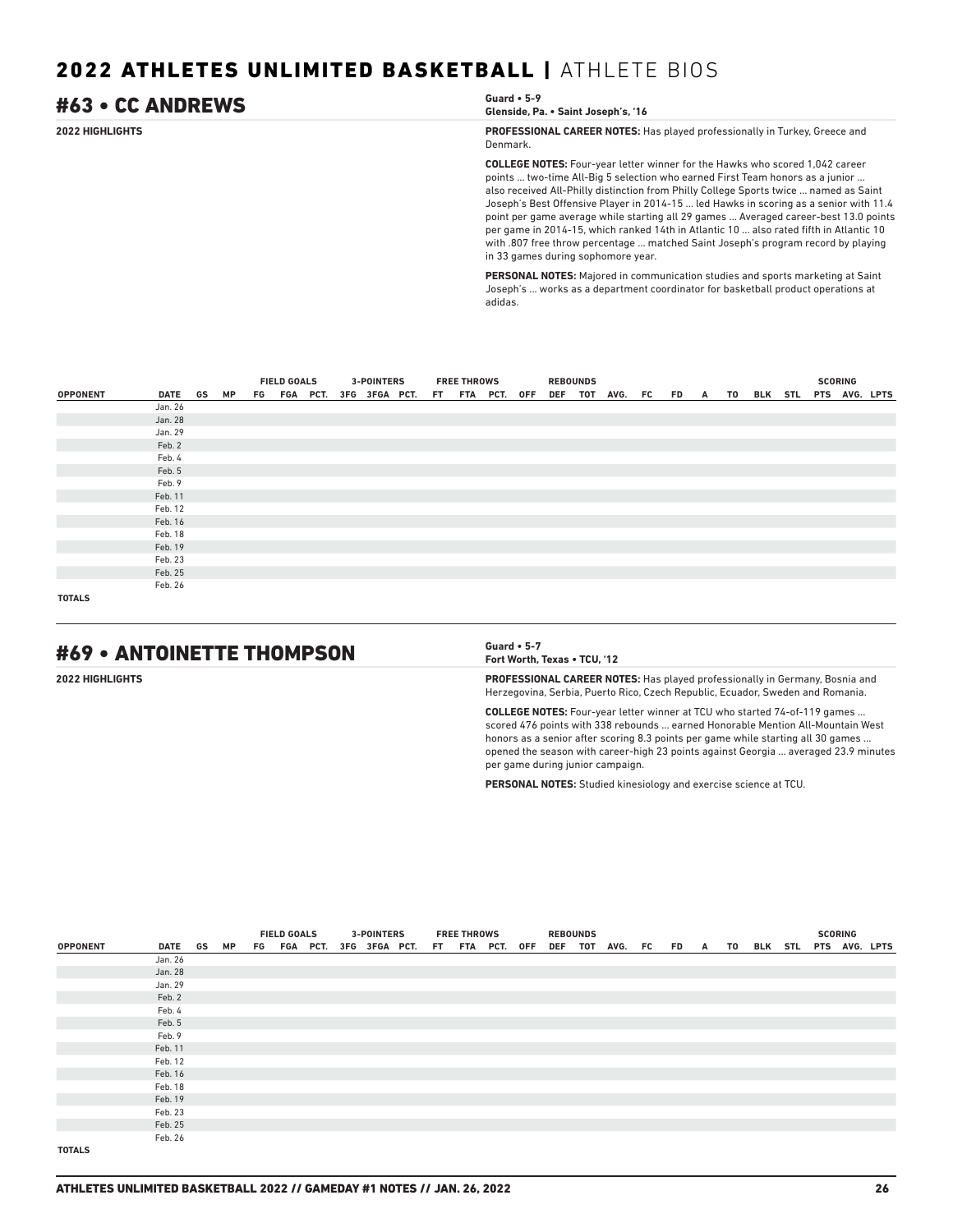## 2022 ATHLETES UNLIMITED BASKETBALL | ATHLETE BIOS

## #63 • CC ANDREWS

**Guard • 5-9**
**Glenside, Pa. • Saint Joseph's, '16**

**2022 HIGHLIGHTS**

**PROFESSIONAL CAREER NOTES:** Has played professionally in Turkey, Greece and Denmark.

**COLLEGE NOTES:** Four-year letter winner for the Hawks who scored 1,042 career points ... two-time All-Big 5 selection who earned First Team honors as a junior ... also received All-Philly distinction from Philly College Sports twice ... named as Saint Joseph's Best Offensive Player in 2014-15 ... led Hawks in scoring as a senior with 11.4 point per game average while starting all 29 games ... Averaged career-best 13.0 points per game in 2014-15, which ranked 14th in Atlantic 10 ... also rated fifth in Atlantic 10 with .807 free throw percentage ... matched Saint Joseph's program record by playing in 33 games during sophomore year.

**PERSONAL NOTES:** Majored in communication studies and sports marketing at Saint Joseph's ... works as a department coordinator for basketball product operations at adidas.

| | | | | FIELD GOALS | | | 3-POINTERS | | | FREE THROWS | | | REBOUNDS | | | | | | | | | | SCORING | | |
|---|---|---|---|---|---|---|---|---|---|---|---|---|---|---|---|---|---|---|---|---|---|---|---|---|---|
| OPPONENT | DATE | GS | MP | FG | FGA | PCT. | 3FG | 3FGA | PCT. | FT | FTA | PCT. | OFF | DEF | TOT | AVG. | FC | FD | A | TO | BLK | STL | PTS | AVG. | LPTS |
| | Jan. 26 | | | | | | | | | | | | | | | | | | | | | | | | |
| | Jan. 28 | | | | | | | | | | | | | | | | | | | | | | | | |
| | Jan. 29 | | | | | | | | | | | | | | | | | | | | | | | | |
| | Feb. 2 | | | | | | | | | | | | | | | | | | | | | | | | |
| | Feb. 4 | | | | | | | | | | | | | | | | | | | | | | | | |
| | Feb. 5 | | | | | | | | | | | | | | | | | | | | | | | | |
| | Feb. 9 | | | | | | | | | | | | | | | | | | | | | | | | |
| | Feb. 11 | | | | | | | | | | | | | | | | | | | | | | | | |
| | Feb. 12 | | | | | | | | | | | | | | | | | | | | | | | | |
| | Feb. 16 | | | | | | | | | | | | | | | | | | | | | | | | |
| | Feb. 18 | | | | | | | | | | | | | | | | | | | | | | | | |
| | Feb. 19 | | | | | | | | | | | | | | | | | | | | | | | | |
| | Feb. 23 | | | | | | | | | | | | | | | | | | | | | | | | |
| | Feb. 25 | | | | | | | | | | | | | | | | | | | | | | | | |
| | Feb. 26 | | | | | | | | | | | | | | | | | | | | | | | | |
| TOTALS | | | | | | | | | | | | | | | | | | | | | | | | | |

## #69 • ANTOINETTE THOMPSON

**Guard • 5-7**
**Fort Worth, Texas • TCU, '12**

**2022 HIGHLIGHTS**

**PROFESSIONAL CAREER NOTES:** Has played professionally in Germany, Bosnia and Herzegovina, Serbia, Puerto Rico, Czech Republic, Ecuador, Sweden and Romania.

**COLLEGE NOTES:** Four-year letter winner at TCU who started 74-of-119 games ... scored 476 points with 338 rebounds ... earned Honorable Mention All-Mountain West honors as a senior after scoring 8.3 points per game while starting all 30 games ... opened the season with career-high 23 points against Georgia ... averaged 23.9 minutes per game during junior campaign.

**PERSONAL NOTES:** Studied kinesiology and exercise science at TCU.

| | | | | FIELD GOALS | | | 3-POINTERS | | | FREE THROWS | | | REBOUNDS | | | | | | | | | | SCORING | | |
|---|---|---|---|---|---|---|---|---|---|---|---|---|---|---|---|---|---|---|---|---|---|---|---|---|---|
| OPPONENT | DATE | GS | MP | FG | FGA | PCT. | 3FG | 3FGA | PCT. | FT | FTA | PCT. | OFF | DEF | TOT | AVG. | FC | FD | A | TO | BLK | STL | PTS | AVG. | LPTS |
| | Jan. 26 | | | | | | | | | | | | | | | | | | | | | | | | |
| | Jan. 28 | | | | | | | | | | | | | | | | | | | | | | | | |
| | Jan. 29 | | | | | | | | | | | | | | | | | | | | | | | | |
| | Feb. 2 | | | | | | | | | | | | | | | | | | | | | | | | |
| | Feb. 4 | | | | | | | | | | | | | | | | | | | | | | | | |
| | Feb. 5 | | | | | | | | | | | | | | | | | | | | | | | | |
| | Feb. 9 | | | | | | | | | | | | | | | | | | | | | | | | |
| | Feb. 11 | | | | | | | | | | | | | | | | | | | | | | | | |
| | Feb. 12 | | | | | | | | | | | | | | | | | | | | | | | | |
| | Feb. 16 | | | | | | | | | | | | | | | | | | | | | | | | |
| | Feb. 18 | | | | | | | | | | | | | | | | | | | | | | | | |
| | Feb. 19 | | | | | | | | | | | | | | | | | | | | | | | | |
| | Feb. 23 | | | | | | | | | | | | | | | | | | | | | | | | |
| | Feb. 25 | | | | | | | | | | | | | | | | | | | | | | | | |
| | Feb. 26 | | | | | | | | | | | | | | | | | | | | | | | | |
| TOTALS | | | | | | | | | | | | | | | | | | | | | | | | | |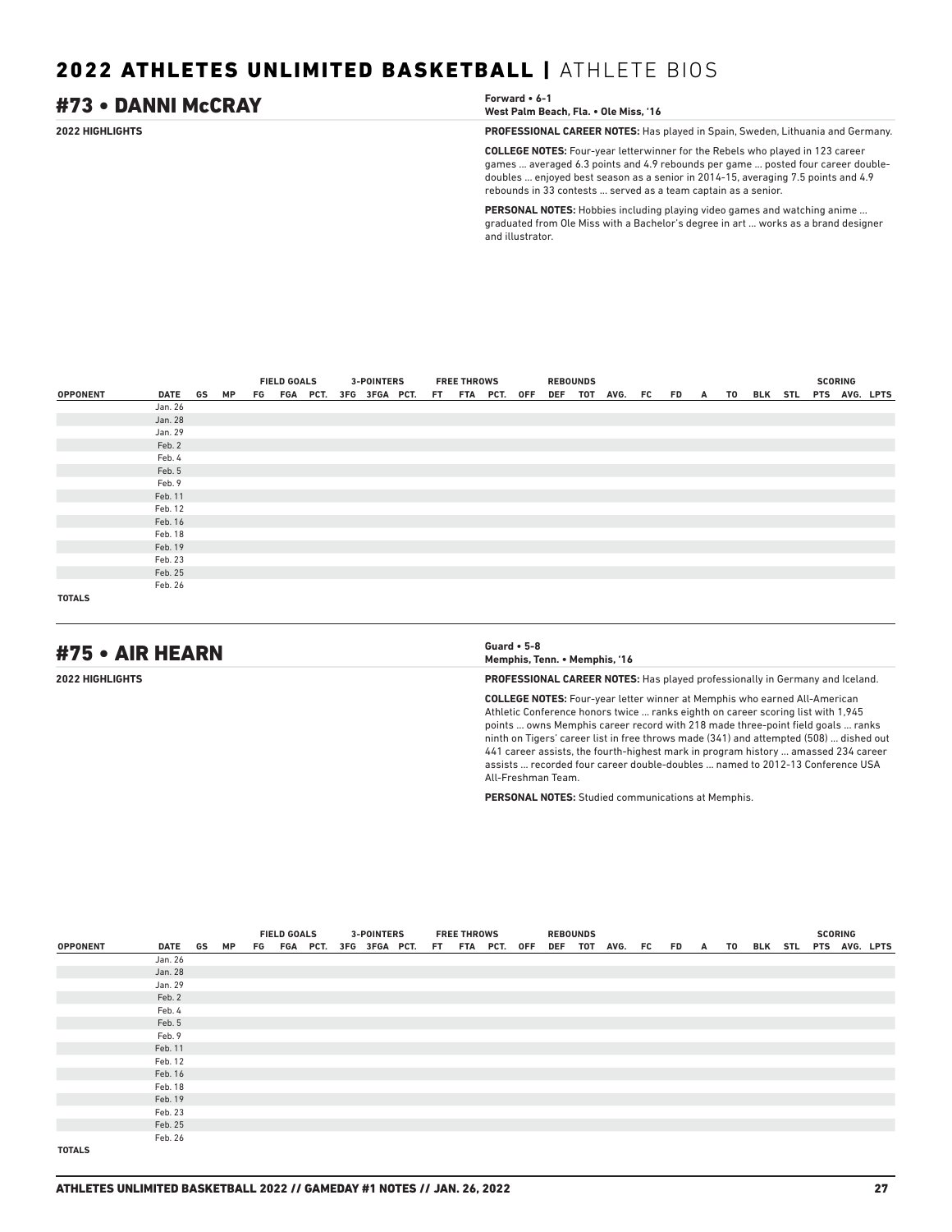## #73 • DANNI McCRAY

**Forward • 6-1**
**West Palm Beach, Fla. • Ole Miss, '16**

**2022 HIGHLIGHTS**

**PROFESSIONAL CAREER NOTES:** Has played in Spain, Sweden, Lithuania and Germany.

**COLLEGE NOTES:** Four-year letterwinner for the Rebels who played in 123 career games ... averaged 6.3 points and 4.9 rebounds per game ... posted four career double-doubles ... enjoyed best season as a senior in 2014-15, averaging 7.5 points and 4.9 rebounds in 33 contests ... served as a team captain as a senior.

**PERSONAL NOTES:** Hobbies including playing video games and watching anime ... graduated from Ole Miss with a Bachelor's degree in art ... works as a brand designer and illustrator.

| | | | | FIELD GOALS | | | 3-POINTERS | | | FREE THROWS | | | REBOUNDS | | | | | | | | | | | SCORING | | |
|---|---|---|---|---|---|---|---|---|---|---|---|---|---|---|---|---|---|---|---|---|---|---|---|---|---|---|
| OPPONENT | DATE | GS | MP | FG | FGA | PCT. | 3FG | 3FGA | PCT. | FT | FTA | PCT. | OFF | DEF | TOT | AVG. | FC | FD | A | TO | BLK | STL | PTS | AVG. | LPTS |
| | Jan. 26 | | | | | | | | | | | | | | | | | | | | | | | | |
| | Jan. 28 | | | | | | | | | | | | | | | | | | | | | | | | |
| | Jan. 29 | | | | | | | | | | | | | | | | | | | | | | | | |
| | Feb. 2 | | | | | | | | | | | | | | | | | | | | | | | | |
| | Feb. 4 | | | | | | | | | | | | | | | | | | | | | | | | |
| | Feb. 5 | | | | | | | | | | | | | | | | | | | | | | | | |
| | Feb. 9 | | | | | | | | | | | | | | | | | | | | | | | | |
| | Feb. 11 | | | | | | | | | | | | | | | | | | | | | | | | |
| | Feb. 12 | | | | | | | | | | | | | | | | | | | | | | | | |
| | Feb. 16 | | | | | | | | | | | | | | | | | | | | | | | | |
| | Feb. 18 | | | | | | | | | | | | | | | | | | | | | | | | |
| | Feb. 19 | | | | | | | | | | | | | | | | | | | | | | | | |
| | Feb. 23 | | | | | | | | | | | | | | | | | | | | | | | | |
| | Feb. 25 | | | | | | | | | | | | | | | | | | | | | | | | |
| | Feb. 26 | | | | | | | | | | | | | | | | | | | | | | | | |
| TOTALS | | | | | | | | | | | | | | | | | | | | | | | | | |

## #75 • AIR HEARN

**Guard • 5-8**
**Memphis, Tenn. • Memphis, '16**

**2022 HIGHLIGHTS**

**PROFESSIONAL CAREER NOTES:** Has played professionally in Germany and Iceland.

**COLLEGE NOTES:** Four-year letter winner at Memphis who earned All-American Athletic Conference honors twice ... ranks eighth on career scoring list with 1,945 points ... owns Memphis career record with 218 made three-point field goals ... ranks ninth on Tigers' career list in free throws made (341) and attempted (508) ... dished out 441 career assists, the fourth-highest mark in program history ... amassed 234 career assists ... recorded four career double-doubles ... named to 2012-13 Conference USA All-Freshman Team.

**PERSONAL NOTES:** Studied communications at Memphis.

| | | | | FIELD GOALS | | | 3-POINTERS | | | FREE THROWS | | | REBOUNDS | | | | | | | | | | | SCORING | | |
|---|---|---|---|---|---|---|---|---|---|---|---|---|---|---|---|---|---|---|---|---|---|---|---|---|---|---|
| OPPONENT | DATE | GS | MP | FG | FGA | PCT. | 3FG | 3FGA | PCT. | FT | FTA | PCT. | OFF | DEF | TOT | AVG. | FC | FD | A | TO | BLK | STL | PTS | AVG. | LPTS |
| | Jan. 26 | | | | | | | | | | | | | | | | | | | | | | | | |
| | Jan. 28 | | | | | | | | | | | | | | | | | | | | | | | | |
| | Jan. 29 | | | | | | | | | | | | | | | | | | | | | | | | |
| | Feb. 2 | | | | | | | | | | | | | | | | | | | | | | | | |
| | Feb. 4 | | | | | | | | | | | | | | | | | | | | | | | | |
| | Feb. 5 | | | | | | | | | | | | | | | | | | | | | | | | |
| | Feb. 9 | | | | | | | | | | | | | | | | | | | | | | | | |
| | Feb. 11 | | | | | | | | | | | | | | | | | | | | | | | | |
| | Feb. 12 | | | | | | | | | | | | | | | | | | | | | | | | |
| | Feb. 16 | | | | | | | | | | | | | | | | | | | | | | | | |
| | Feb. 18 | | | | | | | | | | | | | | | | | | | | | | | | |
| | Feb. 19 | | | | | | | | | | | | | | | | | | | | | | | | |
| | Feb. 23 | | | | | | | | | | | | | | | | | | | | | | | | |
| | Feb. 25 | | | | | | | | | | | | | | | | | | | | | | | | |
| | Feb. 26 | | | | | | | | | | | | | | | | | | | | | | | | |
| TOTALS | | | | | | | | | | | | | | | | | | | | | | | | | |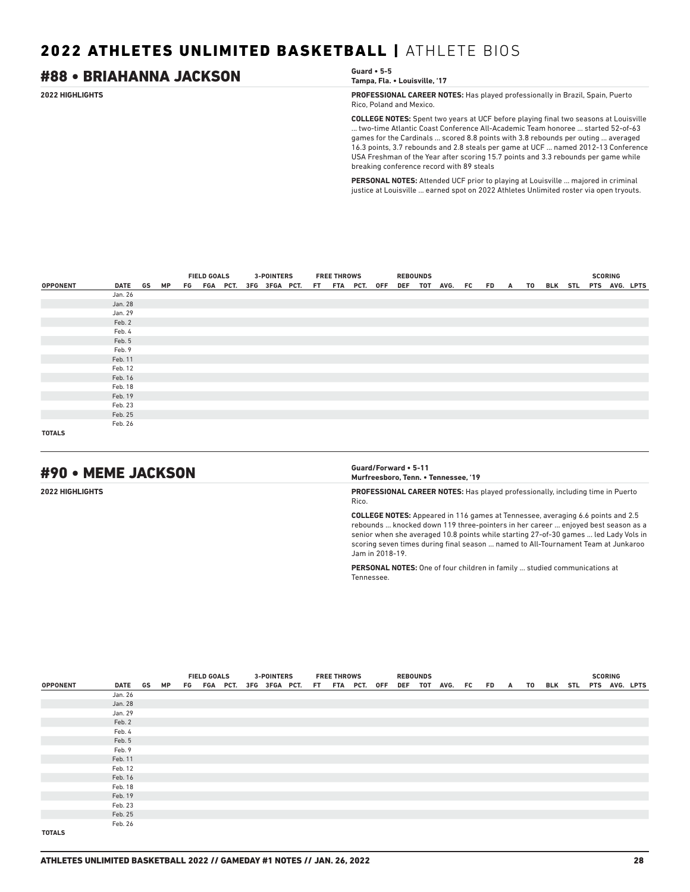# 2022 ATHLETES UNLIMITED BASKETBALL | ATHLETE BIOS

## #88 • BRIAHANNA JACKSON

**Guard • 5-5**
**Tampa, Fla. • Louisville, '17**

**2022 HIGHLIGHTS**

**PROFESSIONAL CAREER NOTES:** Has played professionally in Brazil, Spain, Puerto Rico, Poland and Mexico.

**COLLEGE NOTES:** Spent two years at UCF before playing final two seasons at Louisville ... two-time Atlantic Coast Conference All-Academic Team honoree ... started 52-of-63 games for the Cardinals ... scored 8.8 points with 3.8 rebounds per outing ... averaged 16.3 points, 3.7 rebounds and 2.8 steals per game at UCF ... named 2012-13 Conference USA Freshman of the Year after scoring 15.7 points and 3.3 rebounds per game while breaking conference record with 89 steals

**PERSONAL NOTES:** Attended UCF prior to playing at Louisville ... majored in criminal justice at Louisville ... earned spot on 2022 Athletes Unlimited roster via open tryouts.

| | | | | FIELD GOALS | | | 3-POINTERS | | | FREE THROWS | | | REBOUNDS | | | | | | | | | | SCORING | | |
|---|---|---|---|---|---|---|---|---|---|---|---|---|---|---|---|---|---|---|---|---|---|---|---|---|---|
| OPPONENT | DATE | GS | MP | FG | FGA | PCT. | 3FG | 3FGA | PCT. | FT | FTA | PCT. | OFF | DEF | TOT | AVG. | FC | FD | A | TO | BLK | STL | PTS | AVG. | LPTS |
| | Jan. 26 | | | | | | | | | | | | | | | | | | | | | | | | |
| | Jan. 28 | | | | | | | | | | | | | | | | | | | | | | | | |
| | Jan. 29 | | | | | | | | | | | | | | | | | | | | | | | | |
| | Feb. 2 | | | | | | | | | | | | | | | | | | | | | | | | |
| | Feb. 4 | | | | | | | | | | | | | | | | | | | | | | | | |
| | Feb. 5 | | | | | | | | | | | | | | | | | | | | | | | | |
| | Feb. 9 | | | | | | | | | | | | | | | | | | | | | | | | |
| | Feb. 11 | | | | | | | | | | | | | | | | | | | | | | | | |
| | Feb. 12 | | | | | | | | | | | | | | | | | | | | | | | | |
| | Feb. 16 | | | | | | | | | | | | | | | | | | | | | | | | |
| | Feb. 18 | | | | | | | | | | | | | | | | | | | | | | | | |
| | Feb. 19 | | | | | | | | | | | | | | | | | | | | | | | | |
| | Feb. 23 | | | | | | | | | | | | | | | | | | | | | | | | |
| | Feb. 25 | | | | | | | | | | | | | | | | | | | | | | | | |
| | Feb. 26 | | | | | | | | | | | | | | | | | | | | | | | | |
| TOTALS | | | | | | | | | | | | | | | | | | | | | | | | | |

## #90 • MEME JACKSON

**Guard/Forward • 5-11**
**Murfreesboro, Tenn. • Tennessee, '19**

**2022 HIGHLIGHTS**

**PROFESSIONAL CAREER NOTES:** Has played professionally, including time in Puerto Rico.

**COLLEGE NOTES:** Appeared in 116 games at Tennessee, averaging 6.6 points and 2.5 rebounds ... knocked down 119 three-pointers in her career ... enjoyed best season as a senior when she averaged 10.8 points while starting 27-of-30 games ... led Lady Vols in scoring seven times during final season ... named to All-Tournament Team at Junkaroo Jam in 2018-19.

**PERSONAL NOTES:** One of four children in family ... studied communications at Tennessee.

| | | | | FIELD GOALS | | | 3-POINTERS | | | FREE THROWS | | | REBOUNDS | | | | | | | | | | SCORING | | |
|---|---|---|---|---|---|---|---|---|---|---|---|---|---|---|---|---|---|---|---|---|---|---|---|---|---|
| OPPONENT | DATE | GS | MP | FG | FGA | PCT. | 3FG | 3FGA | PCT. | FT | FTA | PCT. | OFF | DEF | TOT | AVG. | FC | FD | A | TO | BLK | STL | PTS | AVG. | LPTS |
| | Jan. 26 | | | | | | | | | | | | | | | | | | | | | | | | |
| | Jan. 28 | | | | | | | | | | | | | | | | | | | | | | | | |
| | Jan. 29 | | | | | | | | | | | | | | | | | | | | | | | | |
| | Feb. 2 | | | | | | | | | | | | | | | | | | | | | | | | |
| | Feb. 4 | | | | | | | | | | | | | | | | | | | | | | | | |
| | Feb. 5 | | | | | | | | | | | | | | | | | | | | | | | | |
| | Feb. 9 | | | | | | | | | | | | | | | | | | | | | | | | |
| | Feb. 11 | | | | | | | | | | | | | | | | | | | | | | | | |
| | Feb. 12 | | | | | | | | | | | | | | | | | | | | | | | | |
| | Feb. 16 | | | | | | | | | | | | | | | | | | | | | | | | |
| | Feb. 18 | | | | | | | | | | | | | | | | | | | | | | | | |
| | Feb. 19 | | | | | | | | | | | | | | | | | | | | | | | | |
| | Feb. 23 | | | | | | | | | | | | | | | | | | | | | | | | |
| | Feb. 25 | | | | | | | | | | | | | | | | | | | | | | | | |
| | Feb. 26 | | | | | | | | | | | | | | | | | | | | | | | | |
| TOTALS | | | | | | | | | | | | | | | | | | | | | | | | | |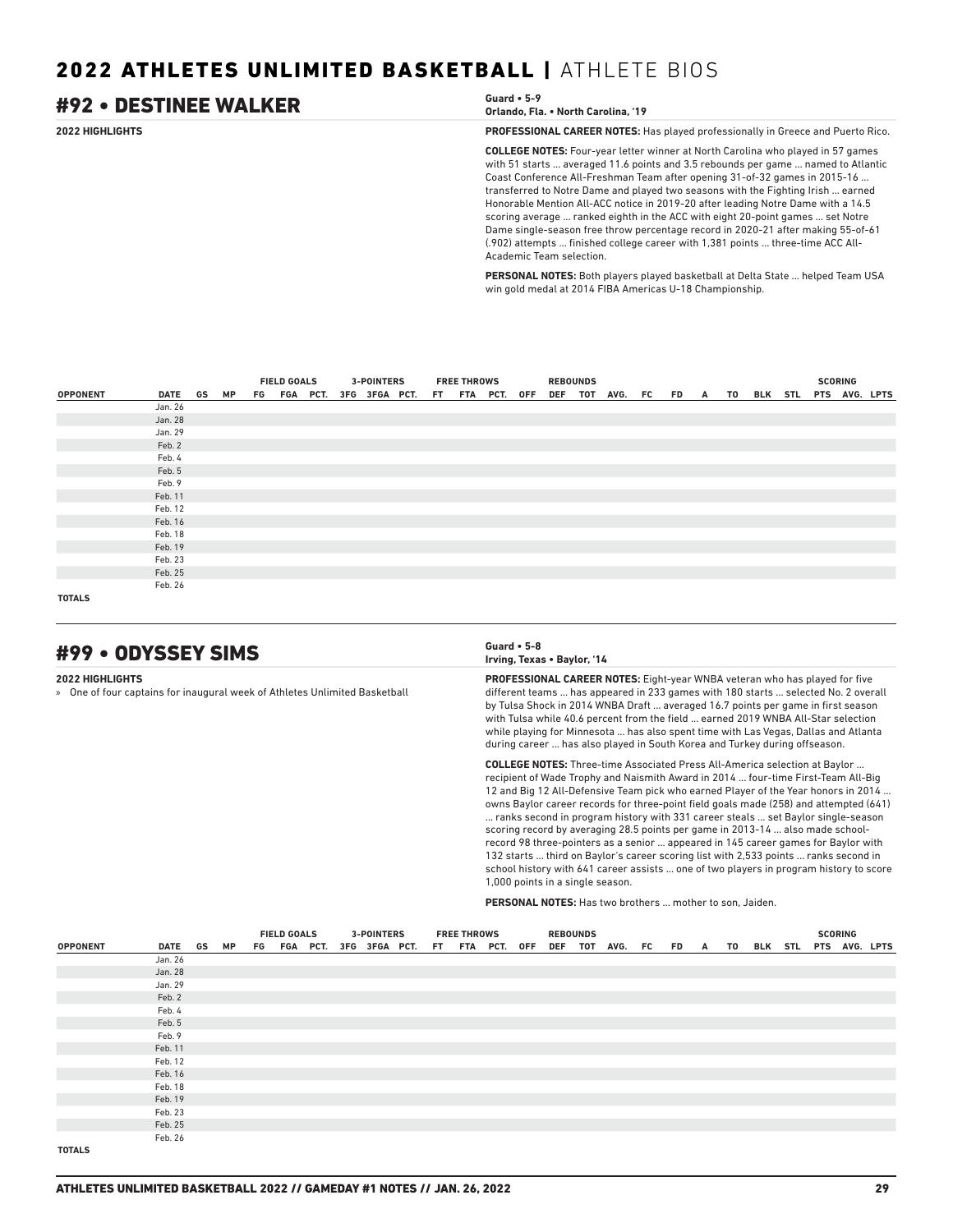# 2022 ATHLETES UNLIMITED BASKETBALL | ATHLETE BIOS

## #92 • DESTINEE WALKER

**Guard • 5-9**
**Orlando, Fla. • North Carolina, '19**

**2022 HIGHLIGHTS**

**PROFESSIONAL CAREER NOTES:** Has played professionally in Greece and Puerto Rico.

**COLLEGE NOTES:** Four-year letter winner at North Carolina who played in 57 games with 51 starts ... averaged 11.6 points and 3.5 rebounds per game ... named to Atlantic Coast Conference All-Freshman Team after opening 31-of-32 games in 2015-16 ... transferred to Notre Dame and played two seasons with the Fighting Irish ... earned Honorable Mention All-ACC notice in 2019-20 after leading Notre Dame with a 14.5 scoring average ... ranked eighth in the ACC with eight 20-point games ... set Notre Dame single-season free throw percentage record in 2020-21 after making 55-of-61 (.902) attempts ... finished college career with 1,381 points ... three-time ACC All-Academic Team selection.

**PERSONAL NOTES:** Both players played basketball at Delta State ... helped Team USA win gold medal at 2014 FIBA Americas U-18 Championship.

| | | | | FIELD GOALS | | | 3-POINTERS | | | FREE THROWS | | | REBOUNDS | | | | | | | | | | | SCORING | | |
|---|---|---|---|---|---|---|---|---|---|---|---|---|---|---|---|---|---|---|---|---|---|---|---|---|---|---|
| OPPONENT | DATE | GS | MP | FG | FGA | PCT. | 3FG | 3FGA | PCT. | FT | FTA | PCT. | OFF | DEF | TOT | AVG. | FC | FD | A | TO | BLK | STL | PTS | AVG. | LPTS |
| | Jan. 26 | | | | | | | | | | | | | | | | | | | | | | | | |
| | Jan. 28 | | | | | | | | | | | | | | | | | | | | | | | | |
| | Jan. 29 | | | | | | | | | | | | | | | | | | | | | | | | |
| | Feb. 2 | | | | | | | | | | | | | | | | | | | | | | | | |
| | Feb. 4 | | | | | | | | | | | | | | | | | | | | | | | | |
| | Feb. 5 | | | | | | | | | | | | | | | | | | | | | | | | |
| | Feb. 9 | | | | | | | | | | | | | | | | | | | | | | | | |
| | Feb. 11 | | | | | | | | | | | | | | | | | | | | | | | | |
| | Feb. 12 | | | | | | | | | | | | | | | | | | | | | | | | |
| | Feb. 16 | | | | | | | | | | | | | | | | | | | | | | | | |
| | Feb. 18 | | | | | | | | | | | | | | | | | | | | | | | | |
| | Feb. 19 | | | | | | | | | | | | | | | | | | | | | | | | |
| | Feb. 23 | | | | | | | | | | | | | | | | | | | | | | | | |
| | Feb. 25 | | | | | | | | | | | | | | | | | | | | | | | | |
| | Feb. 26 | | | | | | | | | | | | | | | | | | | | | | | | |
| TOTALS | | | | | | | | | | | | | | | | | | | | | | | | | |

## #99 • ODYSSEY SIMS

**Guard • 5-8**
**Irving, Texas • Baylor, '14**

**2022 HIGHLIGHTS**

» One of four captains for inaugural week of Athletes Unlimited Basketball

**PROFESSIONAL CAREER NOTES:** Eight-year WNBA veteran who has played for five different teams ... has appeared in 233 games with 180 starts ... selected No. 2 overall by Tulsa Shock in 2014 WNBA Draft ... averaged 16.7 points per game in first season with Tulsa while 40.6 percent from the field ... earned 2019 WNBA All-Star selection while playing for Minnesota ... has also spent time with Las Vegas, Dallas and Atlanta during career ... has also played in South Korea and Turkey during offseason.

**COLLEGE NOTES:** Three-time Associated Press All-America selection at Baylor ... recipient of Wade Trophy and Naismith Award in 2014 ... four-time First-Team All-Big 12 and Big 12 All-Defensive Team pick who earned Player of the Year honors in 2014 ... owns Baylor career records for three-point field goals made (258) and attempted (641) ... ranks second in program history with 331 career steals ... set Baylor single-season scoring record by averaging 28.5 points per game in 2013-14 ... also made school-record 98 three-pointers as a senior ... appeared in 145 career games for Baylor with 132 starts ... third on Baylor's career scoring list with 2,533 points ... ranks second in school history with 641 career assists ... one of two players in program history to score 1,000 points in a single season.

**PERSONAL NOTES:** Has two brothers ... mother to son, Jaiden.

| | | | | FIELD GOALS | | | 3-POINTERS | | | FREE THROWS | | | REBOUNDS | | | | | | | | | | | SCORING | | |
|---|---|---|---|---|---|---|---|---|---|---|---|---|---|---|---|---|---|---|---|---|---|---|---|---|---|---|
| OPPONENT | DATE | GS | MP | FG | FGA | PCT. | 3FG | 3FGA | PCT. | FT | FTA | PCT. | OFF | DEF | TOT | AVG. | FC | FD | A | TO | BLK | STL | PTS | AVG. | LPTS |
| | Jan. 26 | | | | | | | | | | | | | | | | | | | | | | | | |
| | Jan. 28 | | | | | | | | | | | | | | | | | | | | | | | | |
| | Jan. 29 | | | | | | | | | | | | | | | | | | | | | | | | |
| | Feb. 2 | | | | | | | | | | | | | | | | | | | | | | | | |
| | Feb. 4 | | | | | | | | | | | | | | | | | | | | | | | | |
| | Feb. 5 | | | | | | | | | | | | | | | | | | | | | | | | |
| | Feb. 9 | | | | | | | | | | | | | | | | | | | | | | | | |
| | Feb. 11 | | | | | | | | | | | | | | | | | | | | | | | | |
| | Feb. 12 | | | | | | | | | | | | | | | | | | | | | | | | |
| | Feb. 16 | | | | | | | | | | | | | | | | | | | | | | | | |
| | Feb. 18 | | | | | | | | | | | | | | | | | | | | | | | | |
| | Feb. 19 | | | | | | | | | | | | | | | | | | | | | | | | |
| | Feb. 23 | | | | | | | | | | | | | | | | | | | | | | | | |
| | Feb. 25 | | | | | | | | | | | | | | | | | | | | | | | | |
| | Feb. 26 | | | | | | | | | | | | | | | | | | | | | | | | |
| TOTALS | | | | | | | | | | | | | | | | | | | | | | | | | |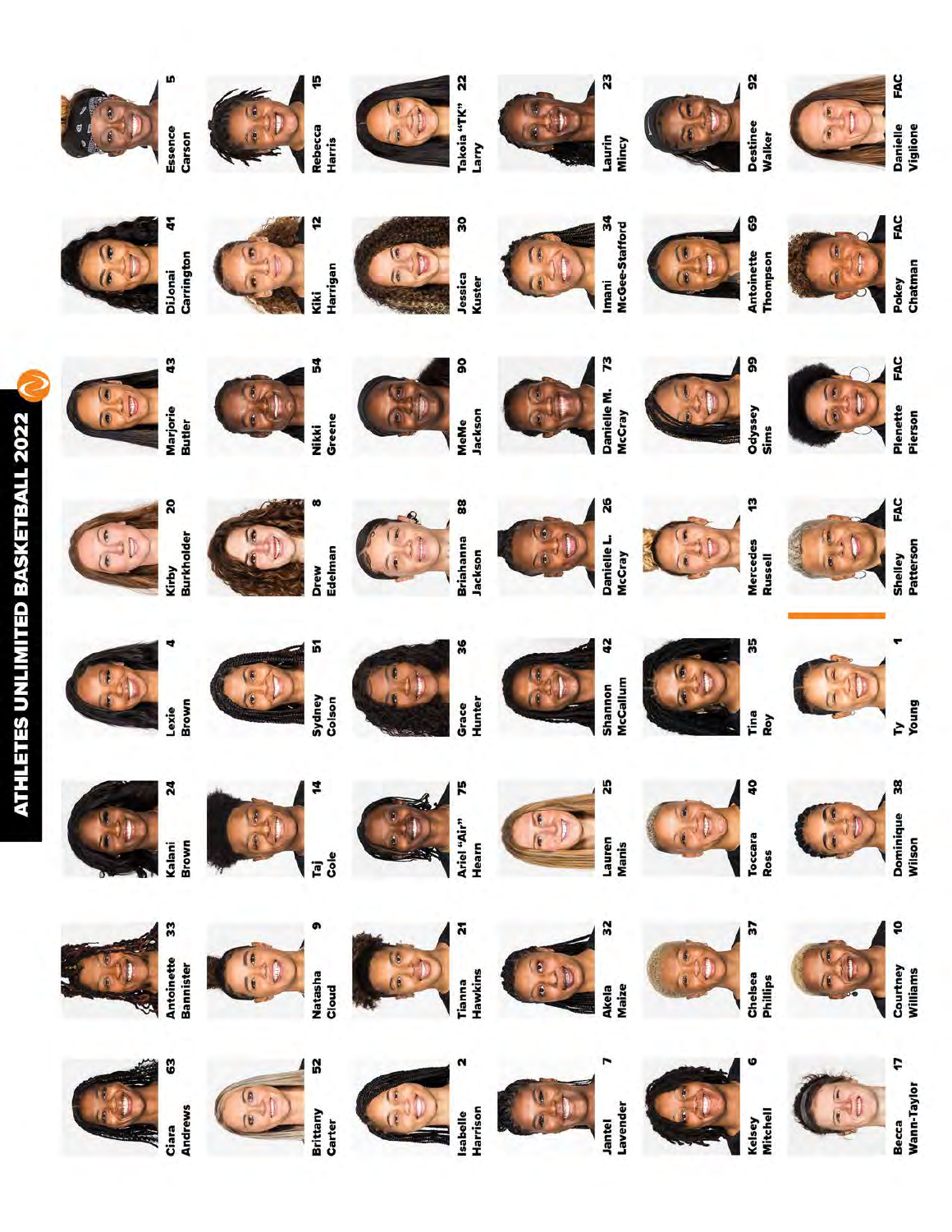# ATHLETES UNLIMITED BASKETBALL 2022

Ciara Andrews 63
Antoinette Bannister 33
Kalani Brown 24
Lexie Brown 4
Kirby Burkholder 20
Marjorie Butler 43
DiJonai Carrington 41
Essence Carson 5

Brittany Carter 52
Natasha Cloud 9
Taj Cole 14
Sydney Colson 51
Drew Edelman 8
Nikki Greene 54
Kiki Harrigan 12
Rebecca Harris 15

Isabelle Harrison 2
Tianna Hawkins 21
Ariel "Air" Hearn 75
Grace Hunter 36
Briahanna Jackson 88
MeMe Jackson 90
Jessica Kuster 30
Takoia "TK" Larry 22

Jantel Lavender 7
Akela Maize 32
Lauren Manis 25
Shannon McCallum 42
Danielle L. McCray 26
Danielle M. McCray 73
Imani McGee-Stafford 34
Laurin Mincy 23

Kelsey Mitchell 6
Chelsea Phillips 37
Toccara Ross 40
Tina Roy 35
Mercedes Russell 13
Odyssey Sims 99
Antoinette Thompson 69
Destinee Walker 92

Becca Wann-Taylor 17
Courtney Williams 10
Dominique Wilson 38
Ty Young 1

Shelley Patterson FAC
Plenette Pierson FAC
Pokey Chatman FAC
Danielle Viglione FAC